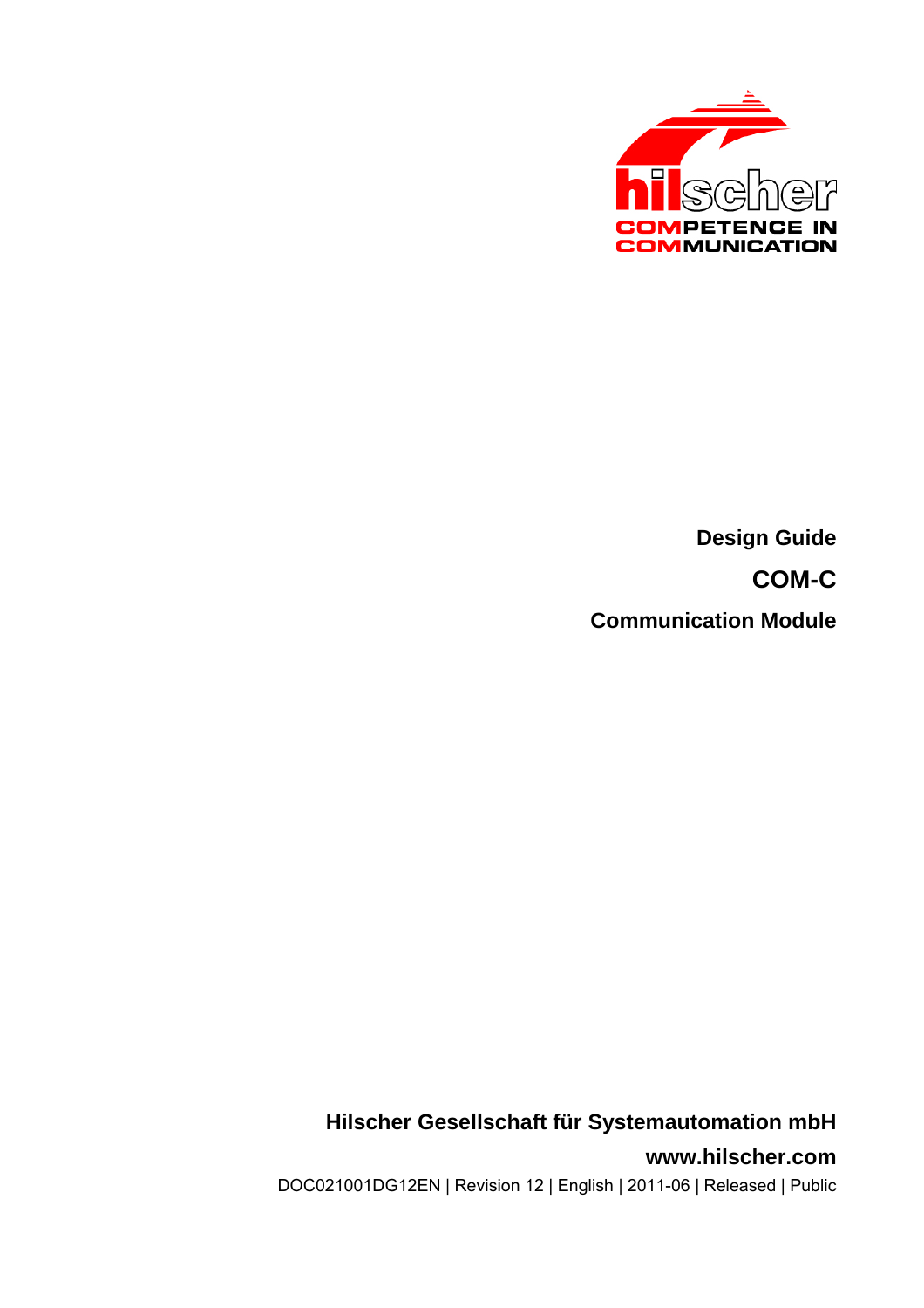**Design Guide**

# COM-C

**Communication Module**

**Hilscher Gesellschaft für Systemautomation mbH**

**www.hilscher.com**

DOC021001DG12EN | Revision 12 | English | 2011-06 | Released | Public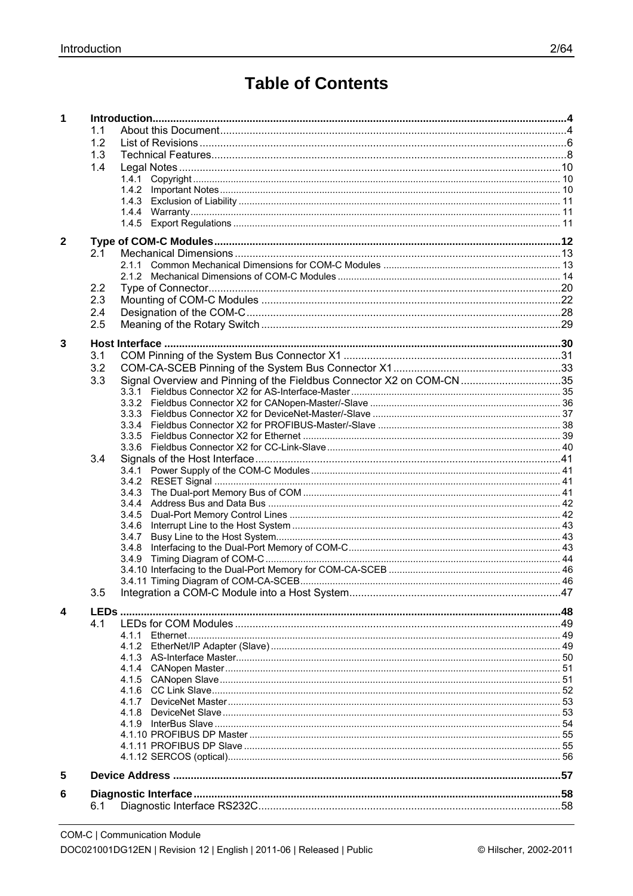# Table of Contents

| | | |
|---|---|---|
| **1** | **Introduction** | **4** |
| 1.1 | About this Document | 4 |
| 1.2 | List of Revisions | 6 |
| 1.3 | Technical Features | 8 |
| 1.4 | Legal Notes | 10 |
| 1.4.1 | Copyright | 10 |
| 1.4.2 | Important Notes | 10 |
| 1.4.3 | Exclusion of Liability | 11 |
| 1.4.4 | Warranty | 11 |
| 1.4.5 | Export Regulations | 11 |
| **2** | **Type of COM-C Modules** | **12** |
| 2.1 | Mechanical Dimensions | 13 |
| 2.1.1 | Common Mechanical Dimensions for COM-C Modules | 13 |
| 2.1.2 | Mechanical Dimensions of COM-C Modules | 14 |
| 2.2 | Type of Connector | 20 |
| 2.3 | Mounting of COM-C Modules | 22 |
| 2.4 | Designation of the COM-C | 28 |
| 2.5 | Meaning of the Rotary Switch | 29 |
| **3** | **Host Interface** | **30** |
| 3.1 | COM Pinning of the System Bus Connector X1 | 31 |
| 3.2 | COM-CA-SCEB Pinning of the System Bus Connector X1 | 33 |
| 3.3 | Signal Overview and Pinning of the Fieldbus Connector X2 on COM-CN | 35 |
| 3.3.1 | Fieldbus Connector X2 for AS-Interface-Master | 35 |
| 3.3.2 | Fieldbus Connector X2 for CANopen-Master/-Slave | 36 |
| 3.3.3 | Fieldbus Connector X2 for DeviceNet-Master/-Slave | 37 |
| 3.3.4 | Fieldbus Connector X2 for PROFIBUS-Master/-Slave | 38 |
| 3.3.5 | Fieldbus Connector X2 for Ethernet | 39 |
| 3.3.6 | Fieldbus Connector X2 for CC-Link-Slave | 40 |
| 3.4 | Signals of the Host Interface | 41 |
| 3.4.1 | Power Supply of the COM-C Modules | 41 |
| 3.4.2 | RESET Signal | 41 |
| 3.4.3 | The Dual-port Memory Bus of COM | 41 |
| 3.4.4 | Address Bus and Data Bus | 42 |
| 3.4.5 | Dual-Port Memory Control Lines | 42 |
| 3.4.6 | Interrupt Line to the Host System | 43 |
| 3.4.7 | Busy Line to the Host System | 43 |
| 3.4.8 | Interfacing to the Dual-Port Memory of COM-C | 43 |
| 3.4.9 | Timing Diagram of COM-C | 44 |
| 3.4.10 | Interfacing to the Dual-Port Memory of COM-CA-SCEB | 46 |
| 3.4.11 | Timing Diagram of COM-CA-SCEB | 46 |
| 3.5 | Integration a COM-C Module into a Host System | 47 |
| **4** | **LEDs** | **48** |
| 4.1 | LEDs for COM Modules | 49 |
| 4.1.1 | Ethernet | 49 |
| 4.1.2 | EtherNet/IP Adapter (Slave) | 49 |
| 4.1.3 | AS-Interface Master | 50 |
| 4.1.4 | CANopen Master | 51 |
| 4.1.5 | CANopen Slave | 51 |
| 4.1.6 | CC Link Slave | 52 |
| 4.1.7 | DeviceNet Master | 53 |
| 4.1.8 | DeviceNet Slave | 53 |
| 4.1.9 | InterBus Slave | 54 |
| 4.1.10 | PROFIBUS DP Master | 55 |
| 4.1.11 | PROFIBUS DP Slave | 55 |
| 4.1.12 | SERCOS (optical) | 56 |
| **5** | **Device Address** | **57** |
| **6** | **Diagnostic Interface** | **58** |
| 6.1 | Diagnostic Interface RS232C | 58 |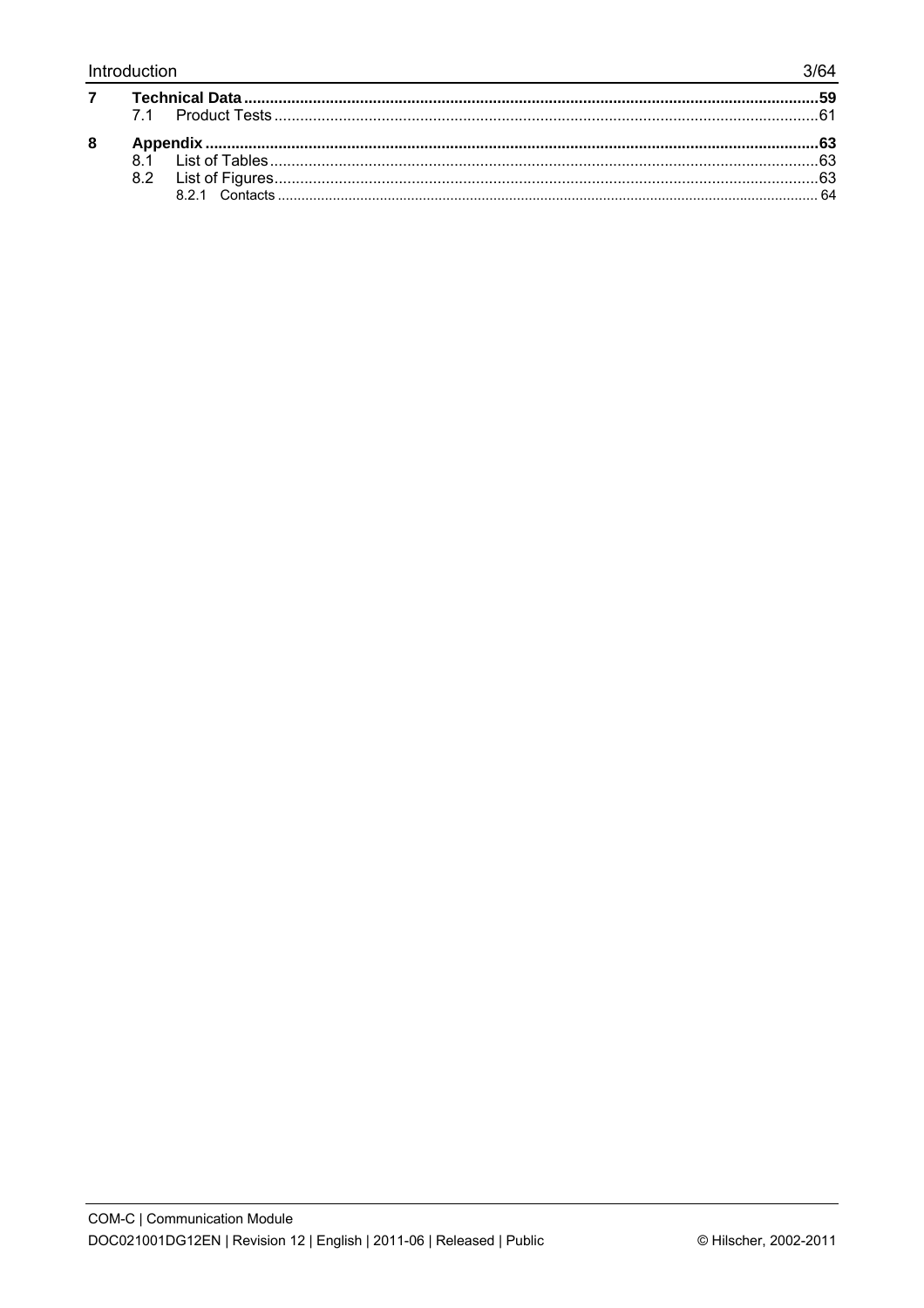| | | |
|---|---|---|
| **7** | **Technical Data** | **59** |
| 7.1 | Product Tests | 61 |
| **8** | **Appendix** | **63** |
| 8.1 | List of Tables | 63 |
| 8.2 | List of Figures | 63 |
| 8.2.1 | Contacts | 64 |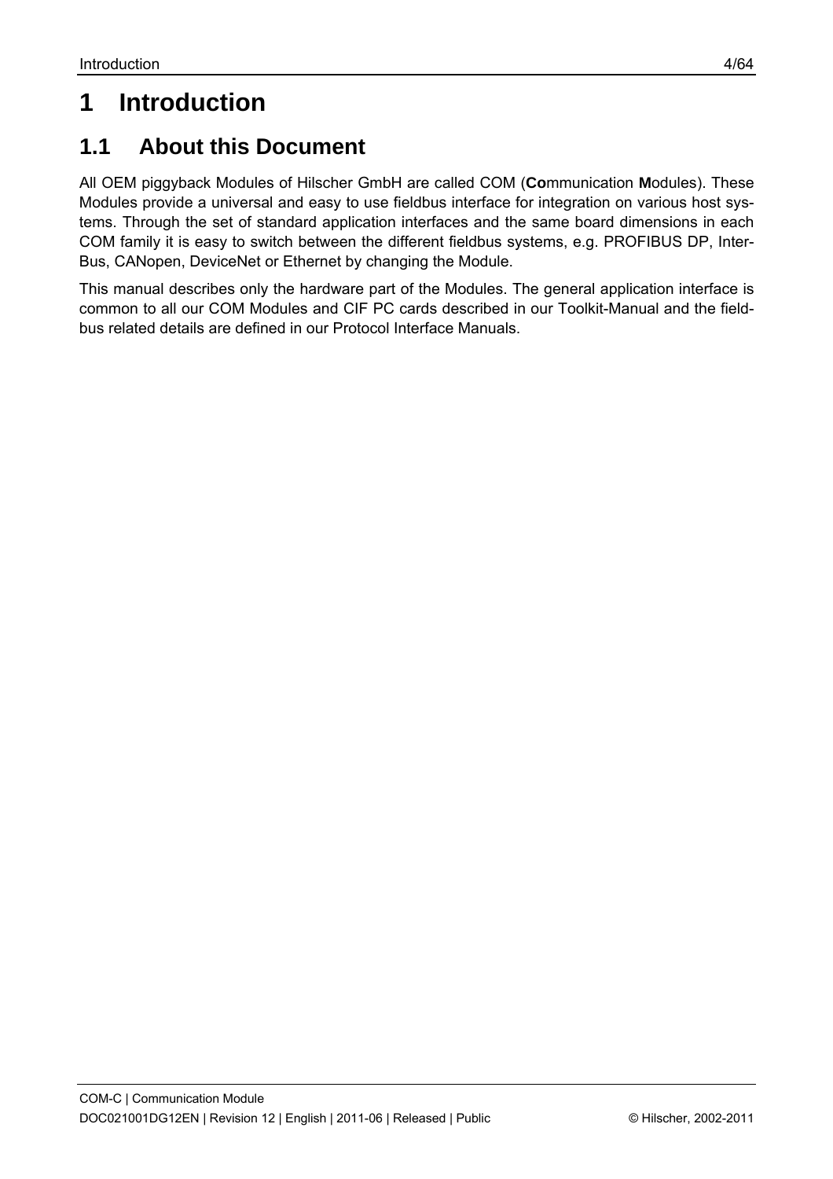# 1 Introduction

## 1.1 About this Document

All OEM piggyback Modules of Hilscher GmbH are called COM (**Co**mmunication **M**odules). These Modules provide a universal and easy to use fieldbus interface for integration on various host systems. Through the set of standard application interfaces and the same board dimensions in each COM family it is easy to switch between the different fieldbus systems, e.g. PROFIBUS DP, InterBus, CANopen, DeviceNet or Ethernet by changing the Module.

This manual describes only the hardware part of the Modules. The general application interface is common to all our COM Modules and CIF PC cards described in our Toolkit-Manual and the fieldbus related details are defined in our Protocol Interface Manuals.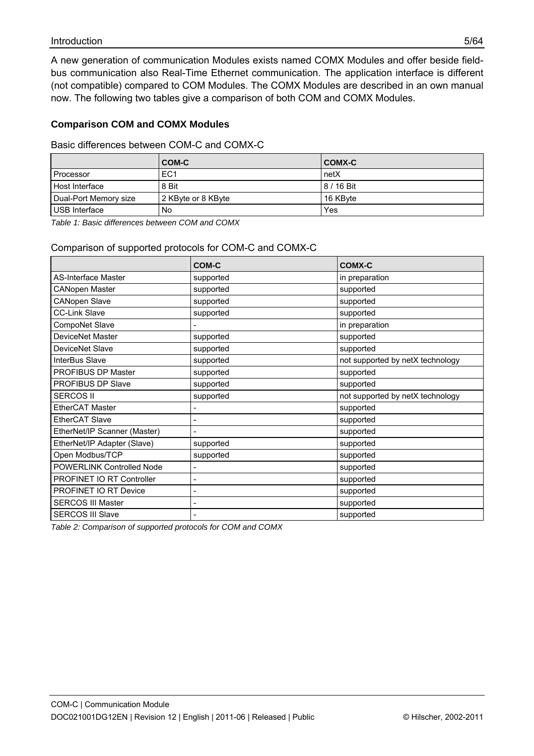A new generation of communication Modules exists named COMX Modules and offer beside field-bus communication also Real-Time Ethernet communication. The application interface is different (not compatible) compared to COM Modules. The COMX Modules are described in an own manual now. The following two tables give a comparison of both COM and COMX Modules.

### Comparison COM and COMX Modules

Basic differences between COM-C and COMX-C

| | **COM-C** | **COMX-C** |
|---|---|---|
| Processor | EC1 | netX |
| Host Interface | 8 Bit | 8 / 16 Bit |
| Dual-Port Memory size | 2 KByte or 8 KByte | 16 KByte |
| USB Interface | No | Yes |

*Table 1: Basic differences between COM and COMX*

Comparison of supported protocols for COM-C and COMX-C

| | **COM-C** | **COMX-C** |
|---|---|---|
| AS-Interface Master | supported | in preparation |
| CANopen Master | supported | supported |
| CANopen Slave | supported | supported |
| CC-Link Slave | supported | supported |
| CompoNet Slave | - | in preparation |
| DeviceNet Master | supported | supported |
| DeviceNet Slave | supported | supported |
| InterBus Slave | supported | not supported by netX technology |
| PROFIBUS DP Master | supported | supported |
| PROFIBUS DP Slave | supported | supported |
| SERCOS II | supported | not supported by netX technology |
| EtherCAT Master | - | supported |
| EtherCAT Slave | - | supported |
| EtherNet/IP Scanner (Master) | - | supported |
| EtherNet/IP Adapter (Slave) | supported | supported |
| Open Modbus/TCP | supported | supported |
| POWERLINK Controlled Node | - | supported |
| PROFINET IO RT Controller | - | supported |
| PROFINET IO RT Device | - | supported |
| SERCOS III Master | - | supported |
| SERCOS III Slave | - | supported |

*Table 2: Comparison of supported protocols for COM and COMX*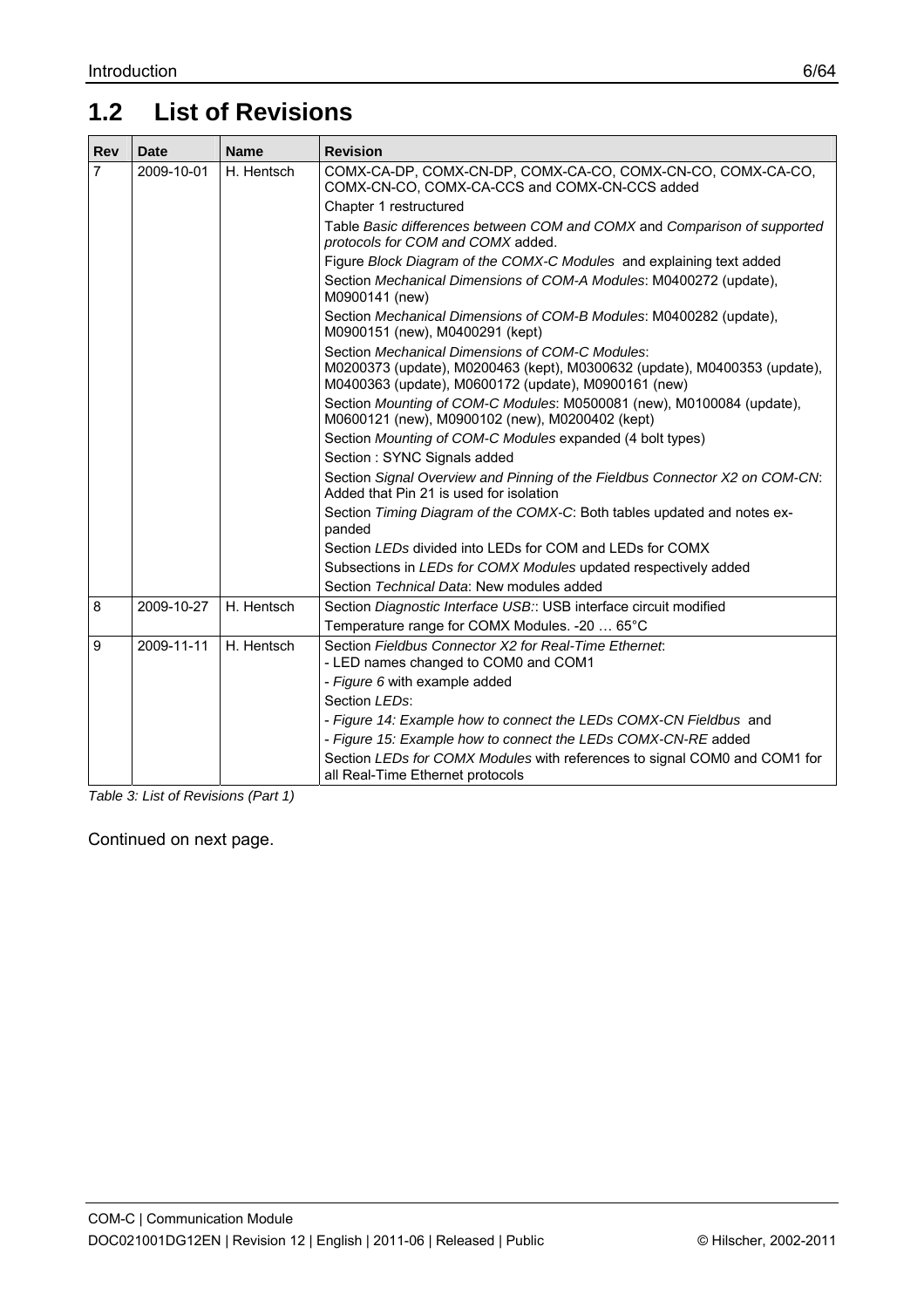## 1.2 List of Revisions

| Rev | Date | Name | Revision |
|---|---|---|---|
| 7 | 2009-10-01 | H. Hentsch | COMX-CA-DP, COMX-CN-DP, COMX-CA-CO, COMX-CN-CO, COMX-CA-CO, COMX-CN-CO, COMX-CA-CCS and COMX-CN-CCS added |
| | | | Chapter 1 restructured |
| | | | Table *Basic differences between COM and COMX* and *Comparison of supported protocols for COM and COMX* added. |
| | | | Figure *Block Diagram of the COMX-C Modules* and explaining text added |
| | | | Section *Mechanical Dimensions of COM-A Modules*: M0400272 (update), M0900141 (new) |
| | | | Section *Mechanical Dimensions of COM-B Modules*: M0400282 (update), M0900151 (new), M0400291 (kept) |
| | | | Section *Mechanical Dimensions of COM-C Modules*: M0200373 (update), M0200463 (kept), M0300632 (update), M0400353 (update), M0400363 (update), M0600172 (update), M0900161 (new) |
| | | | Section *Mounting of COM-C Modules*: M0500081 (new), M0100084 (update), M0600121 (new), M0900102 (new), M0200402 (kept) |
| | | | Section *Mounting of COM-C Modules* expanded (4 bolt types) |
| | | | Section : SYNC Signals added |
| | | | Section *Signal Overview and Pinning of the Fieldbus Connector X2 on COM-CN*: Added that Pin 21 is used for isolation |
| | | | Section *Timing Diagram of the COMX-C*: Both tables updated and notes expanded |
| | | | Section *LEDs* divided into LEDs for COM and LEDs for COMX |
| | | | Subsections in *LEDs for COMX Modules* updated respectively added |
| | | | Section *Technical Data*: New modules added |
| 8 | 2009-10-27 | H. Hentsch | Section *Diagnostic Interface USB*:: USB interface circuit modified |
| | | | Temperature range for COMX Modules. -20 … 65°C |
| 9 | 2009-11-11 | H. Hentsch | Section *Fieldbus Connector X2 for Real-Time Ethernet*: - LED names changed to COM0 and COM1 |
| | | | - *Figure 6* with example added |
| | | | Section *LEDs*: |
| | | | - *Figure 14: Example how to connect the LEDs COMX-CN Fieldbus* and |
| | | | - *Figure 15: Example how to connect the LEDs COMX-CN-RE* added |
| | | | Section *LEDs for COMX Modules* with references to signal COM0 and COM1 for all Real-Time Ethernet protocols |

*Table 3: List of Revisions (Part 1)*

Continued on next page.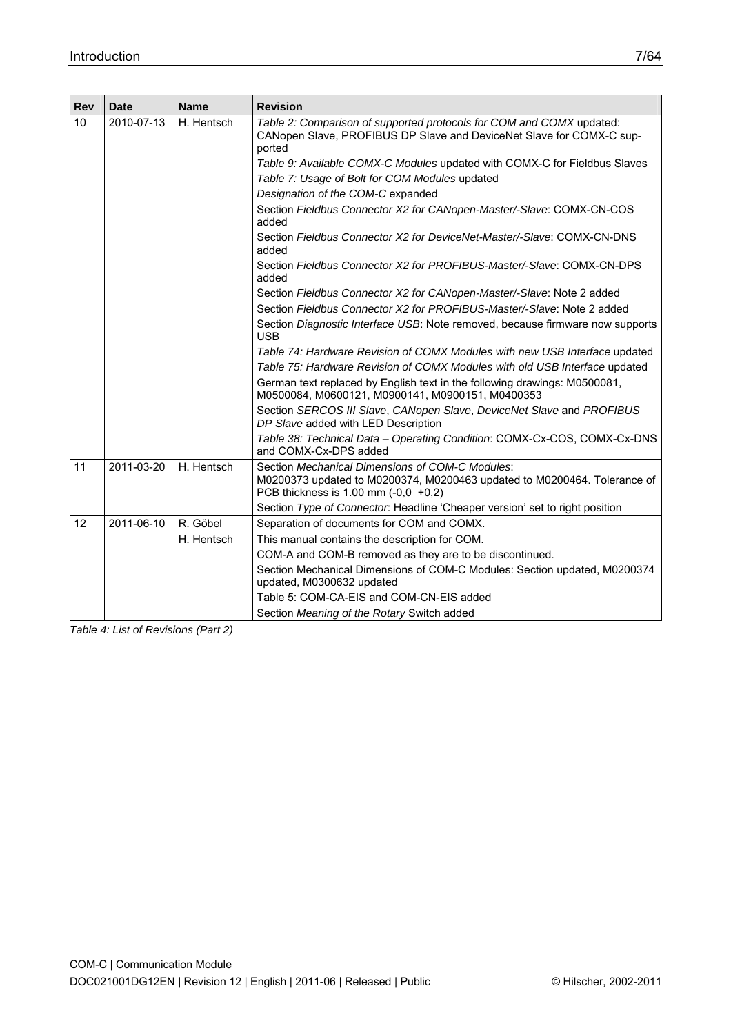| Rev | Date | Name | Revision |
|---|---|---|---|
| 10 | 2010-07-13 | H. Hentsch | *Table 2: Comparison of supported protocols for COM and COMX* updated: CANopen Slave, PROFIBUS DP Slave and DeviceNet Slave for COMX-C supported |
| | | | *Table 9: Available COMX-C Modules* updated with COMX-C for Fieldbus Slaves |
| | | | *Table 7: Usage of Bolt for COM Modules* updated |
| | | | *Designation of the COM-C* expanded |
| | | | Section *Fieldbus Connector X2 for CANopen-Master/-Slave*: COMX-CN-COS added |
| | | | Section *Fieldbus Connector X2 for DeviceNet-Master/-Slave*: COMX-CN-DNS added |
| | | | Section *Fieldbus Connector X2 for PROFIBUS-Master/-Slave*: COMX-CN-DPS added |
| | | | Section *Fieldbus Connector X2 for CANopen-Master/-Slave*: Note 2 added |
| | | | Section *Fieldbus Connector X2 for PROFIBUS-Master/-Slave*: Note 2 added |
| | | | Section *Diagnostic Interface USB*: Note removed, because firmware now supports USB |
| | | | *Table 74: Hardware Revision of COMX Modules with new USB Interface* updated |
| | | | *Table 75: Hardware Revision of COMX Modules with old USB Interface* updated |
| | | | German text replaced by English text in the following drawings: M0500081, M0500084, M0600121, M0900141, M0900151, M0400353 |
| | | | Section *SERCOS III Slave*, *CANopen Slave*, *DeviceNet Slave* and *PROFIBUS DP Slave* added with LED Description |
| | | | *Table 38: Technical Data – Operating Condition*: COMX-Cx-COS, COMX-Cx-DNS and COMX-Cx-DPS added |
| 11 | 2011-03-20 | H. Hentsch | Section *Mechanical Dimensions of COM-C Modules*: M0200373 updated to M0200374, M0200463 updated to M0200464. Tolerance of PCB thickness is 1.00 mm (-0,0 +0,2) |
| | | | Section *Type of Connector*: Headline 'Cheaper version' set to right position |
| 12 | 2011-06-10 | R. Göbel | Separation of documents for COM and COMX. |
| | | H. Hentsch | This manual contains the description for COM. |
| | | | COM-A and COM-B removed as they are to be discontinued. |
| | | | Section Mechanical Dimensions of COM-C Modules: Section updated, M0200374 updated, M0300632 updated |
| | | | Table 5: COM-CA-EIS and COM-CN-EIS added |
| | | | Section *Meaning of the Rotary* Switch added |

*Table 4: List of Revisions (Part 2)*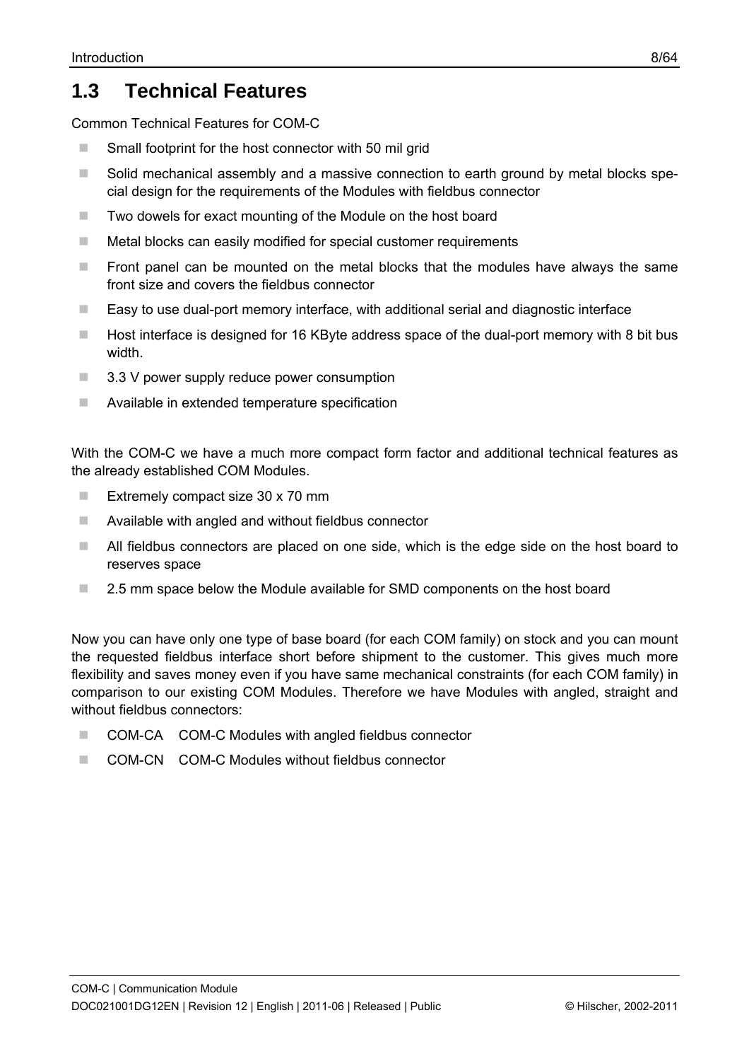## 1.3 Technical Features

Common Technical Features for COM-C

- Small footprint for the host connector with 50 mil grid
- Solid mechanical assembly and a massive connection to earth ground by metal blocks special design for the requirements of the Modules with fieldbus connector
- Two dowels for exact mounting of the Module on the host board
- Metal blocks can easily modified for special customer requirements
- Front panel can be mounted on the metal blocks that the modules have always the same front size and covers the fieldbus connector
- Easy to use dual-port memory interface, with additional serial and diagnostic interface
- Host interface is designed for 16 KByte address space of the dual-port memory with 8 bit bus width.
- 3.3 V power supply reduce power consumption
- Available in extended temperature specification

With the COM-C we have a much more compact form factor and additional technical features as the already established COM Modules.

- Extremely compact size 30 x 70 mm
- Available with angled and without fieldbus connector
- All fieldbus connectors are placed on one side, which is the edge side on the host board to reserves space
- 2.5 mm space below the Module available for SMD components on the host board

Now you can have only one type of base board (for each COM family) on stock and you can mount the requested fieldbus interface short before shipment to the customer. This gives much more flexibility and saves money even if you have same mechanical constraints (for each COM family) in comparison to our existing COM Modules. Therefore we have Modules with angled, straight and without fieldbus connectors:

- COM-CA COM-C Modules with angled fieldbus connector
- COM-CN COM-C Modules without fieldbus connector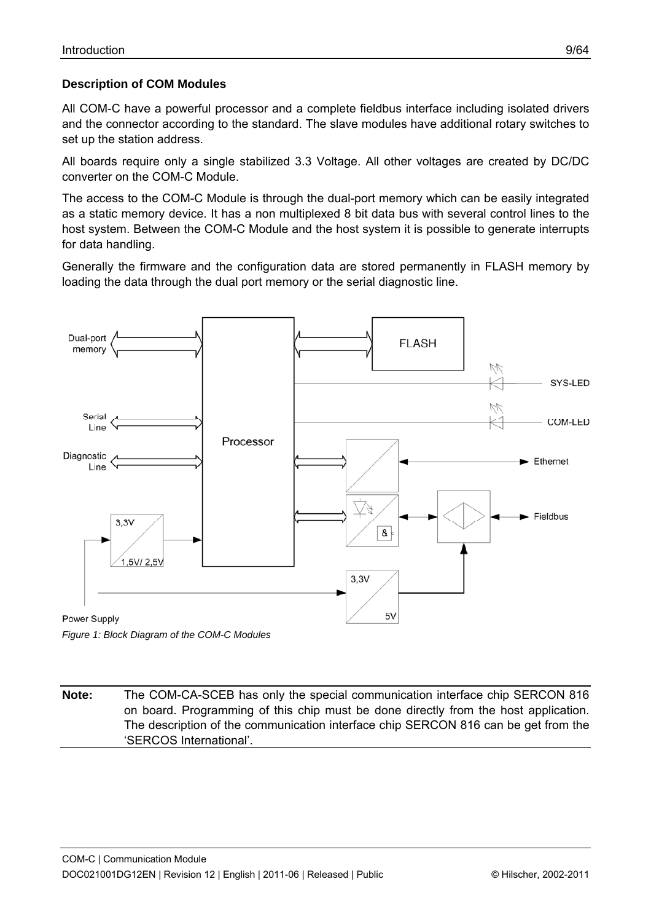### Description of COM Modules

All COM-C have a powerful processor and a complete fieldbus interface including isolated drivers and the connector according to the standard. The slave modules have additional rotary switches to set up the station address.

All boards require only a single stabilized 3.3 Voltage. All other voltages are created by DC/DC converter on the COM-C Module.

The access to the COM-C Module is through the dual-port memory which can be easily integrated as a static memory device. It has a non multiplexed 8 bit data bus with several control lines to the host system. Between the COM-C Module and the host system it is possible to generate interrupts for data handling.

Generally the firmware and the configuration data are stored permanently in FLASH memory by loading the data through the dual port memory or the serial diagnostic line.

*Figure 1: Block Diagram of the COM-C Modules*

**Note:** The COM-CA-SCEB has only the special communication interface chip SERCON 816 on board. Programming of this chip must be done directly from the host application. The description of the communication interface chip SERCON 816 can be get from the 'SERCOS International'.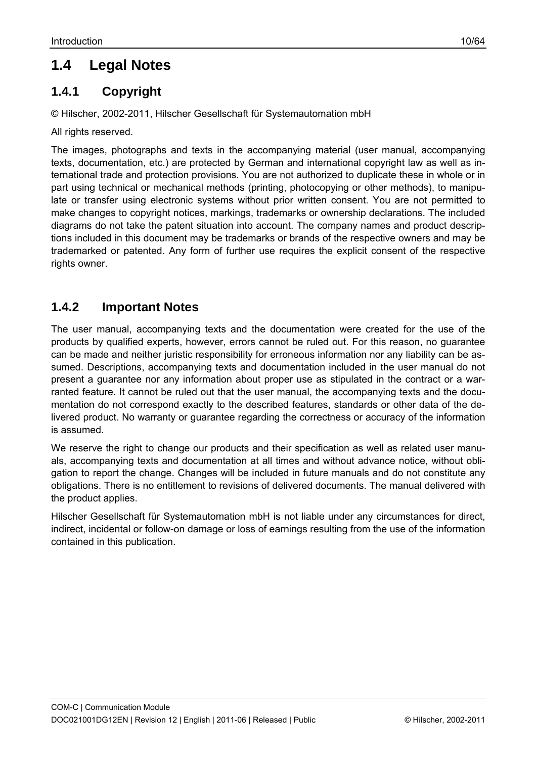## 1.4 Legal Notes

### 1.4.1 Copyright

© Hilscher, 2002-2011, Hilscher Gesellschaft für Systemautomation mbH

All rights reserved.

The images, photographs and texts in the accompanying material (user manual, accompanying texts, documentation, etc.) are protected by German and international copyright law as well as international trade and protection provisions. You are not authorized to duplicate these in whole or in part using technical or mechanical methods (printing, photocopying or other methods), to manipulate or transfer using electronic systems without prior written consent. You are not permitted to make changes to copyright notices, markings, trademarks or ownership declarations. The included diagrams do not take the patent situation into account. The company names and product descriptions included in this document may be trademarks or brands of the respective owners and may be trademarked or patented. Any form of further use requires the explicit consent of the respective rights owner.

### 1.4.2 Important Notes

The user manual, accompanying texts and the documentation were created for the use of the products by qualified experts, however, errors cannot be ruled out. For this reason, no guarantee can be made and neither juristic responsibility for erroneous information nor any liability can be assumed. Descriptions, accompanying texts and documentation included in the user manual do not present a guarantee nor any information about proper use as stipulated in the contract or a warranted feature. It cannot be ruled out that the user manual, the accompanying texts and the documentation do not correspond exactly to the described features, standards or other data of the delivered product. No warranty or guarantee regarding the correctness or accuracy of the information is assumed.

We reserve the right to change our products and their specification as well as related user manuals, accompanying texts and documentation at all times and without advance notice, without obligation to report the change. Changes will be included in future manuals and do not constitute any obligations. There is no entitlement to revisions of delivered documents. The manual delivered with the product applies.

Hilscher Gesellschaft für Systemautomation mbH is not liable under any circumstances for direct, indirect, incidental or follow-on damage or loss of earnings resulting from the use of the information contained in this publication.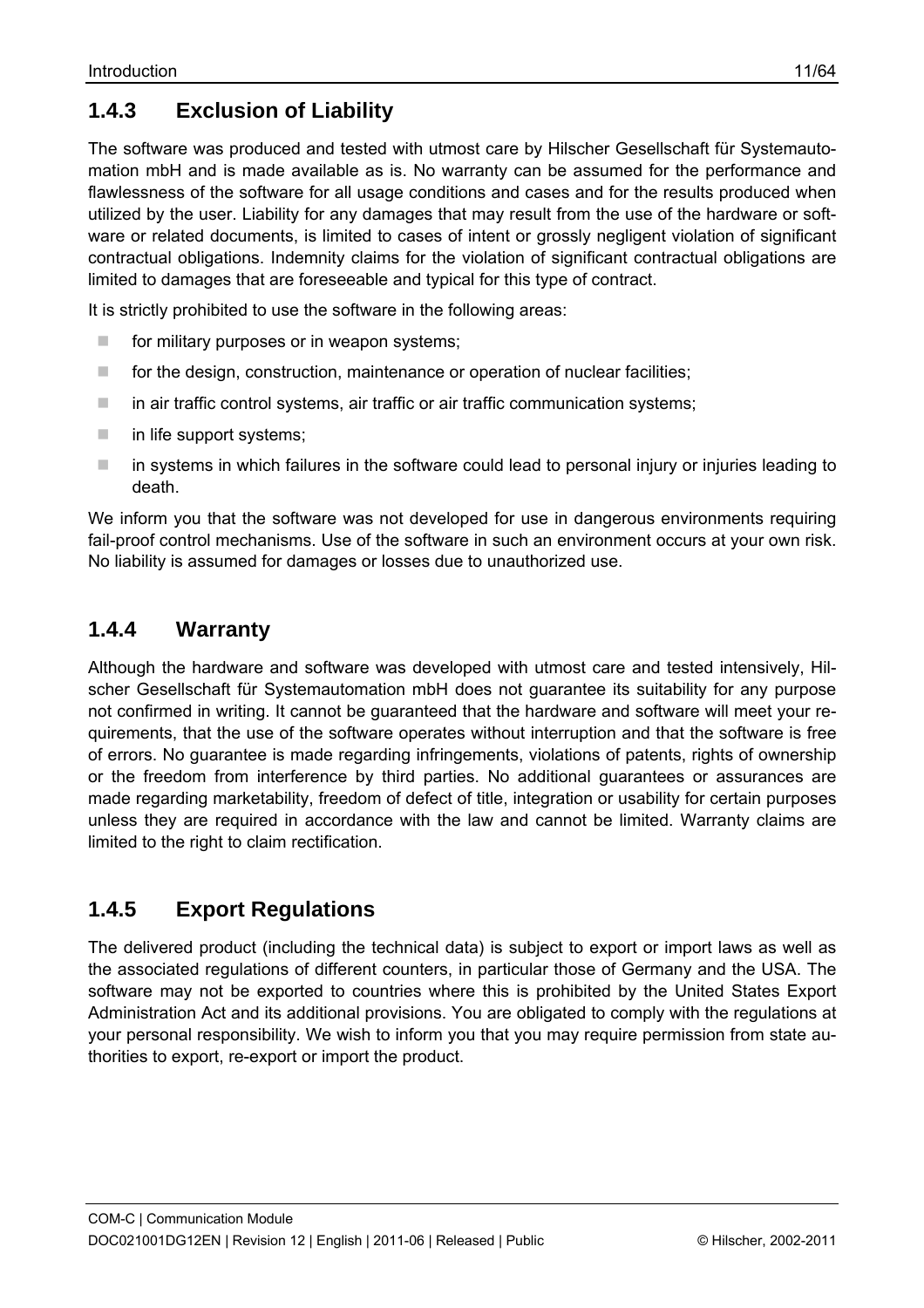### 1.4.3 Exclusion of Liability

The software was produced and tested with utmost care by Hilscher Gesellschaft für Systemautomation mbH and is made available as is. No warranty can be assumed for the performance and flawlessness of the software for all usage conditions and cases and for the results produced when utilized by the user. Liability for any damages that may result from the use of the hardware or software or related documents, is limited to cases of intent or grossly negligent violation of significant contractual obligations. Indemnity claims for the violation of significant contractual obligations are limited to damages that are foreseeable and typical for this type of contract.

It is strictly prohibited to use the software in the following areas:

- for military purposes or in weapon systems;
- for the design, construction, maintenance or operation of nuclear facilities;
- in air traffic control systems, air traffic or air traffic communication systems;
- in life support systems;
- in systems in which failures in the software could lead to personal injury or injuries leading to death.

We inform you that the software was not developed for use in dangerous environments requiring fail-proof control mechanisms. Use of the software in such an environment occurs at your own risk. No liability is assumed for damages or losses due to unauthorized use.

### 1.4.4 Warranty

Although the hardware and software was developed with utmost care and tested intensively, Hilscher Gesellschaft für Systemautomation mbH does not guarantee its suitability for any purpose not confirmed in writing. It cannot be guaranteed that the hardware and software will meet your requirements, that the use of the software operates without interruption and that the software is free of errors. No guarantee is made regarding infringements, violations of patents, rights of ownership or the freedom from interference by third parties. No additional guarantees or assurances are made regarding marketability, freedom of defect of title, integration or usability for certain purposes unless they are required in accordance with the law and cannot be limited. Warranty claims are limited to the right to claim rectification.

### 1.4.5 Export Regulations

The delivered product (including the technical data) is subject to export or import laws as well as the associated regulations of different counters, in particular those of Germany and the USA. The software may not be exported to countries where this is prohibited by the United States Export Administration Act and its additional provisions. You are obligated to comply with the regulations at your personal responsibility. We wish to inform you that you may require permission from state authorities to export, re-export or import the product.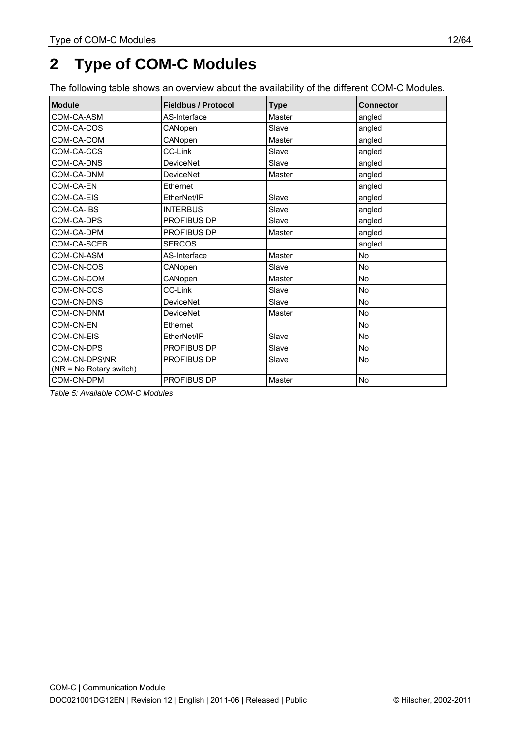# 2 Type of COM-C Modules

The following table shows an overview about the availability of the different COM-C Modules.

| Module | Fieldbus / Protocol | Type | Connector |
|---|---|---|---|
| COM-CA-ASM | AS-Interface | Master | angled |
| COM-CA-COS | CANopen | Slave | angled |
| COM-CA-COM | CANopen | Master | angled |
| COM-CA-CCS | CC-Link | Slave | angled |
| COM-CA-DNS | DeviceNet | Slave | angled |
| COM-CA-DNM | DeviceNet | Master | angled |
| COM-CA-EN | Ethernet | | angled |
| COM-CA-EIS | EtherNet/IP | Slave | angled |
| COM-CA-IBS | INTERBUS | Slave | angled |
| COM-CA-DPS | PROFIBUS DP | Slave | angled |
| COM-CA-DPM | PROFIBUS DP | Master | angled |
| COM-CA-SCEB | SERCOS | | angled |
| COM-CN-ASM | AS-Interface | Master | No |
| COM-CN-COS | CANopen | Slave | No |
| COM-CN-COM | CANopen | Master | No |
| COM-CN-CCS | CC-Link | Slave | No |
| COM-CN-DNS | DeviceNet | Slave | No |
| COM-CN-DNM | DeviceNet | Master | No |
| COM-CN-EN | Ethernet | | No |
| COM-CN-EIS | EtherNet/IP | Slave | No |
| COM-CN-DPS | PROFIBUS DP | Slave | No |
| COM-CN-DPS\NR (NR = No Rotary switch) | PROFIBUS DP | Slave | No |
| COM-CN-DPM | PROFIBUS DP | Master | No |

*Table 5: Available COM-C Modules*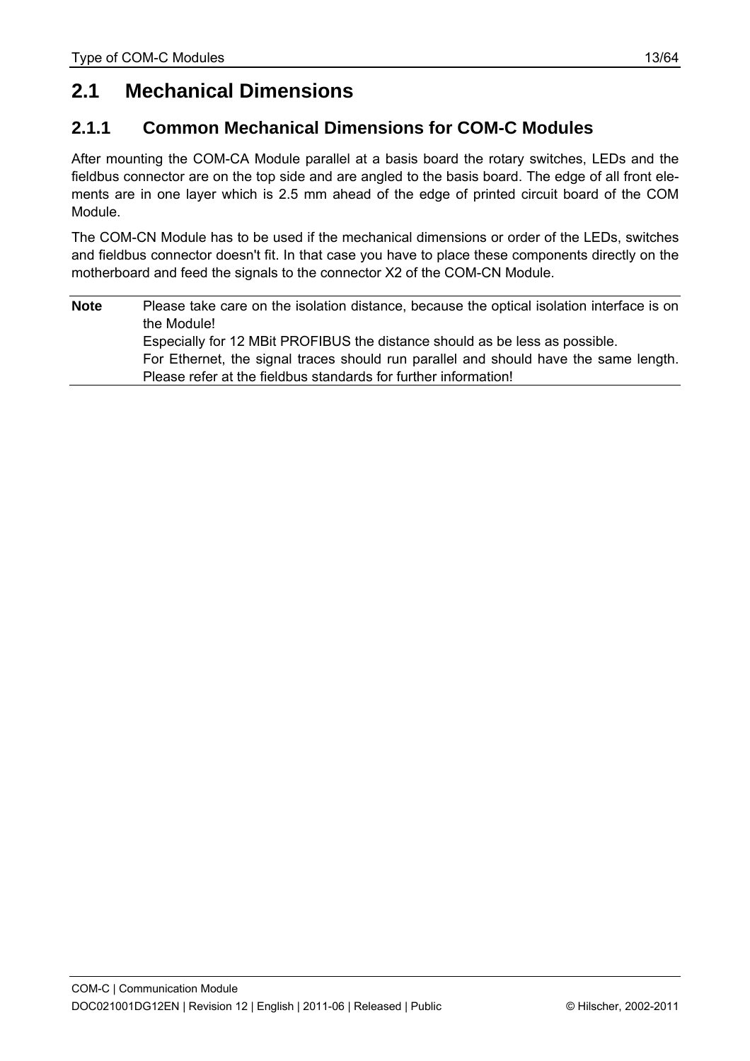## 2.1 Mechanical Dimensions

### 2.1.1 Common Mechanical Dimensions for COM-C Modules

After mounting the COM-CA Module parallel at a basis board the rotary switches, LEDs and the fieldbus connector are on the top side and are angled to the basis board. The edge of all front elements are in one layer which is 2.5 mm ahead of the edge of printed circuit board of the COM Module.

The COM-CN Module has to be used if the mechanical dimensions or order of the LEDs, switches and fieldbus connector doesn't fit. In that case you have to place these components directly on the motherboard and feed the signals to the connector X2 of the COM-CN Module.

| **Note** | Please take care on the isolation distance, because the optical isolation interface is on the Module!<br>Especially for 12 MBit PROFIBUS the distance should as be less as possible.<br>For Ethernet, the signal traces should run parallel and should have the same length. Please refer at the fieldbus standards for further information! |
|---|---|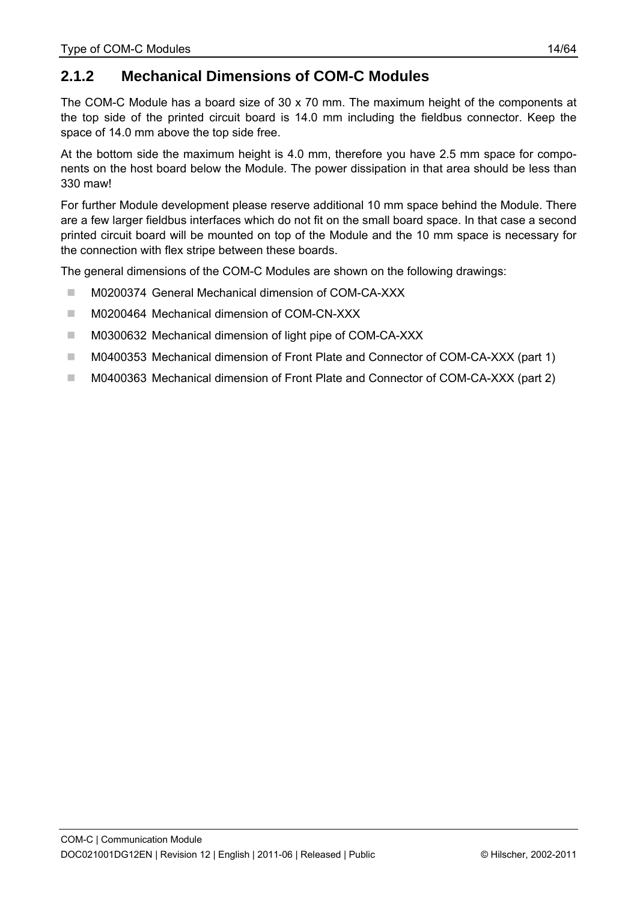### 2.1.2 Mechanical Dimensions of COM-C Modules

The COM-C Module has a board size of 30 x 70 mm. The maximum height of the components at the top side of the printed circuit board is 14.0 mm including the fieldbus connector. Keep the space of 14.0 mm above the top side free.

At the bottom side the maximum height is 4.0 mm, therefore you have 2.5 mm space for components on the host board below the Module. The power dissipation in that area should be less than 330 maw!

For further Module development please reserve additional 10 mm space behind the Module. There are a few larger fieldbus interfaces which do not fit on the small board space. In that case a second printed circuit board will be mounted on top of the Module and the 10 mm space is necessary for the connection with flex stripe between these boards.

The general dimensions of the COM-C Modules are shown on the following drawings:

- M0200374 General Mechanical dimension of COM-CA-XXX
- M0200464 Mechanical dimension of COM-CN-XXX
- M0300632 Mechanical dimension of light pipe of COM-CA-XXX
- M0400353 Mechanical dimension of Front Plate and Connector of COM-CA-XXX (part 1)
- M0400363 Mechanical dimension of Front Plate and Connector of COM-CA-XXX (part 2)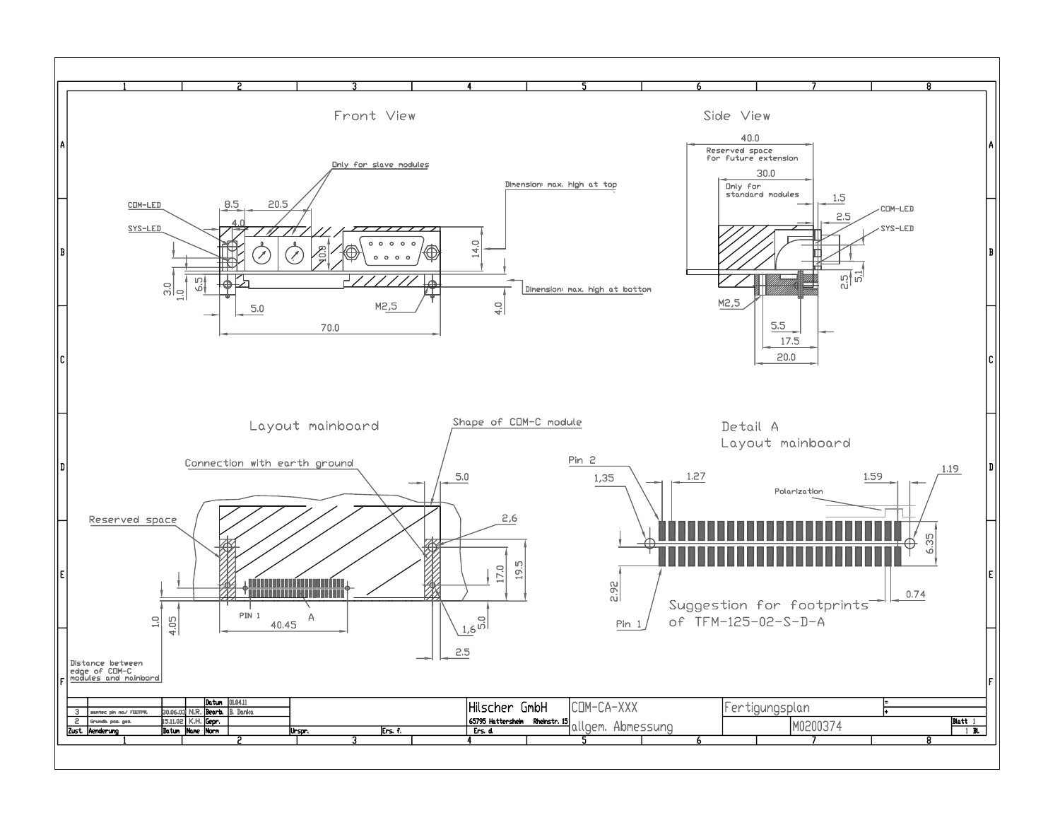## Front View

Only for slave modules

COM-LED

SYS-LED

8.5 20.5 4.0 10.0 14.0

Dimension: max. high at top

Dimension: max. high at bottom

3.0 1.0 6.5 5.0 M2,5 4.0

70.0

## Side View

40.0

Reserved space for future extension

30.0

Only for standard modules

1.5 2.5 COM-LED SYS-LED

M2,5 2.5 5.1

5.5 17.5 20.0

## Layout mainboard

Shape of COM-C module

Connection with earth ground

5.0

Reserved space

2,6

17.0 19.5

PIN 1 A

1.0 4.05 40.45 1,6 5.0

2.5

Distance between edge of COM-C modules and mainbord

## Detail A Layout mainboard

Pin 2 1,35 1.27 1.59 1.19

Polarization

6.35

2.92 0.74

Pin 1

Suggestion for footprints of TFM-125-02-S-D-A

| Zust. | Aenderung | Datum | Name | Norm |
|---|---|---|---|---|
| 3 | samtec pin max/ FOOTPR. | 30.06.03 | N.R. | |
| 2 | Grundab. pos. ges. | 15.11.02 | K.H. | |

| | Datum | 01.04.11 |
|---|---|---|
| Bearb. | | B. Danka |
| Gepr. | | |
| Norm | | |

Urspr. | Ers. f. | Ers. d.

Hilscher GmbH, 65795 Hattersheim Rheinstr. 15

COM-CA-XXX

allgem. Abmessung

Fertigungsplan

M0200374

Blatt 1, 1 Bl.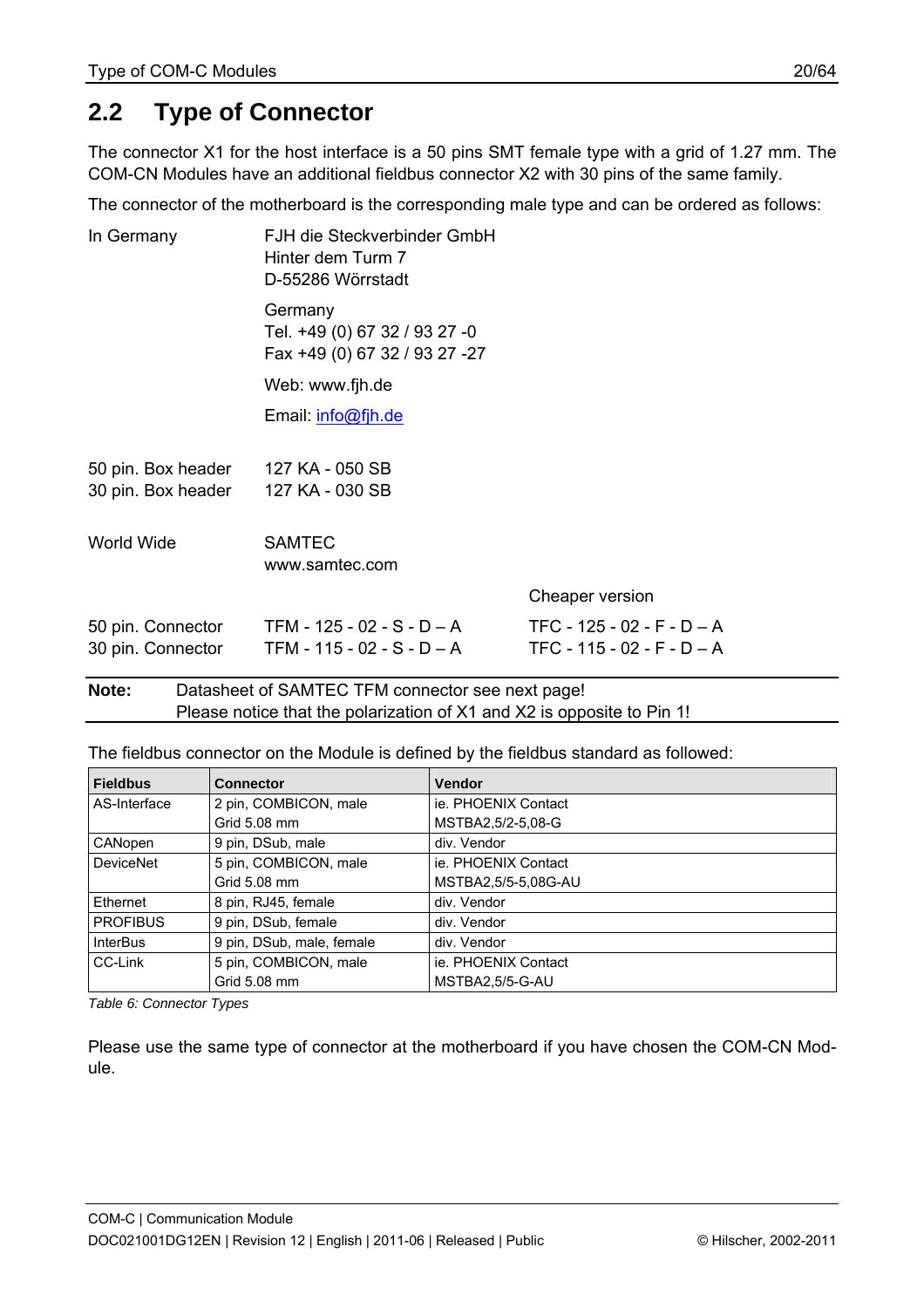## 2.2 Type of Connector

The connector X1 for the host interface is a 50 pins SMT female type with a grid of 1.27 mm. The COM-CN Modules have an additional fieldbus connector X2 with 30 pins of the same family.

The connector of the motherboard is the corresponding male type and can be ordered as follows:

| | | |
|---|---|---|
| In Germany | FJH die Steckverbinder GmbH<br>Hinter dem Turm 7<br>D-55286 Wörrstadt<br><br>Germany<br>Tel. +49 (0) 67 32 / 93 27 -0<br>Fax +49 (0) 67 32 / 93 27 -27<br><br>Web: www.fjh.de<br><br>Email: info@fjh.de | |
| 50 pin. Box header | 127 KA - 050 SB | |
| 30 pin. Box header | 127 KA - 030 SB | |
| World Wide | SAMTEC<br>www.samtec.com | |
| | | Cheaper version |
| 50 pin. Connector | TFM - 125 - 02 - S - D – A | TFC - 125 - 02 - F - D – A |
| 30 pin. Connector | TFM - 115 - 02 - S - D – A | TFC - 115 - 02 - F - D – A |

**Note:** Datasheet of SAMTEC TFM connector see next page!
Please notice that the polarization of X1 and X2 is opposite to Pin 1!

The fieldbus connector on the Module is defined by the fieldbus standard as followed:

| Fieldbus | Connector | Vendor |
|---|---|---|
| AS-Interface | 2 pin, COMBICON, male<br>Grid 5.08 mm | ie. PHOENIX Contact<br>MSTBA2,5/2-5,08-G |
| CANopen | 9 pin, DSub, male | div. Vendor |
| DeviceNet | 5 pin, COMBICON, male<br>Grid 5.08 mm | ie. PHOENIX Contact<br>MSTBA2,5/5-5,08G-AU |
| Ethernet | 8 pin, RJ45, female | div. Vendor |
| PROFIBUS | 9 pin, DSub, female | div. Vendor |
| InterBus | 9 pin, DSub, male, female | div. Vendor |
| CC-Link | 5 pin, COMBICON, male<br>Grid 5.08 mm | ie. PHOENIX Contact<br>MSTBA2,5/5-G-AU |

*Table 6: Connector Types*

Please use the same type of connector at the motherboard if you have chosen the COM-CN Module.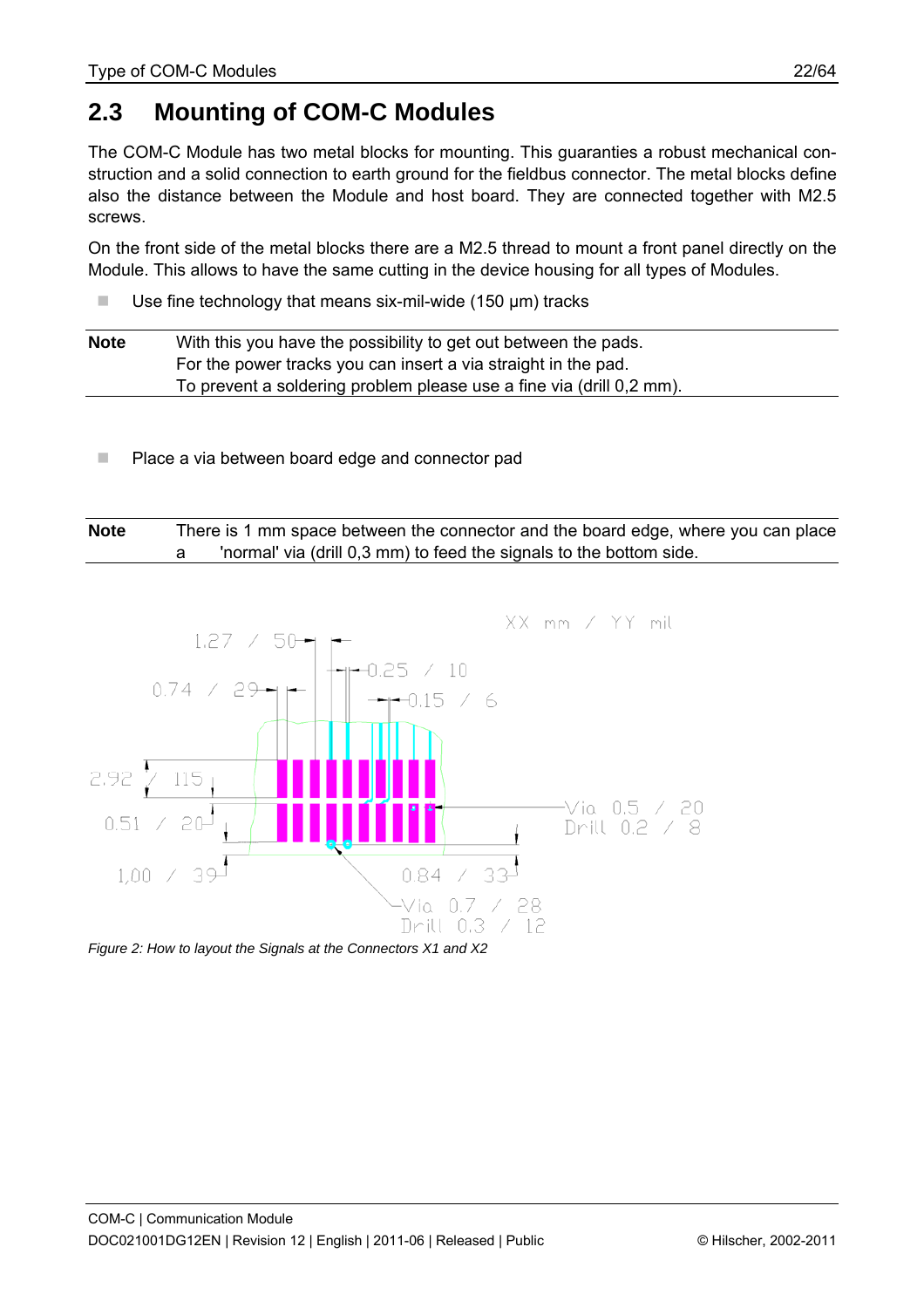## 2.3 Mounting of COM-C Modules

The COM-C Module has two metal blocks for mounting. This guaranties a robust mechanical construction and a solid connection to earth ground for the fieldbus connector. The metal blocks define also the distance between the Module and host board. They are connected together with M2.5 screws.

On the front side of the metal blocks there are a M2.5 thread to mount a front panel directly on the Module. This allows to have the same cutting in the device housing for all types of Modules.

- Use fine technology that means six-mil-wide (150 µm) tracks

| **Note** | With this you have the possibility to get out between the pads.<br>For the power tracks you can insert a via straight in the pad.<br>To prevent a soldering problem please use a fine via (drill 0,2 mm). |
|---|---|

- Place a via between board edge and connector pad

| **Note** | There is 1 mm space between the connector and the board edge, where you can place a 'normal' via (drill 0,3 mm) to feed the signals to the bottom side. |
|---|---|

XX mm / YY mil

1.27 / 50

0.25 / 10

0.74 / 29

0.15 / 6

2.92 / 115

0.51 / 20

Via 0.5 / 20
Drill 0.2 / 8

1,00 / 39

0.84 / 33

Via 0.7 / 28
Drill 0.3 / 12

*Figure 2: How to layout the Signals at the Connectors X1 and X2*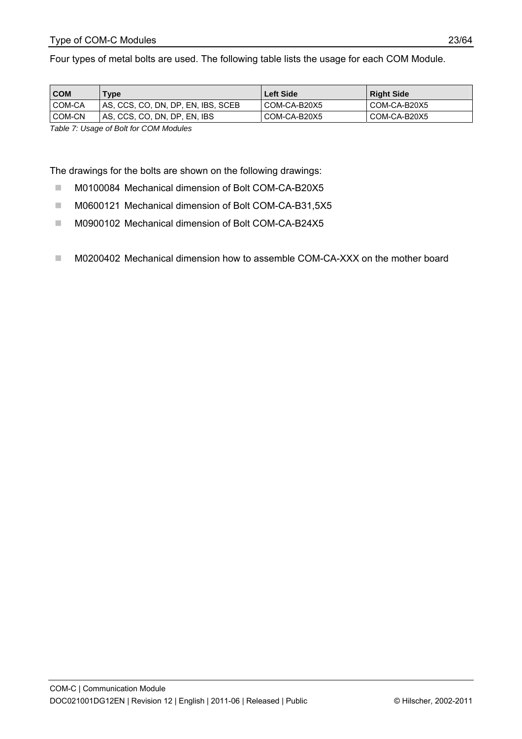Four types of metal bolts are used. The following table lists the usage for each COM Module.

| COM | Type | Left Side | Right Side |
|---|---|---|---|
| COM-CA | AS, CCS, CO, DN, DP, EN, IBS, SCEB | COM-CA-B20X5 | COM-CA-B20X5 |
| COM-CN | AS, CCS, CO, DN, DP, EN, IBS | COM-CA-B20X5 | COM-CA-B20X5 |

*Table 7: Usage of Bolt for COM Modules*

The drawings for the bolts are shown on the following drawings:

- M0100084 Mechanical dimension of Bolt COM-CA-B20X5
- M0600121 Mechanical dimension of Bolt COM-CA-B31,5X5
- M0900102 Mechanical dimension of Bolt COM-CA-B24X5

- M0200402 Mechanical dimension how to assemble COM-CA-XXX on the mother board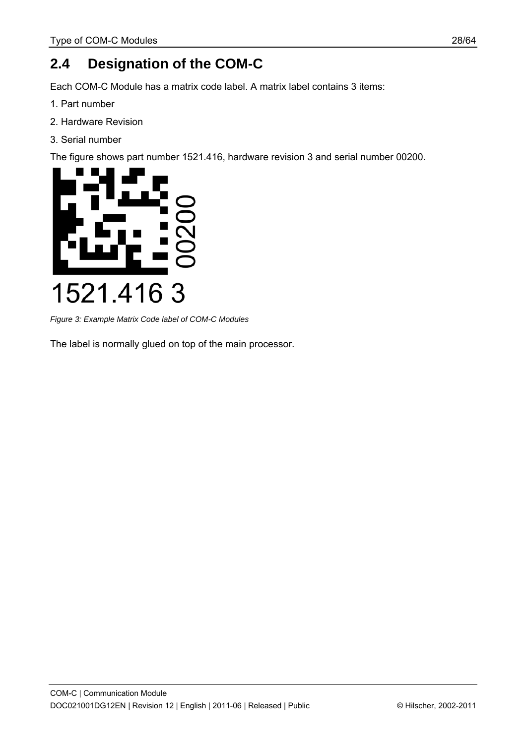## 2.4 Designation of the COM-C

Each COM-C Module has a matrix code label. A matrix label contains 3 items:

1. Part number
2. Hardware Revision
3. Serial number

The figure shows part number 1521.416, hardware revision 3 and serial number 00200.

00200

1521.416 3

*Figure 3: Example Matrix Code label of COM-C Modules*

The label is normally glued on top of the main processor.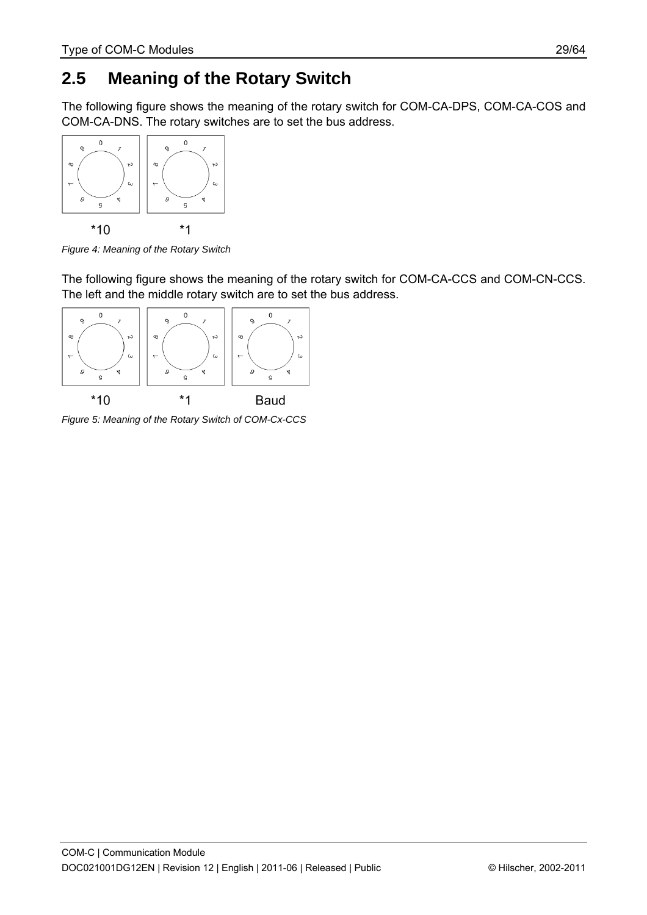## 2.5 Meaning of the Rotary Switch

The following figure shows the meaning of the rotary switch for COM-CA-DPS, COM-CA-COS and COM-CA-DNS. The rotary switches are to set the bus address.

*10 *1

*Figure 4: Meaning of the Rotary Switch*

The following figure shows the meaning of the rotary switch for COM-CA-CCS and COM-CN-CCS. The left and the middle rotary switch are to set the bus address.

*10 *1 Baud

*Figure 5: Meaning of the Rotary Switch of COM-Cx-CCS*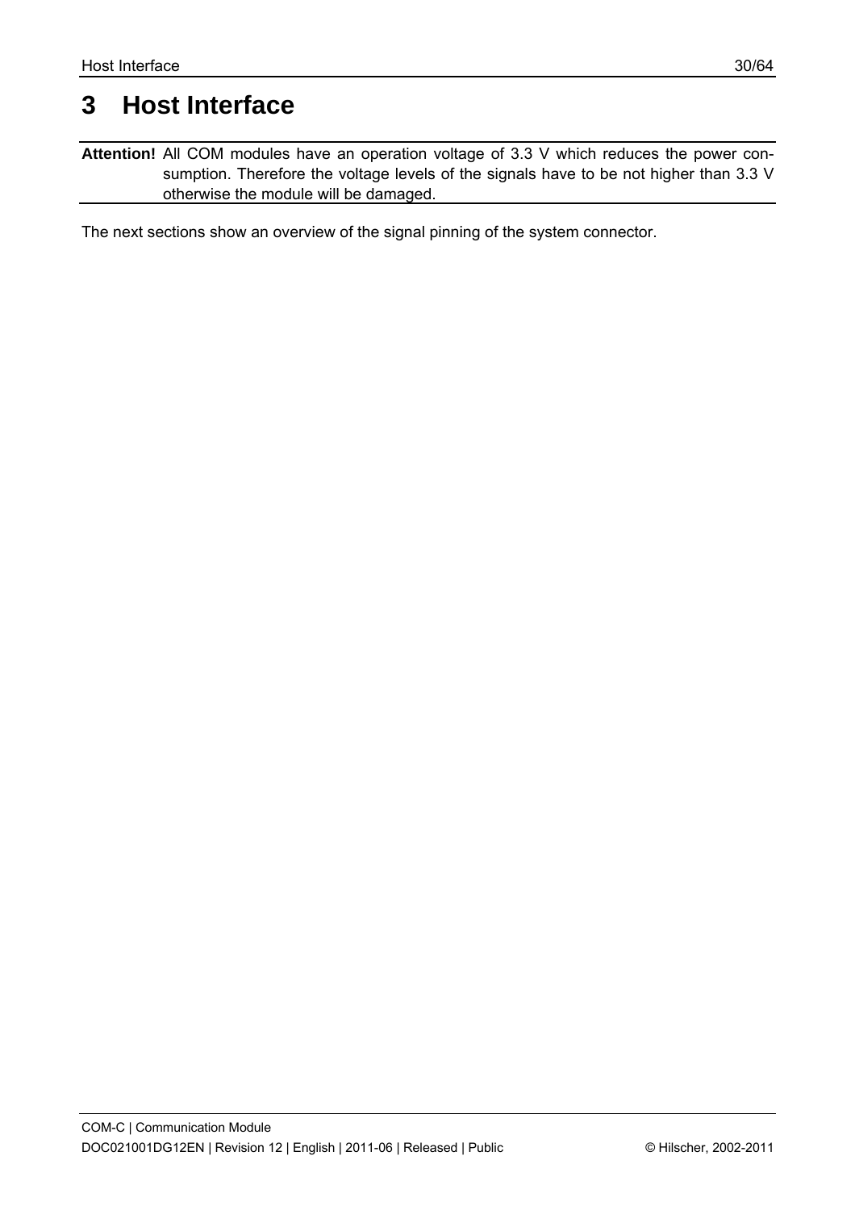# 3 Host Interface

**Attention!** All COM modules have an operation voltage of 3.3 V which reduces the power consumption. Therefore the voltage levels of the signals have to be not higher than 3.3 V otherwise the module will be damaged.

The next sections show an overview of the signal pinning of the system connector.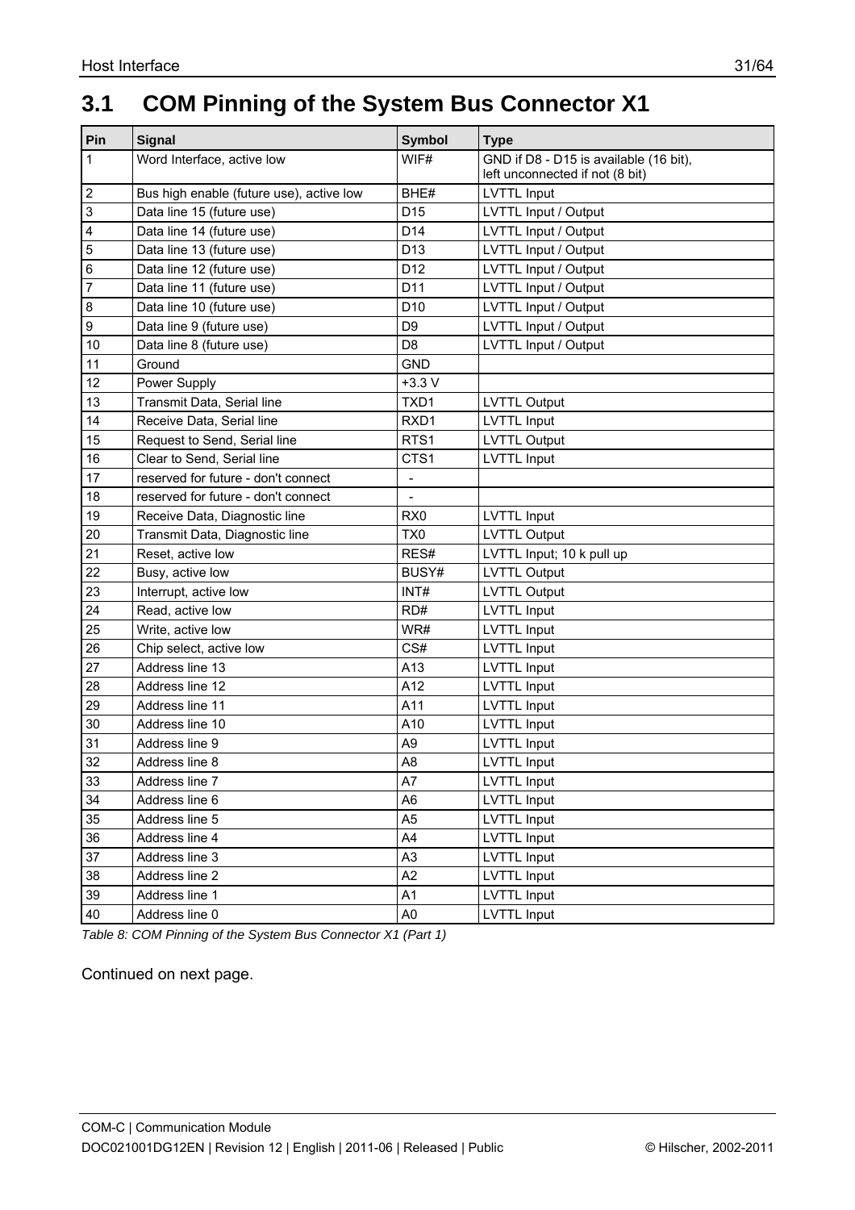# 3.1 COM Pinning of the System Bus Connector X1

| Pin | Signal | Symbol | Type |
|---|---|---|---|
| 1 | Word Interface, active low | WIF# | GND if D8 - D15 is available (16 bit), left unconnected if not (8 bit) |
| 2 | Bus high enable (future use), active low | BHE# | LVTTL Input |
| 3 | Data line 15 (future use) | D15 | LVTTL Input / Output |
| 4 | Data line 14 (future use) | D14 | LVTTL Input / Output |
| 5 | Data line 13 (future use) | D13 | LVTTL Input / Output |
| 6 | Data line 12 (future use) | D12 | LVTTL Input / Output |
| 7 | Data line 11 (future use) | D11 | LVTTL Input / Output |
| 8 | Data line 10 (future use) | D10 | LVTTL Input / Output |
| 9 | Data line 9 (future use) | D9 | LVTTL Input / Output |
| 10 | Data line 8 (future use) | D8 | LVTTL Input / Output |
| 11 | Ground | GND | |
| 12 | Power Supply | +3.3 V | |
| 13 | Transmit Data, Serial line | TXD1 | LVTTL Output |
| 14 | Receive Data, Serial line | RXD1 | LVTTL Input |
| 15 | Request to Send, Serial line | RTS1 | LVTTL Output |
| 16 | Clear to Send, Serial line | CTS1 | LVTTL Input |
| 17 | reserved for future - don't connect | - | |
| 18 | reserved for future - don't connect | - | |
| 19 | Receive Data, Diagnostic line | RX0 | LVTTL Input |
| 20 | Transmit Data, Diagnostic line | TX0 | LVTTL Output |
| 21 | Reset, active low | RES# | LVTTL Input; 10 k pull up |
| 22 | Busy, active low | BUSY# | LVTTL Output |
| 23 | Interrupt, active low | INT# | LVTTL Output |
| 24 | Read, active low | RD# | LVTTL Input |
| 25 | Write, active low | WR# | LVTTL Input |
| 26 | Chip select, active low | CS# | LVTTL Input |
| 27 | Address line 13 | A13 | LVTTL Input |
| 28 | Address line 12 | A12 | LVTTL Input |
| 29 | Address line 11 | A11 | LVTTL Input |
| 30 | Address line 10 | A10 | LVTTL Input |
| 31 | Address line 9 | A9 | LVTTL Input |
| 32 | Address line 8 | A8 | LVTTL Input |
| 33 | Address line 7 | A7 | LVTTL Input |
| 34 | Address line 6 | A6 | LVTTL Input |
| 35 | Address line 5 | A5 | LVTTL Input |
| 36 | Address line 4 | A4 | LVTTL Input |
| 37 | Address line 3 | A3 | LVTTL Input |
| 38 | Address line 2 | A2 | LVTTL Input |
| 39 | Address line 1 | A1 | LVTTL Input |
| 40 | Address line 0 | A0 | LVTTL Input |

*Table 8: COM Pinning of the System Bus Connector X1 (Part 1)*

Continued on next page.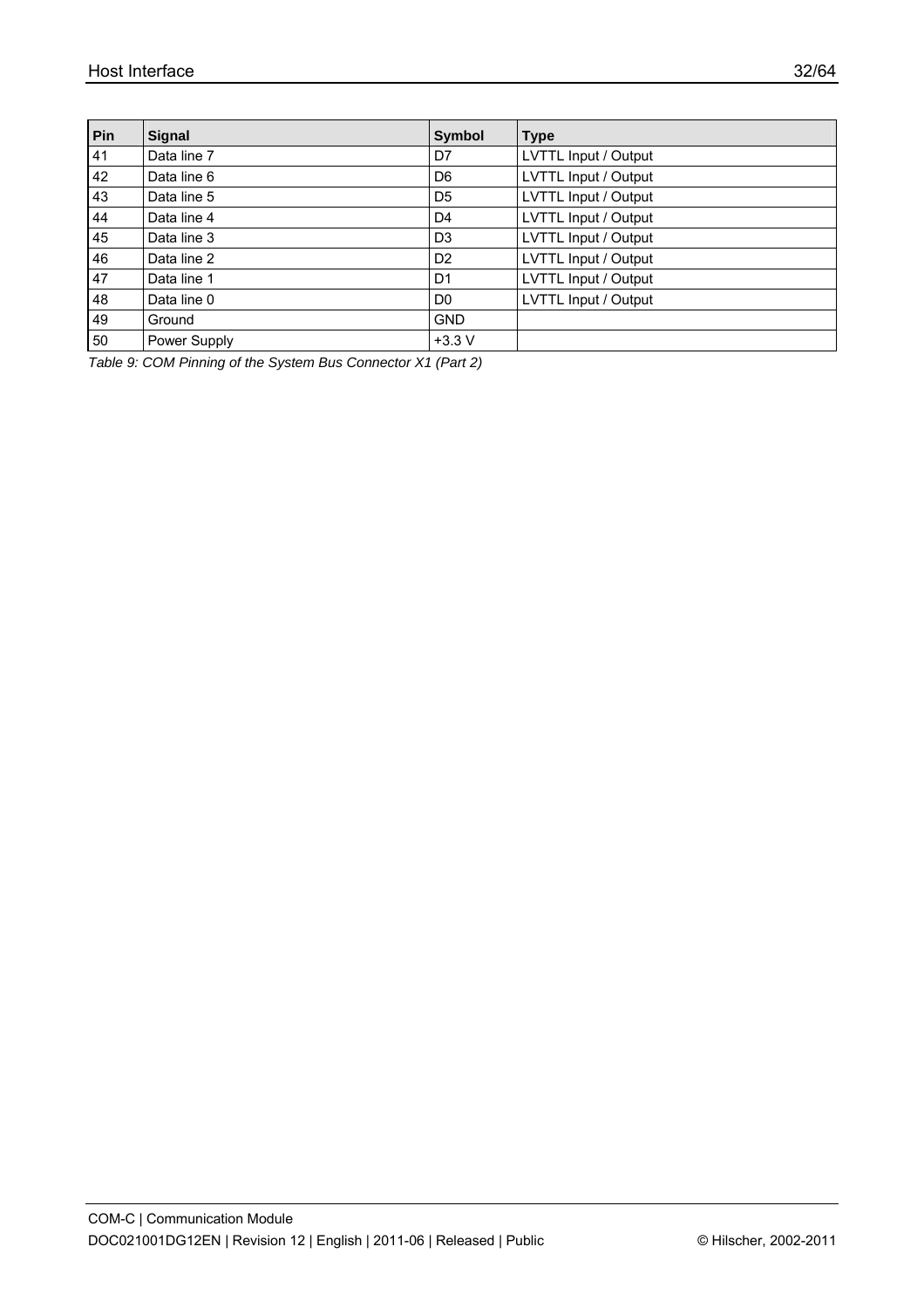| Pin | Signal | Symbol | Type |
|---|---|---|---|
| 41 | Data line 7 | D7 | LVTTL Input / Output |
| 42 | Data line 6 | D6 | LVTTL Input / Output |
| 43 | Data line 5 | D5 | LVTTL Input / Output |
| 44 | Data line 4 | D4 | LVTTL Input / Output |
| 45 | Data line 3 | D3 | LVTTL Input / Output |
| 46 | Data line 2 | D2 | LVTTL Input / Output |
| 47 | Data line 1 | D1 | LVTTL Input / Output |
| 48 | Data line 0 | D0 | LVTTL Input / Output |
| 49 | Ground | GND | |
| 50 | Power Supply | +3.3 V | |

*Table 9: COM Pinning of the System Bus Connector X1 (Part 2)*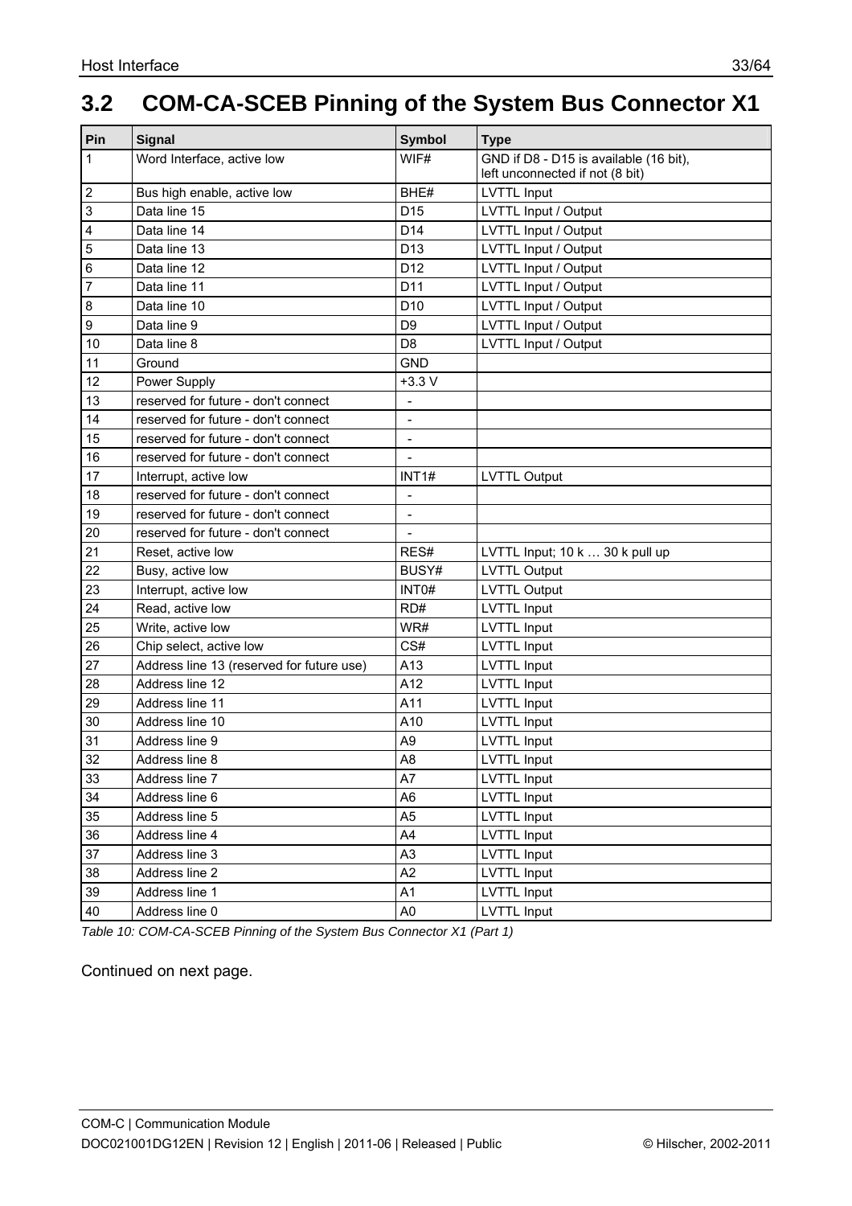## 3.2 COM-CA-SCEB Pinning of the System Bus Connector X1

| Pin | Signal | Symbol | Type |
|---|---|---|---|
| 1 | Word Interface, active low | WIF# | GND if D8 - D15 is available (16 bit), left unconnected if not (8 bit) |
| 2 | Bus high enable, active low | BHE# | LVTTL Input |
| 3 | Data line 15 | D15 | LVTTL Input / Output |
| 4 | Data line 14 | D14 | LVTTL Input / Output |
| 5 | Data line 13 | D13 | LVTTL Input / Output |
| 6 | Data line 12 | D12 | LVTTL Input / Output |
| 7 | Data line 11 | D11 | LVTTL Input / Output |
| 8 | Data line 10 | D10 | LVTTL Input / Output |
| 9 | Data line 9 | D9 | LVTTL Input / Output |
| 10 | Data line 8 | D8 | LVTTL Input / Output |
| 11 | Ground | GND | |
| 12 | Power Supply | +3.3 V | |
| 13 | reserved for future - don't connect | - | |
| 14 | reserved for future - don't connect | - | |
| 15 | reserved for future - don't connect | - | |
| 16 | reserved for future - don't connect | - | |
| 17 | Interrupt, active low | INT1# | LVTTL Output |
| 18 | reserved for future - don't connect | - | |
| 19 | reserved for future - don't connect | - | |
| 20 | reserved for future - don't connect | - | |
| 21 | Reset, active low | RES# | LVTTL Input; 10 k … 30 k pull up |
| 22 | Busy, active low | BUSY# | LVTTL Output |
| 23 | Interrupt, active low | INT0# | LVTTL Output |
| 24 | Read, active low | RD# | LVTTL Input |
| 25 | Write, active low | WR# | LVTTL Input |
| 26 | Chip select, active low | CS# | LVTTL Input |
| 27 | Address line 13 (reserved for future use) | A13 | LVTTL Input |
| 28 | Address line 12 | A12 | LVTTL Input |
| 29 | Address line 11 | A11 | LVTTL Input |
| 30 | Address line 10 | A10 | LVTTL Input |
| 31 | Address line 9 | A9 | LVTTL Input |
| 32 | Address line 8 | A8 | LVTTL Input |
| 33 | Address line 7 | A7 | LVTTL Input |
| 34 | Address line 6 | A6 | LVTTL Input |
| 35 | Address line 5 | A5 | LVTTL Input |
| 36 | Address line 4 | A4 | LVTTL Input |
| 37 | Address line 3 | A3 | LVTTL Input |
| 38 | Address line 2 | A2 | LVTTL Input |
| 39 | Address line 1 | A1 | LVTTL Input |
| 40 | Address line 0 | A0 | LVTTL Input |

*Table 10: COM-CA-SCEB Pinning of the System Bus Connector X1 (Part 1)*

Continued on next page.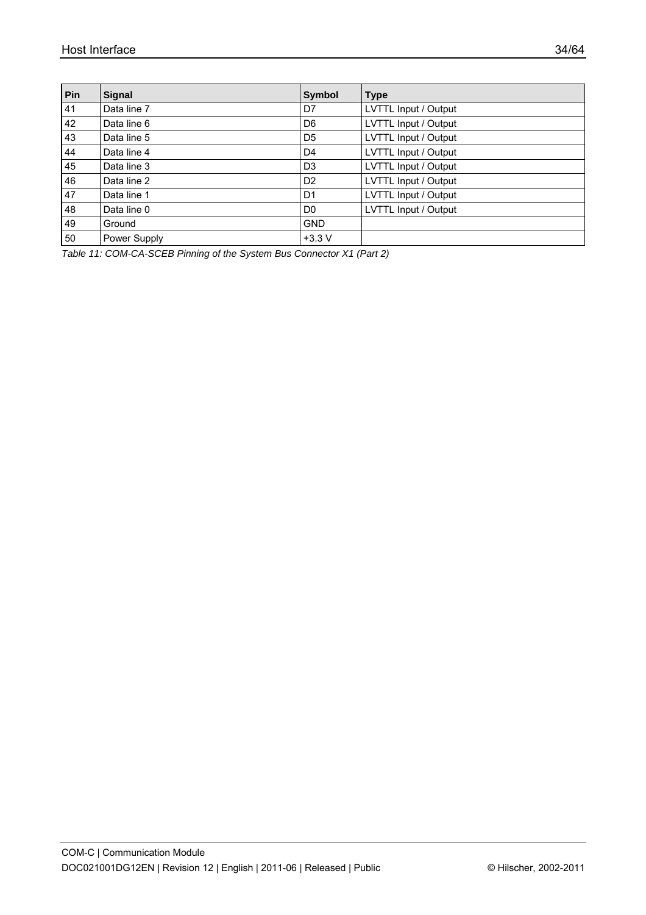| Pin | Signal | Symbol | Type |
| --- | --- | --- | --- |
| 41 | Data line 7 | D7 | LVTTL Input / Output |
| 42 | Data line 6 | D6 | LVTTL Input / Output |
| 43 | Data line 5 | D5 | LVTTL Input / Output |
| 44 | Data line 4 | D4 | LVTTL Input / Output |
| 45 | Data line 3 | D3 | LVTTL Input / Output |
| 46 | Data line 2 | D2 | LVTTL Input / Output |
| 47 | Data line 1 | D1 | LVTTL Input / Output |
| 48 | Data line 0 | D0 | LVTTL Input / Output |
| 49 | Ground | GND | |
| 50 | Power Supply | +3.3 V | |

*Table 11: COM-CA-SCEB Pinning of the System Bus Connector X1 (Part 2)*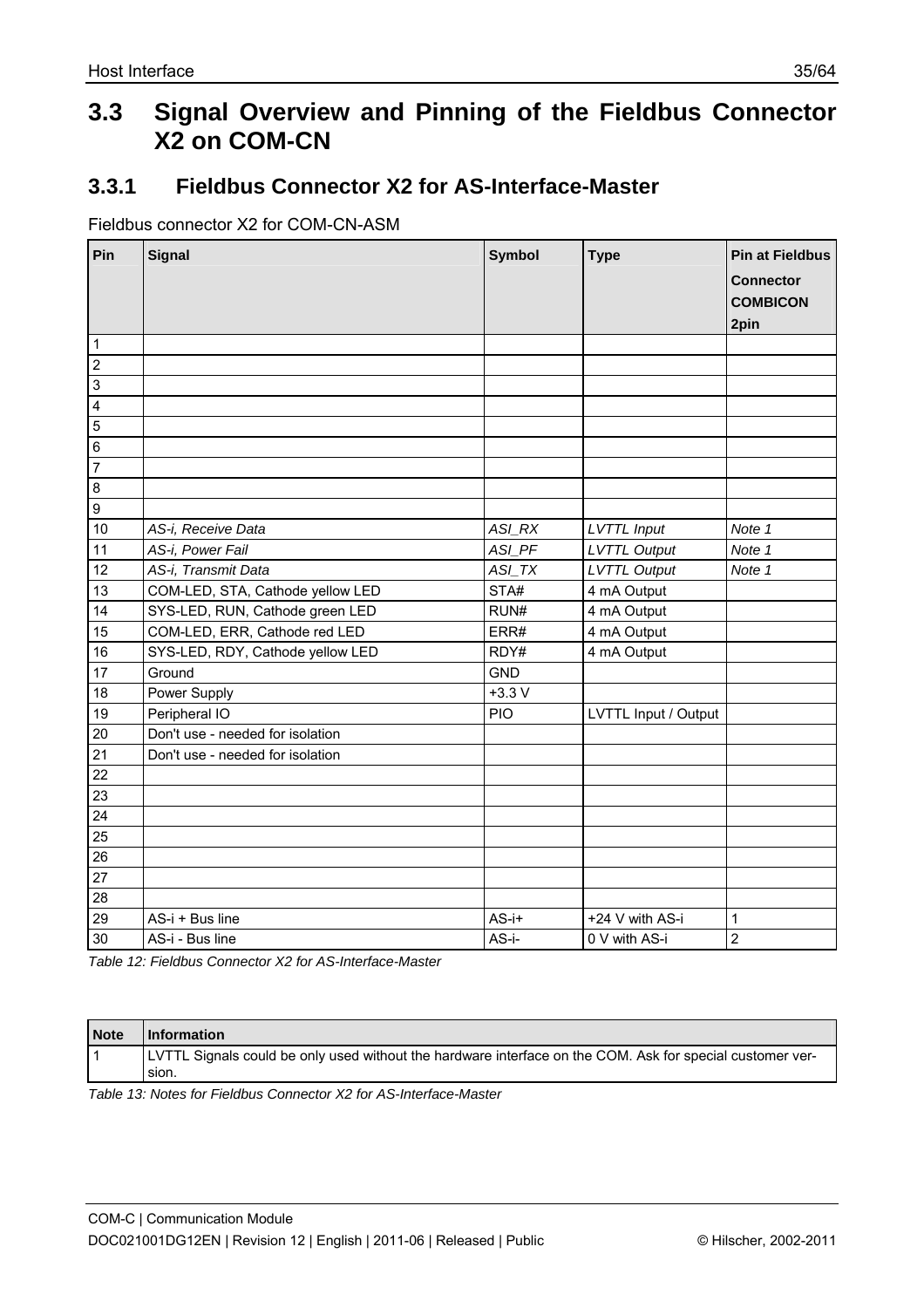## 3.3 Signal Overview and Pinning of the Fieldbus Connector X2 on COM-CN

### 3.3.1 Fieldbus Connector X2 for AS-Interface-Master

Fieldbus connector X2 for COM-CN-ASM

| Pin | Signal | Symbol | Type | Pin at Fieldbus Connector COMBICON 2pin |
|---|---|---|---|---|
| 1 | | | | |
| 2 | | | | |
| 3 | | | | |
| 4 | | | | |
| 5 | | | | |
| 6 | | | | |
| 7 | | | | |
| 8 | | | | |
| 9 | | | | |
| 10 | *AS-i, Receive Data* | *ASI_RX* | *LVTTL Input* | *Note 1* |
| 11 | *AS-i, Power Fail* | *ASI_PF* | *LVTTL Output* | *Note 1* |
| 12 | *AS-i, Transmit Data* | *ASI_TX* | *LVTTL Output* | *Note 1* |
| 13 | COM-LED, STA, Cathode yellow LED | STA# | 4 mA Output | |
| 14 | SYS-LED, RUN, Cathode green LED | RUN# | 4 mA Output | |
| 15 | COM-LED, ERR, Cathode red LED | ERR# | 4 mA Output | |
| 16 | SYS-LED, RDY, Cathode yellow LED | RDY# | 4 mA Output | |
| 17 | Ground | GND | | |
| 18 | Power Supply | +3.3 V | | |
| 19 | Peripheral IO | PIO | LVTTL Input / Output | |
| 20 | Don't use - needed for isolation | | | |
| 21 | Don't use - needed for isolation | | | |
| 22 | | | | |
| 23 | | | | |
| 24 | | | | |
| 25 | | | | |
| 26 | | | | |
| 27 | | | | |
| 28 | | | | |
| 29 | AS-i + Bus line | AS-i+ | +24 V with AS-i | 1 |
| 30 | AS-i - Bus line | AS-i- | 0 V with AS-i | 2 |

*Table 12: Fieldbus Connector X2 for AS-Interface-Master*

| Note | Information |
|---|---|
| 1 | LVTTL Signals could be only used without the hardware interface on the COM. Ask for special customer version. |

*Table 13: Notes for Fieldbus Connector X2 for AS-Interface-Master*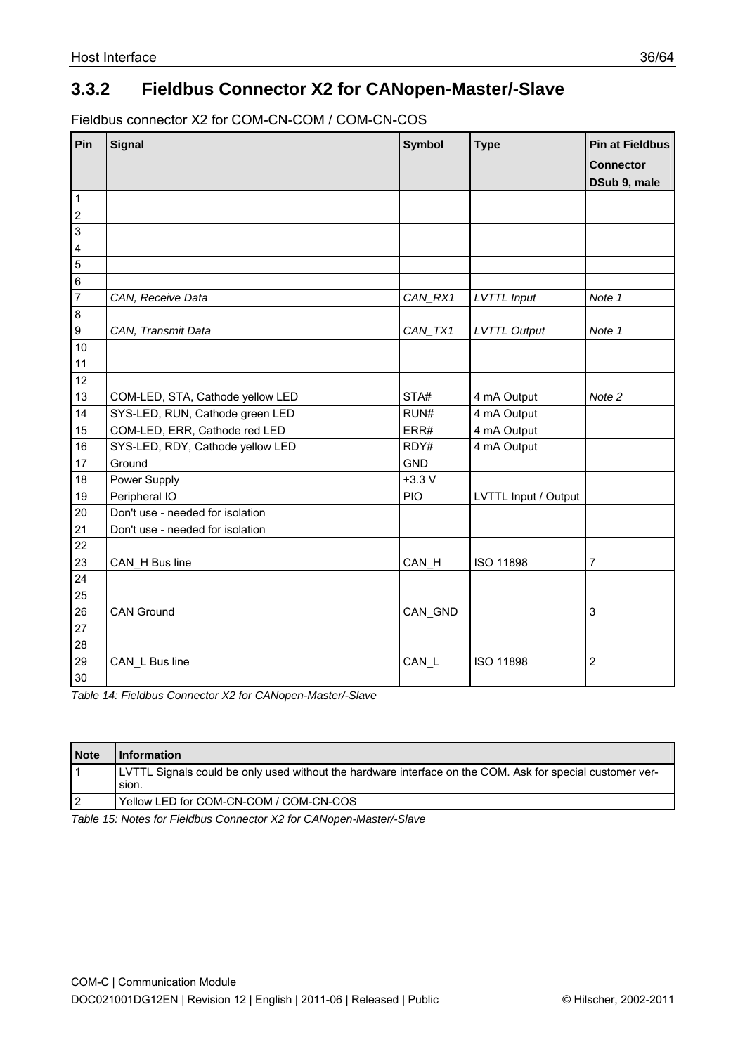## 3.3.2 Fieldbus Connector X2 for CANopen-Master/-Slave

Fieldbus connector X2 for COM-CN-COM / COM-CN-COS

| Pin | Signal | Symbol | Type | Pin at Fieldbus Connector DSub 9, male |
|---|---|---|---|---|
| 1 | | | | |
| 2 | | | | |
| 3 | | | | |
| 4 | | | | |
| 5 | | | | |
| 6 | | | | |
| 7 | *CAN, Receive Data* | *CAN_RX1* | *LVTTL Input* | *Note 1* |
| 8 | | | | |
| 9 | *CAN, Transmit Data* | *CAN_TX1* | *LVTTL Output* | *Note 1* |
| 10 | | | | |
| 11 | | | | |
| 12 | | | | |
| 13 | COM-LED, STA, Cathode yellow LED | STA# | 4 mA Output | *Note 2* |
| 14 | SYS-LED, RUN, Cathode green LED | RUN# | 4 mA Output | |
| 15 | COM-LED, ERR, Cathode red LED | ERR# | 4 mA Output | |
| 16 | SYS-LED, RDY, Cathode yellow LED | RDY# | 4 mA Output | |
| 17 | Ground | GND | | |
| 18 | Power Supply | +3.3 V | | |
| 19 | Peripheral IO | PIO | LVTTL Input / Output | |
| 20 | Don't use - needed for isolation | | | |
| 21 | Don't use - needed for isolation | | | |
| 22 | | | | |
| 23 | CAN_H Bus line | CAN_H | ISO 11898 | 7 |
| 24 | | | | |
| 25 | | | | |
| 26 | CAN Ground | CAN_GND | | 3 |
| 27 | | | | |
| 28 | | | | |
| 29 | CAN_L Bus line | CAN_L | ISO 11898 | 2 |
| 30 | | | | |

*Table 14: Fieldbus Connector X2 for CANopen-Master/-Slave*

| Note | Information |
|---|---|
| 1 | LVTTL Signals could be only used without the hardware interface on the COM. Ask for special customer version. |
| 2 | Yellow LED for COM-CN-COM / COM-CN-COS |

*Table 15: Notes for Fieldbus Connector X2 for CANopen-Master/-Slave*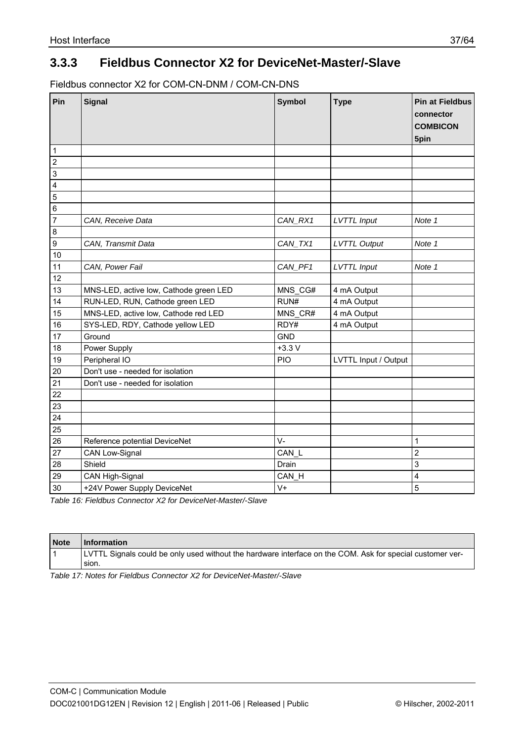### 3.3.3 Fieldbus Connector X2 for DeviceNet-Master/-Slave

Fieldbus connector X2 for COM-CN-DNM / COM-CN-DNS

| Pin | Signal | Symbol | Type | Pin at Fieldbus connector COMBICON 5pin |
|---|---|---|---|---|
| 1 | | | | |
| 2 | | | | |
| 3 | | | | |
| 4 | | | | |
| 5 | | | | |
| 6 | | | | |
| 7 | *CAN, Receive Data* | *CAN_RX1* | *LVTTL Input* | *Note 1* |
| 8 | | | | |
| 9 | *CAN, Transmit Data* | *CAN_TX1* | *LVTTL Output* | *Note 1* |
| 10 | | | | |
| 11 | *CAN, Power Fail* | *CAN_PF1* | *LVTTL Input* | *Note 1* |
| 12 | | | | |
| 13 | MNS-LED, active low, Cathode green LED | MNS_CG# | 4 mA Output | |
| 14 | RUN-LED, RUN, Cathode green LED | RUN# | 4 mA Output | |
| 15 | MNS-LED, active low, Cathode red LED | MNS_CR# | 4 mA Output | |
| 16 | SYS-LED, RDY, Cathode yellow LED | RDY# | 4 mA Output | |
| 17 | Ground | GND | | |
| 18 | Power Supply | +3.3 V | | |
| 19 | Peripheral IO | PIO | LVTTL Input / Output | |
| 20 | Don't use - needed for isolation | | | |
| 21 | Don't use - needed for isolation | | | |
| 22 | | | | |
| 23 | | | | |
| 24 | | | | |
| 25 | | | | |
| 26 | Reference potential DeviceNet | V- | | 1 |
| 27 | CAN Low-Signal | CAN_L | | 2 |
| 28 | Shield | Drain | | 3 |
| 29 | CAN High-Signal | CAN_H | | 4 |
| 30 | +24V Power Supply DeviceNet | V+ | | 5 |

*Table 16: Fieldbus Connector X2 for DeviceNet-Master/-Slave*

| Note | Information |
|---|---|
| 1 | LVTTL Signals could be only used without the hardware interface on the COM. Ask for special customer version. |

*Table 17: Notes for Fieldbus Connector X2 for DeviceNet-Master/-Slave*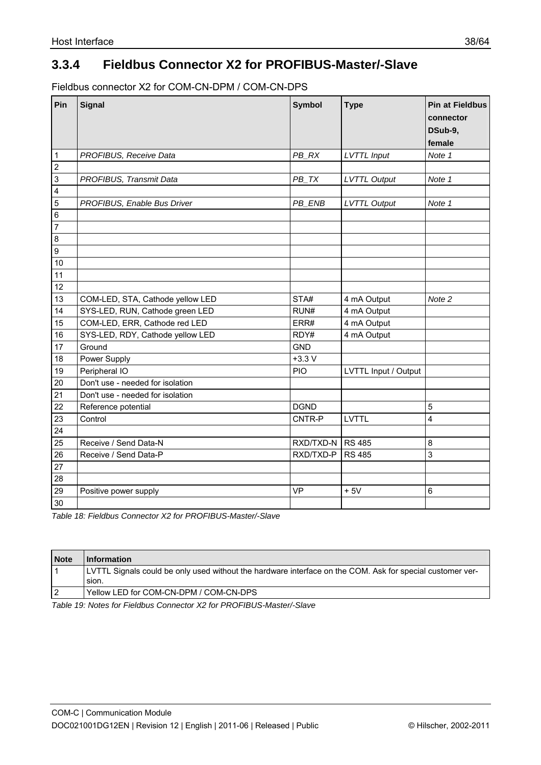## 3.3.4 Fieldbus Connector X2 for PROFIBUS-Master/-Slave

Fieldbus connector X2 for COM-CN-DPM / COM-CN-DPS

| Pin | Signal | Symbol | Type | Pin at Fieldbus connector DSub-9, female |
|---|---|---|---|---|
| 1 | *PROFIBUS, Receive Data* | *PB_RX* | *LVTTL Input* | *Note 1* |
| 2 | | | | |
| 3 | *PROFIBUS, Transmit Data* | *PB_TX* | *LVTTL Output* | *Note 1* |
| 4 | | | | |
| 5 | *PROFIBUS, Enable Bus Driver* | *PB_ENB* | *LVTTL Output* | *Note 1* |
| 6 | | | | |
| 7 | | | | |
| 8 | | | | |
| 9 | | | | |
| 10 | | | | |
| 11 | | | | |
| 12 | | | | |
| 13 | COM-LED, STA, Cathode yellow LED | STA# | 4 mA Output | *Note 2* |
| 14 | SYS-LED, RUN, Cathode green LED | RUN# | 4 mA Output | |
| 15 | COM-LED, ERR, Cathode red LED | ERR# | 4 mA Output | |
| 16 | SYS-LED, RDY, Cathode yellow LED | RDY# | 4 mA Output | |
| 17 | Ground | GND | | |
| 18 | Power Supply | +3.3 V | | |
| 19 | Peripheral IO | PIO | LVTTL Input / Output | |
| 20 | Don't use - needed for isolation | | | |
| 21 | Don't use - needed for isolation | | | |
| 22 | Reference potential | DGND | | 5 |
| 23 | Control | CNTR-P | LVTTL | 4 |
| 24 | | | | |
| 25 | Receive / Send Data-N | RXD/TXD-N | RS 485 | 8 |
| 26 | Receive / Send Data-P | RXD/TXD-P | RS 485 | 3 |
| 27 | | | | |
| 28 | | | | |
| 29 | Positive power supply | VP | + 5V | 6 |
| 30 | | | | |

*Table 18: Fieldbus Connector X2 for PROFIBUS-Master/-Slave*

| Note | Information |
|---|---|
| 1 | LVTTL Signals could be only used without the hardware interface on the COM. Ask for special customer version. |
| 2 | Yellow LED for COM-CN-DPM / COM-CN-DPS |

*Table 19: Notes for Fieldbus Connector X2 for PROFIBUS-Master/-Slave*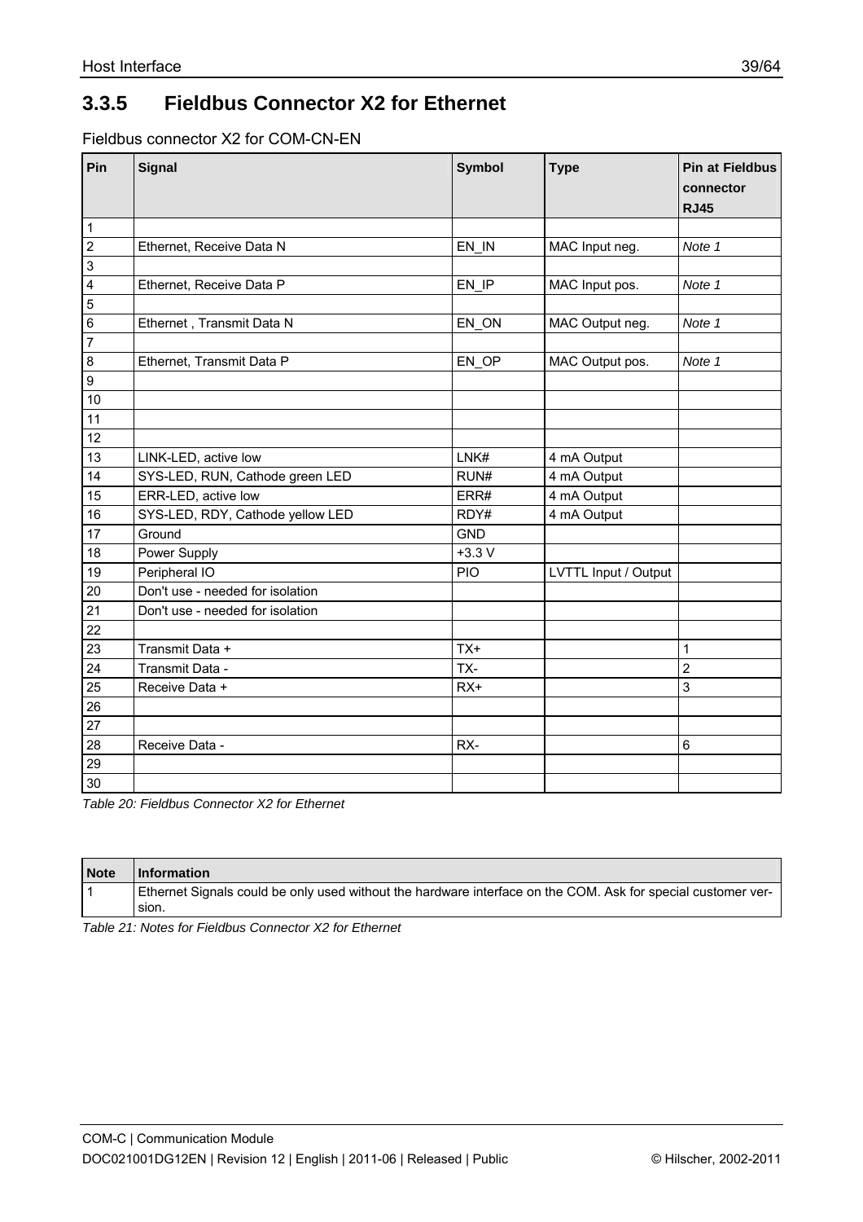### 3.3.5 Fieldbus Connector X2 for Ethernet

Fieldbus connector X2 for COM-CN-EN

| Pin | Signal | Symbol | Type | Pin at Fieldbus connector RJ45 |
|---|---|---|---|---|
| 1 | | | | |
| 2 | Ethernet, Receive Data N | EN_IN | MAC Input neg. | *Note 1* |
| 3 | | | | |
| 4 | Ethernet, Receive Data P | EN_IP | MAC Input pos. | *Note 1* |
| 5 | | | | |
| 6 | Ethernet , Transmit Data N | EN_ON | MAC Output neg. | *Note 1* |
| 7 | | | | |
| 8 | Ethernet, Transmit Data P | EN_OP | MAC Output pos. | *Note 1* |
| 9 | | | | |
| 10 | | | | |
| 11 | | | | |
| 12 | | | | |
| 13 | LINK-LED, active low | LNK# | 4 mA Output | |
| 14 | SYS-LED, RUN, Cathode green LED | RUN# | 4 mA Output | |
| 15 | ERR-LED, active low | ERR# | 4 mA Output | |
| 16 | SYS-LED, RDY, Cathode yellow LED | RDY# | 4 mA Output | |
| 17 | Ground | GND | | |
| 18 | Power Supply | +3.3 V | | |
| 19 | Peripheral IO | PIO | LVTTL Input / Output | |
| 20 | Don't use - needed for isolation | | | |
| 21 | Don't use - needed for isolation | | | |
| 22 | | | | |
| 23 | Transmit Data + | TX+ | | 1 |
| 24 | Transmit Data - | TX- | | 2 |
| 25 | Receive Data + | RX+ | | 3 |
| 26 | | | | |
| 27 | | | | |
| 28 | Receive Data - | RX- | | 6 |
| 29 | | | | |
| 30 | | | | |

*Table 20: Fieldbus Connector X2 for Ethernet*

| Note | Information |
|---|---|
| 1 | Ethernet Signals could be only used without the hardware interface on the COM. Ask for special customer version. |

*Table 21: Notes for Fieldbus Connector X2 for Ethernet*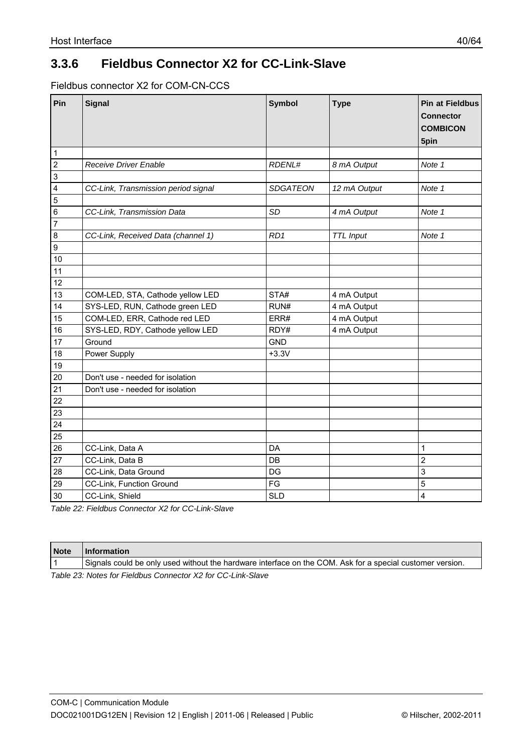### 3.3.6 Fieldbus Connector X2 for CC-Link-Slave

Fieldbus connector X2 for COM-CN-CCS

| Pin | Signal | Symbol | Type | Pin at Fieldbus Connector COMBICON 5pin |
|---|---|---|---|---|
| 1 | | | | |
| 2 | *Receive Driver Enable* | *RDENL#* | *8 mA Output* | *Note 1* |
| 3 | | | | |
| 4 | *CC-Link, Transmission period signal* | *SDGATEON* | *12 mA Output* | *Note 1* |
| 5 | | | | |
| 6 | *CC-Link, Transmission Data* | *SD* | *4 mA Output* | *Note 1* |
| 7 | | | | |
| 8 | *CC-Link, Received Data (channel 1)* | *RD1* | *TTL Input* | *Note 1* |
| 9 | | | | |
| 10 | | | | |
| 11 | | | | |
| 12 | | | | |
| 13 | COM-LED, STA, Cathode yellow LED | STA# | 4 mA Output | |
| 14 | SYS-LED, RUN, Cathode green LED | RUN# | 4 mA Output | |
| 15 | COM-LED, ERR, Cathode red LED | ERR# | 4 mA Output | |
| 16 | SYS-LED, RDY, Cathode yellow LED | RDY# | 4 mA Output | |
| 17 | Ground | GND | | |
| 18 | Power Supply | +3.3V | | |
| 19 | | | | |
| 20 | Don't use - needed for isolation | | | |
| 21 | Don't use - needed for isolation | | | |
| 22 | | | | |
| 23 | | | | |
| 24 | | | | |
| 25 | | | | |
| 26 | CC-Link, Data A | DA | | 1 |
| 27 | CC-Link, Data B | DB | | 2 |
| 28 | CC-Link, Data Ground | DG | | 3 |
| 29 | CC-Link, Function Ground | FG | | 5 |
| 30 | CC-Link, Shield | SLD | | 4 |

*Table 22: Fieldbus Connector X2 for CC-Link-Slave*

| Note | Information |
|---|---|
| 1 | Signals could be only used without the hardware interface on the COM. Ask for a special customer version. |

*Table 23: Notes for Fieldbus Connector X2 for CC-Link-Slave*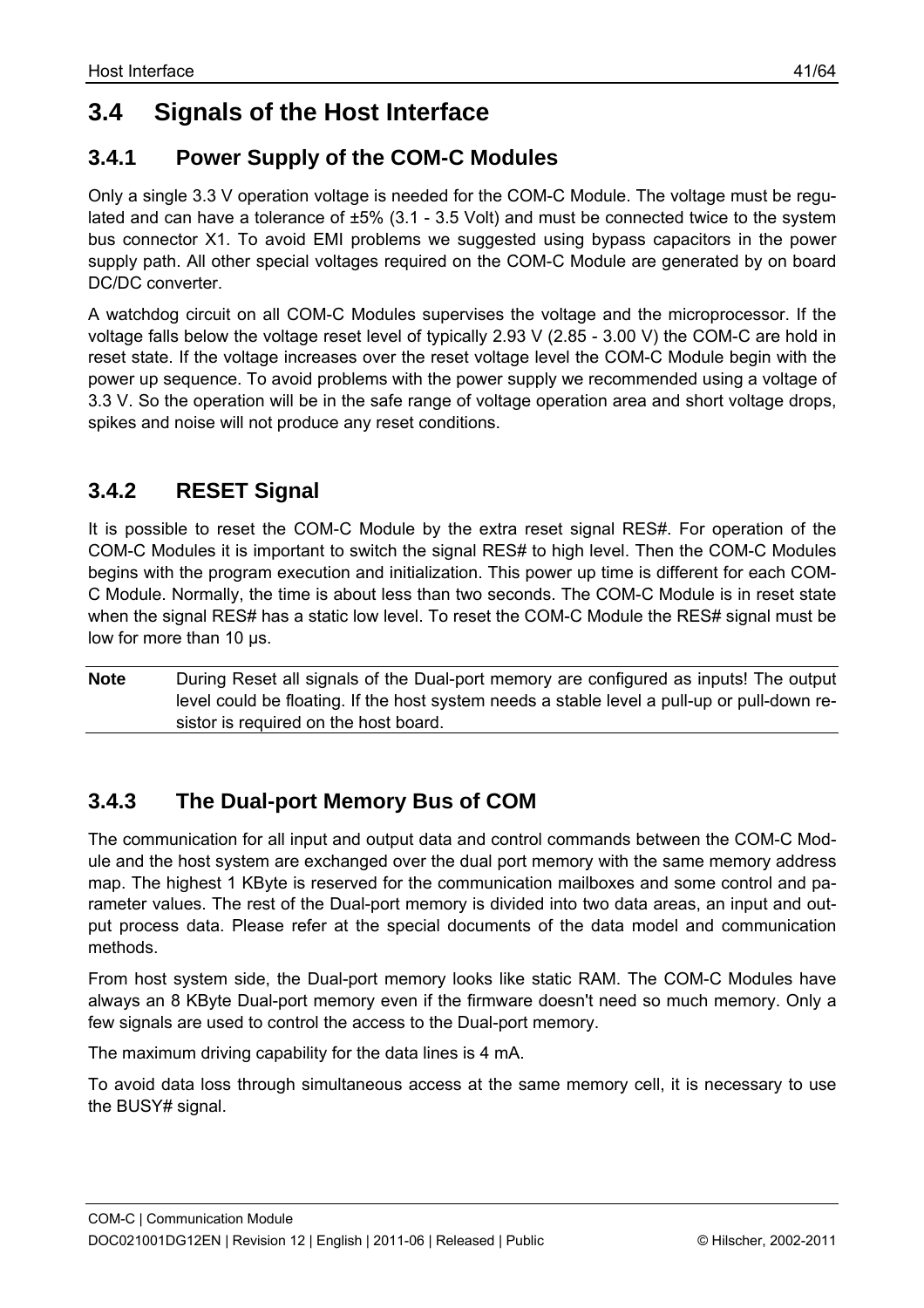## 3.4 Signals of the Host Interface

### 3.4.1 Power Supply of the COM-C Modules

Only a single 3.3 V operation voltage is needed for the COM-C Module. The voltage must be regulated and can have a tolerance of ±5% (3.1 - 3.5 Volt) and must be connected twice to the system bus connector X1. To avoid EMI problems we suggested using bypass capacitors in the power supply path. All other special voltages required on the COM-C Module are generated by on board DC/DC converter.

A watchdog circuit on all COM-C Modules supervises the voltage and the microprocessor. If the voltage falls below the voltage reset level of typically 2.93 V (2.85 - 3.00 V) the COM-C are hold in reset state. If the voltage increases over the reset voltage level the COM-C Module begin with the power up sequence. To avoid problems with the power supply we recommended using a voltage of 3.3 V. So the operation will be in the safe range of voltage operation area and short voltage drops, spikes and noise will not produce any reset conditions.

### 3.4.2 RESET Signal

It is possible to reset the COM-C Module by the extra reset signal RES#. For operation of the COM-C Modules it is important to switch the signal RES# to high level. Then the COM-C Modules begins with the program execution and initialization. This power up time is different for each COM-C Module. Normally, the time is about less than two seconds. The COM-C Module is in reset state when the signal RES# has a static low level. To reset the COM-C Module the RES# signal must be low for more than 10 µs.

| **Note** | During Reset all signals of the Dual-port memory are configured as inputs! The output level could be floating. If the host system needs a stable level a pull-up or pull-down resistor is required on the host board. |
|---|---|

### 3.4.3 The Dual-port Memory Bus of COM

The communication for all input and output data and control commands between the COM-C Module and the host system are exchanged over the dual port memory with the same memory address map. The highest 1 KByte is reserved for the communication mailboxes and some control and parameter values. The rest of the Dual-port memory is divided into two data areas, an input and output process data. Please refer at the special documents of the data model and communication methods.

From host system side, the Dual-port memory looks like static RAM. The COM-C Modules have always an 8 KByte Dual-port memory even if the firmware doesn't need so much memory. Only a few signals are used to control the access to the Dual-port memory.

The maximum driving capability for the data lines is 4 mA.

To avoid data loss through simultaneous access at the same memory cell, it is necessary to use the BUSY# signal.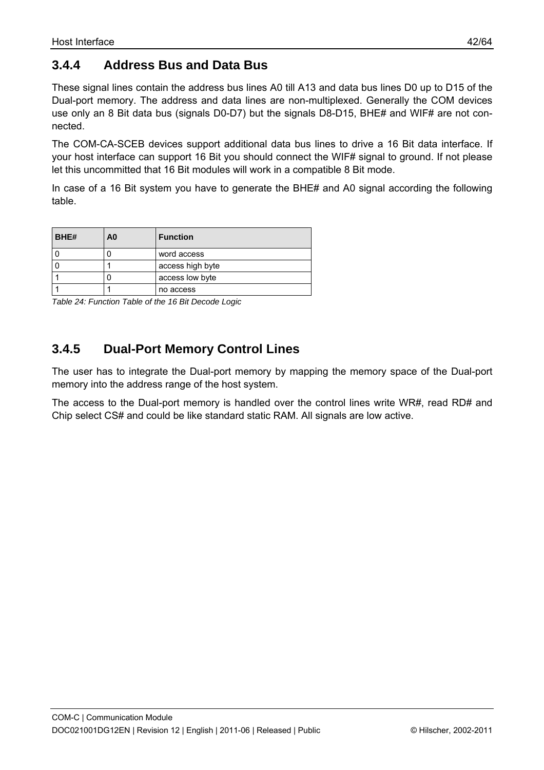### 3.4.4 Address Bus and Data Bus

These signal lines contain the address bus lines A0 till A13 and data bus lines D0 up to D15 of the Dual-port memory. The address and data lines are non-multiplexed. Generally the COM devices use only an 8 Bit data bus (signals D0-D7) but the signals D8-D15, BHE# and WIF# are not connected.

The COM-CA-SCEB devices support additional data bus lines to drive a 16 Bit data interface. If your host interface can support 16 Bit you should connect the WIF# signal to ground. If not please let this uncommitted that 16 Bit modules will work in a compatible 8 Bit mode.

In case of a 16 Bit system you have to generate the BHE# and A0 signal according the following table.

| BHE# | A0 | Function |
|---|---|---|
| 0 | 0 | word access |
| 0 | 1 | access high byte |
| 1 | 0 | access low byte |
| 1 | 1 | no access |

*Table 24: Function Table of the 16 Bit Decode Logic*

### 3.4.5 Dual-Port Memory Control Lines

The user has to integrate the Dual-port memory by mapping the memory space of the Dual-port memory into the address range of the host system.

The access to the Dual-port memory is handled over the control lines write WR#, read RD# and Chip select CS# and could be like standard static RAM. All signals are low active.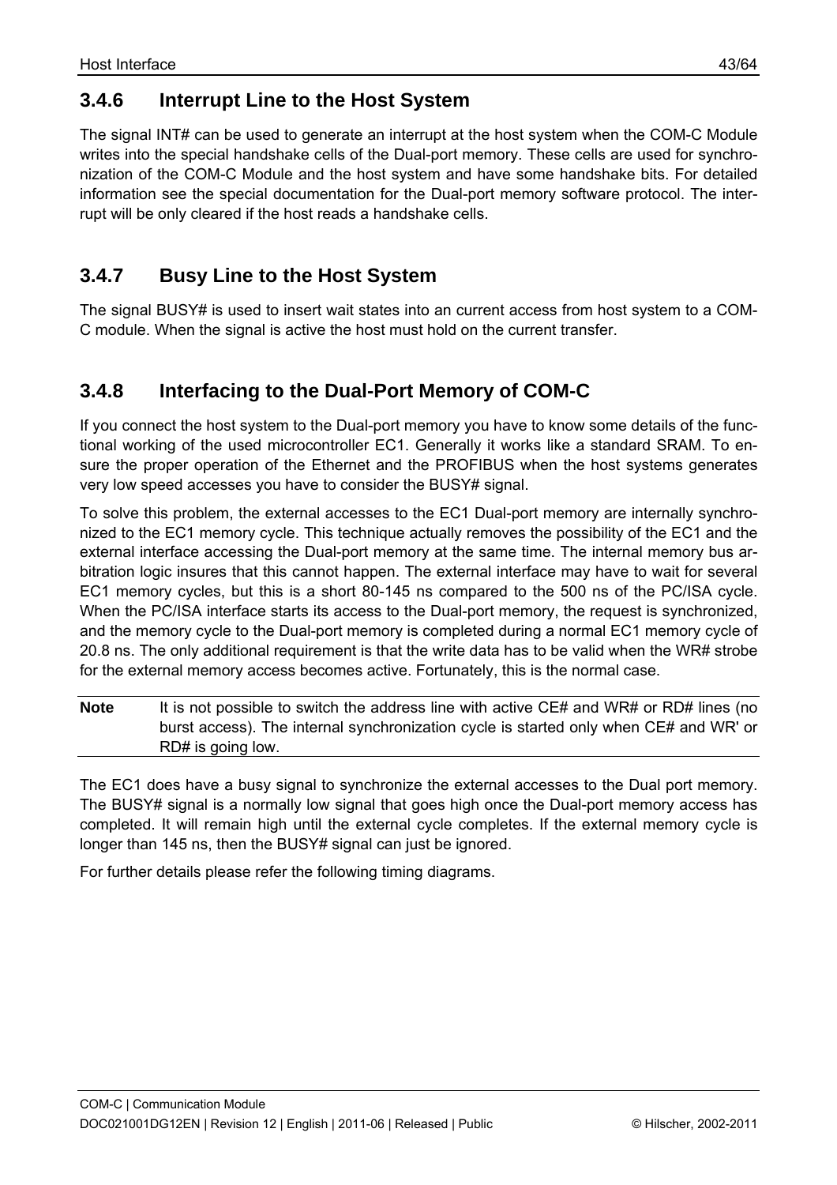### 3.4.6 Interrupt Line to the Host System

The signal INT# can be used to generate an interrupt at the host system when the COM-C Module writes into the special handshake cells of the Dual-port memory. These cells are used for synchronization of the COM-C Module and the host system and have some handshake bits. For detailed information see the special documentation for the Dual-port memory software protocol. The interrupt will be only cleared if the host reads a handshake cells.

### 3.4.7 Busy Line to the Host System

The signal BUSY# is used to insert wait states into an current access from host system to a COM-C module. When the signal is active the host must hold on the current transfer.

### 3.4.8 Interfacing to the Dual-Port Memory of COM-C

If you connect the host system to the Dual-port memory you have to know some details of the functional working of the used microcontroller EC1. Generally it works like a standard SRAM. To ensure the proper operation of the Ethernet and the PROFIBUS when the host systems generates very low speed accesses you have to consider the BUSY# signal.

To solve this problem, the external accesses to the EC1 Dual-port memory are internally synchronized to the EC1 memory cycle. This technique actually removes the possibility of the EC1 and the external interface accessing the Dual-port memory at the same time. The internal memory bus arbitration logic insures that this cannot happen. The external interface may have to wait for several EC1 memory cycles, but this is a short 80-145 ns compared to the 500 ns of the PC/ISA cycle. When the PC/ISA interface starts its access to the Dual-port memory, the request is synchronized, and the memory cycle to the Dual-port memory is completed during a normal EC1 memory cycle of 20.8 ns. The only additional requirement is that the write data has to be valid when the WR# strobe for the external memory access becomes active. Fortunately, this is the normal case.

| **Note** | It is not possible to switch the address line with active CE# and WR# or RD# lines (no burst access). The internal synchronization cycle is started only when CE# and WR' or RD# is going low. |
|---|---|

The EC1 does have a busy signal to synchronize the external accesses to the Dual port memory. The BUSY# signal is a normally low signal that goes high once the Dual-port memory access has completed. It will remain high until the external cycle completes. If the external memory cycle is longer than 145 ns, then the BUSY# signal can just be ignored.

For further details please refer the following timing diagrams.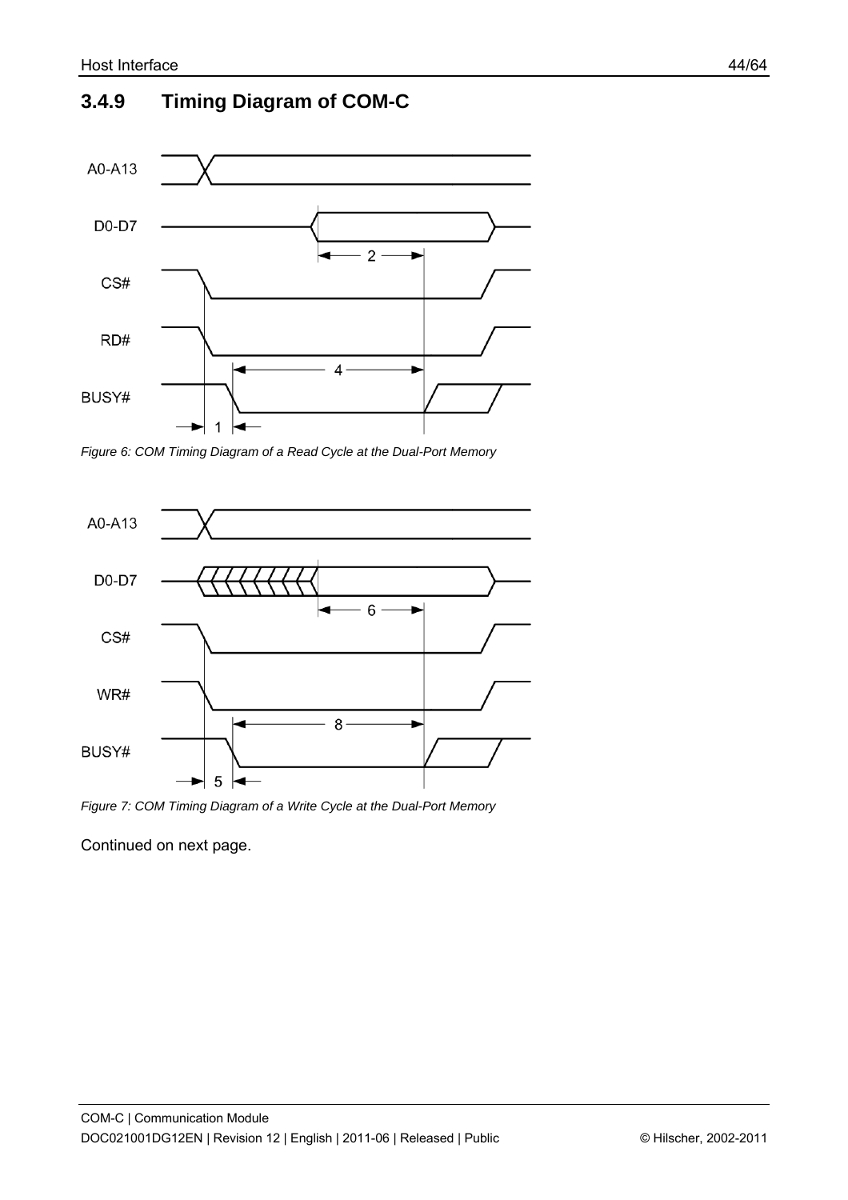## 3.4.9 Timing Diagram of COM-C

*Figure 6: COM Timing Diagram of a Read Cycle at the Dual-Port Memory*

*Figure 7: COM Timing Diagram of a Write Cycle at the Dual-Port Memory*

Continued on next page.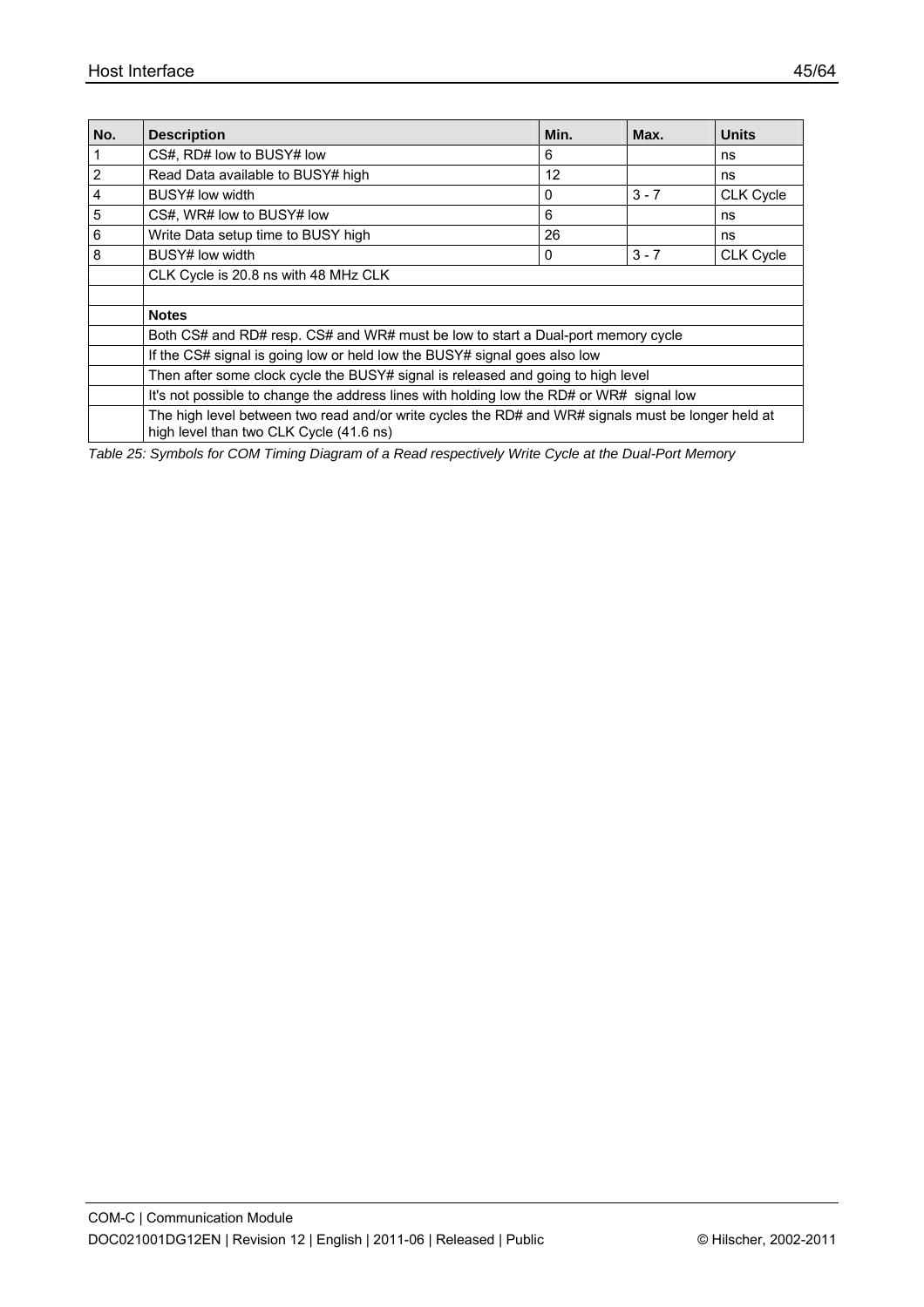| No. | Description | Min. | Max. | Units |
| --- | --- | --- | --- | --- |
| 1 | CS#, RD# low to BUSY# low | 6 | | ns |
| 2 | Read Data available to BUSY# high | 12 | | ns |
| 4 | BUSY# low width | 0 | 3 - 7 | CLK Cycle |
| 5 | CS#, WR# low to BUSY# low | 6 | | ns |
| 6 | Write Data setup time to BUSY high | 26 | | ns |
| 8 | BUSY# low width | 0 | 3 - 7 | CLK Cycle |
| | CLK Cycle is 20.8 ns with 48 MHz CLK | | | |
| | | | | |
| | **Notes** | | | |
| | Both CS# and RD# resp. CS# and WR# must be low to start a Dual-port memory cycle | | | |
| | If the CS# signal is going low or held low the BUSY# signal goes also low | | | |
| | Then after some clock cycle the BUSY# signal is released and going to high level | | | |
| | It's not possible to change the address lines with holding low the RD# or WR# signal low | | | |
| | The high level between two read and/or write cycles the RD# and WR# signals must be longer held at high level than two CLK Cycle (41.6 ns) | | | |

*Table 25: Symbols for COM Timing Diagram of a Read respectively Write Cycle at the Dual-Port Memory*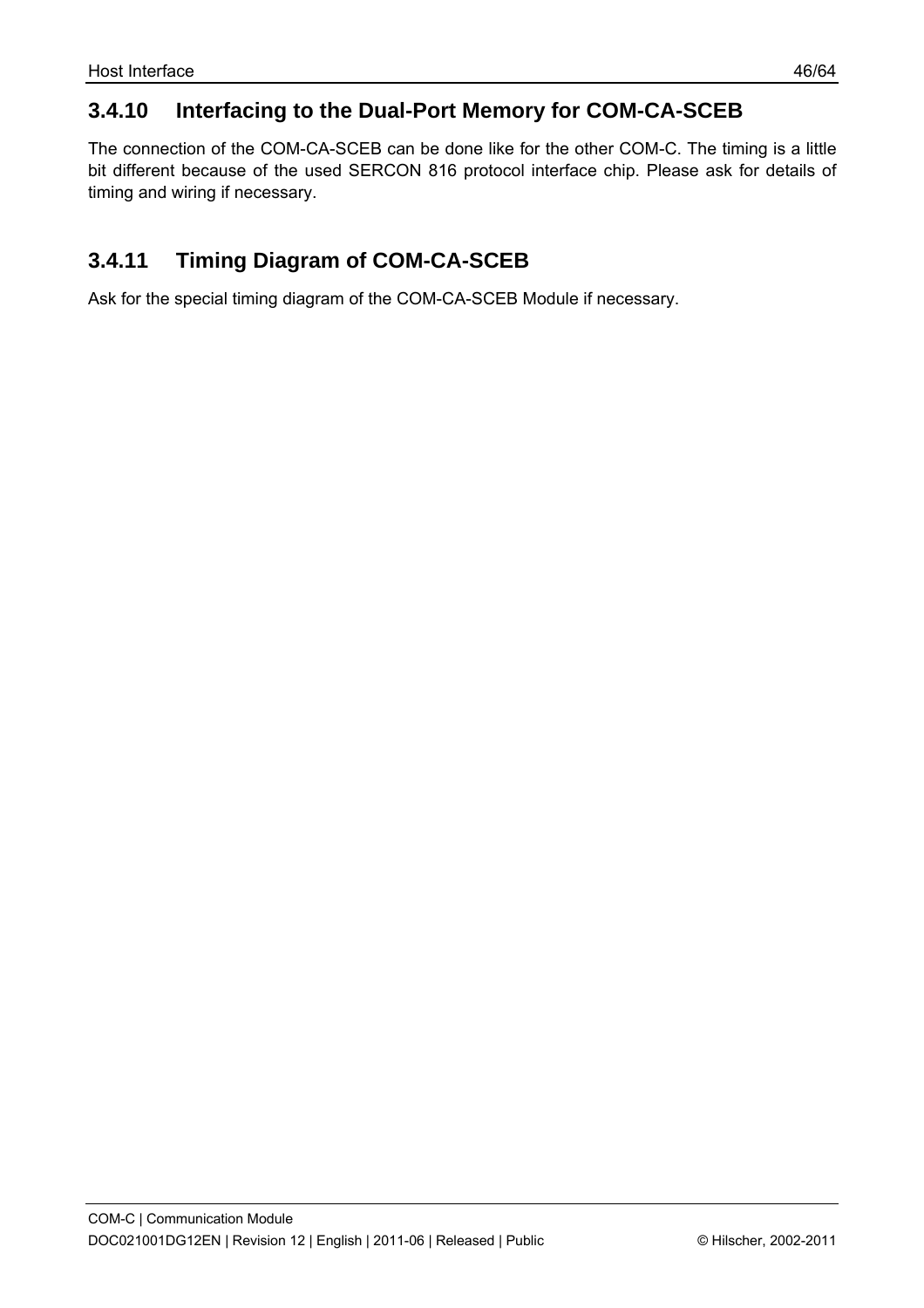### 3.4.10 Interfacing to the Dual-Port Memory for COM-CA-SCEB

The connection of the COM-CA-SCEB can be done like for the other COM-C. The timing is a little bit different because of the used SERCON 816 protocol interface chip. Please ask for details of timing and wiring if necessary.

### 3.4.11 Timing Diagram of COM-CA-SCEB

Ask for the special timing diagram of the COM-CA-SCEB Module if necessary.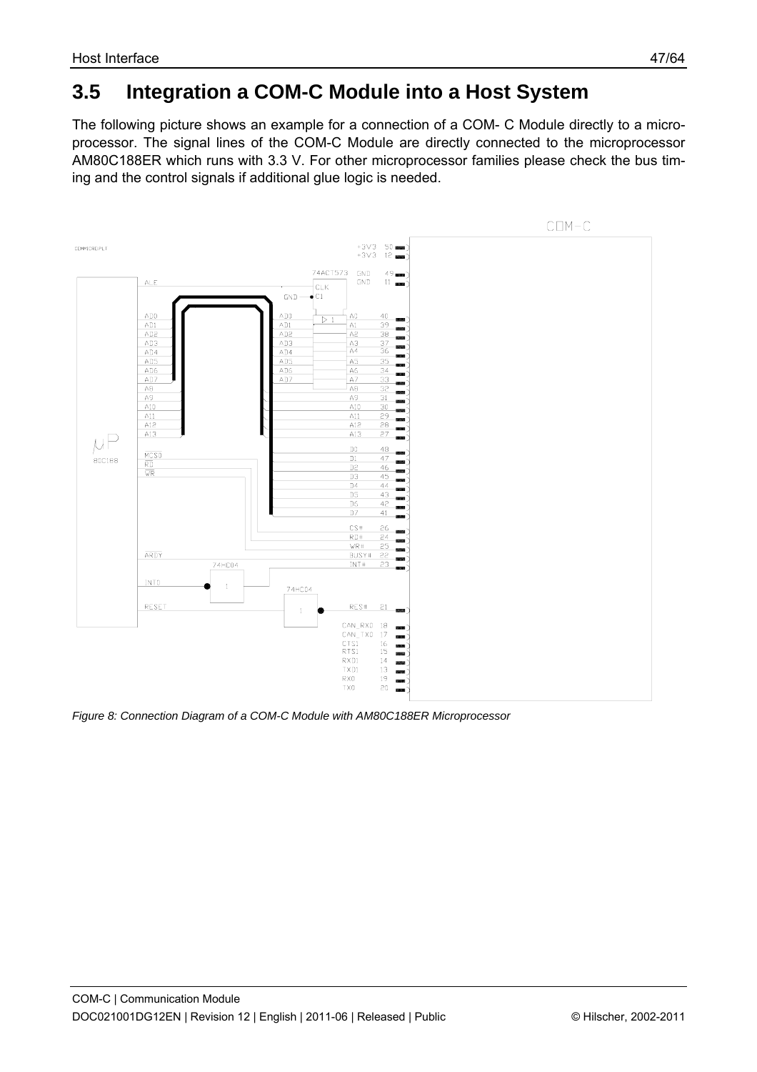## 3.5 Integration a COM-C Module into a Host System

The following picture shows an example for a connection of a COM- C Module directly to a microprocessor. The signal lines of the COM-C Module are directly connected to the microprocessor AM80C188ER which runs with 3.3 V. For other microprocessor families please check the bus timing and the control signals if additional glue logic is needed.

*Figure 8: Connection Diagram of a COM-C Module with AM80C188ER Microprocessor*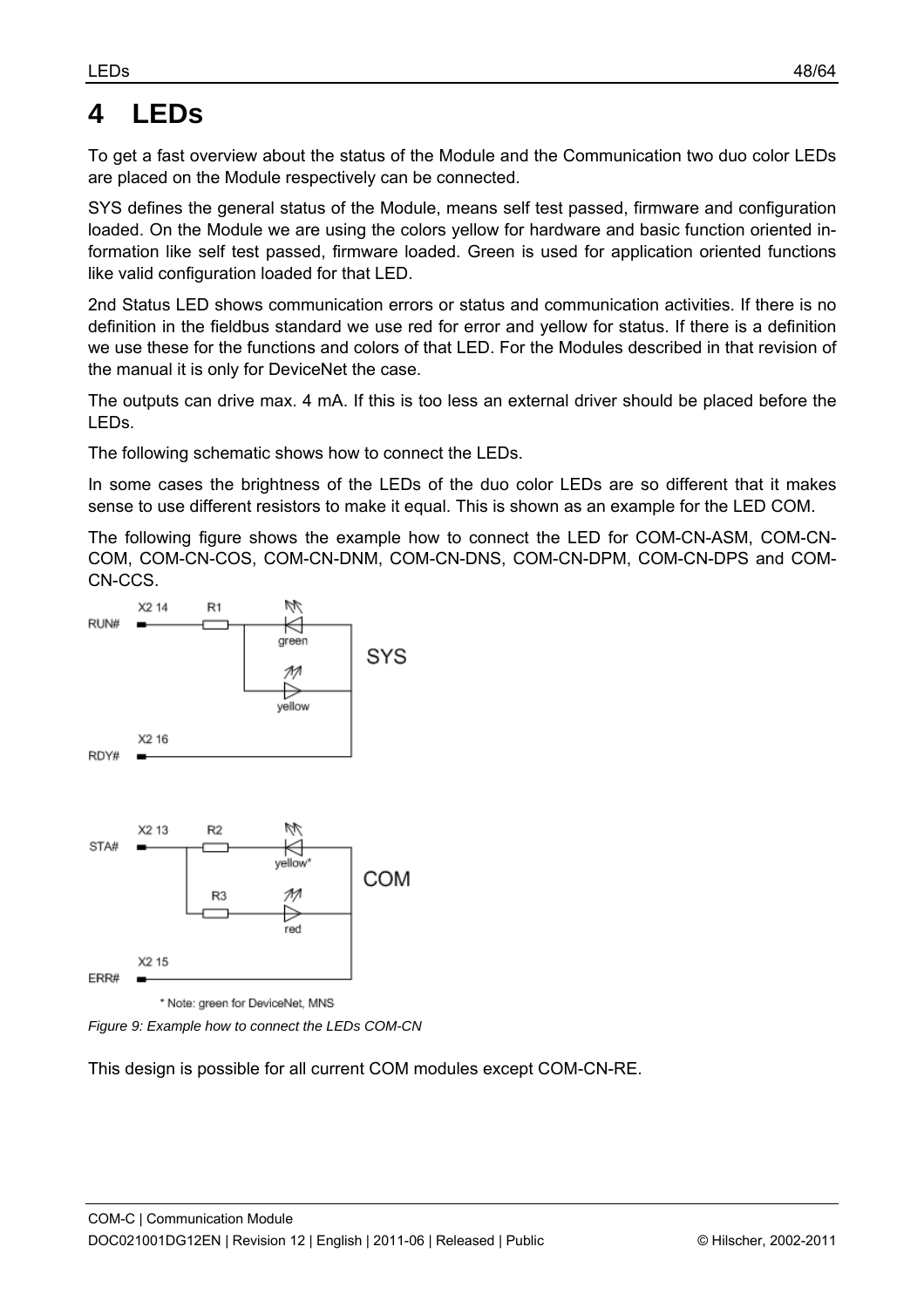# 4 LEDs

To get a fast overview about the status of the Module and the Communication two duo color LEDs are placed on the Module respectively can be connected.

SYS defines the general status of the Module, means self test passed, firmware and configuration loaded. On the Module we are using the colors yellow for hardware and basic function oriented information like self test passed, firmware loaded. Green is used for application oriented functions like valid configuration loaded for that LED.

2nd Status LED shows communication errors or status and communication activities. If there is no definition in the fieldbus standard we use red for error and yellow for status. If there is a definition we use these for the functions and colors of that LED. For the Modules described in that revision of the manual it is only for DeviceNet the case.

The outputs can drive max. 4 mA. If this is too less an external driver should be placed before the LEDs.

The following schematic shows how to connect the LEDs.

In some cases the brightness of the LEDs of the duo color LEDs are so different that it makes sense to use different resistors to make it equal. This is shown as an example for the LED COM.

The following figure shows the example how to connect the LED for COM-CN-ASM, COM-CN-COM, COM-CN-COS, COM-CN-DNM, COM-CN-DNS, COM-CN-DPM, COM-CN-DPS and COM-CN-CCS.

RUN# X2 14 R1 green yellow SYS RDY# X2 16

STA# X2 13 R2 yellow* R3 red COM ERR# X2 15

* Note: green for DeviceNet, MNS

*Figure 9: Example how to connect the LEDs COM-CN*

This design is possible for all current COM modules except COM-CN-RE.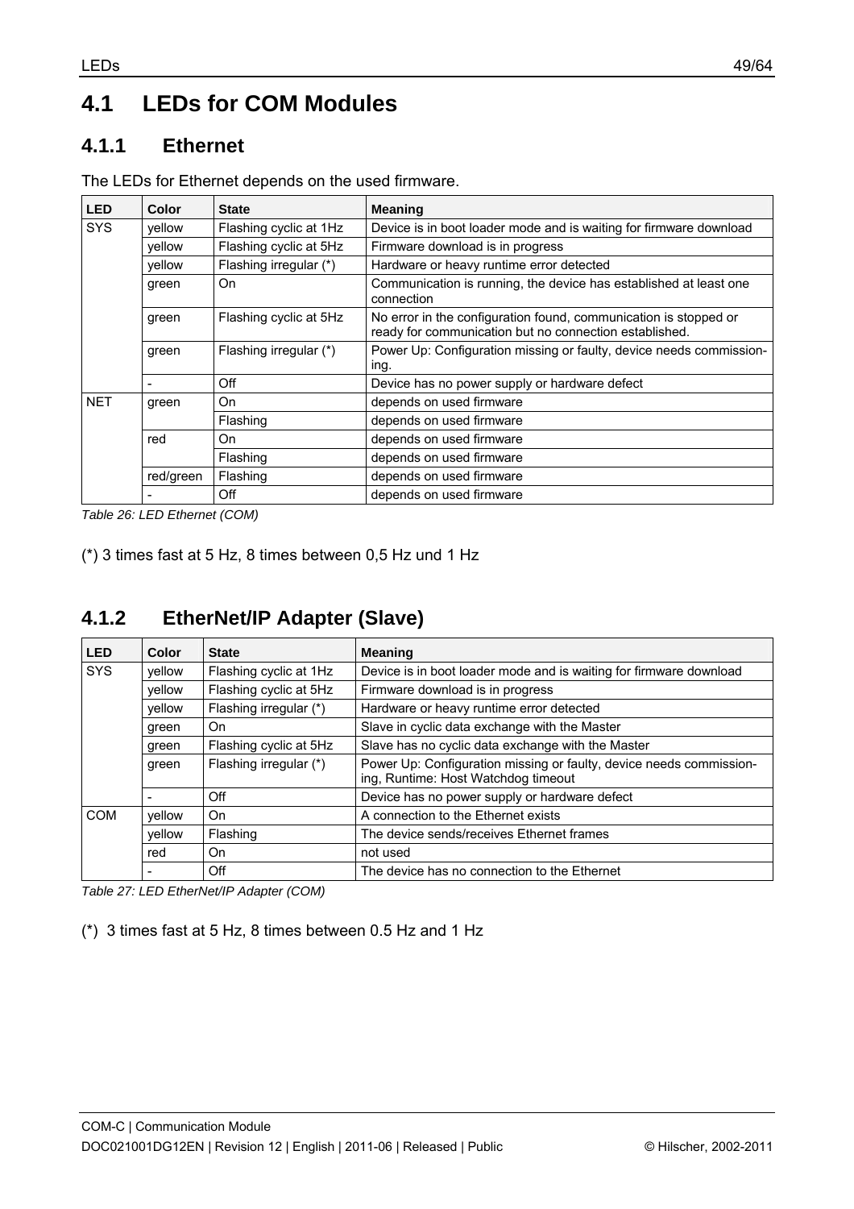# 4.1 LEDs for COM Modules

## 4.1.1 Ethernet

The LEDs for Ethernet depends on the used firmware.

| LED | Color | State | Meaning |
|---|---|---|---|
| SYS | yellow | Flashing cyclic at 1Hz | Device is in boot loader mode and is waiting for firmware download |
| | yellow | Flashing cyclic at 5Hz | Firmware download is in progress |
| | yellow | Flashing irregular (*) | Hardware or heavy runtime error detected |
| | green | On | Communication is running, the device has established at least one connection |
| | green | Flashing cyclic at 5Hz | No error in the configuration found, communication is stopped or ready for communication but no connection established. |
| | green | Flashing irregular (*) | Power Up: Configuration missing or faulty, device needs commissioning. |
| | - | Off | Device has no power supply or hardware defect |
| NET | green | On | depends on used firmware |
| | | Flashing | depends on used firmware |
| | red | On | depends on used firmware |
| | | Flashing | depends on used firmware |
| | red/green | Flashing | depends on used firmware |
| | - | Off | depends on used firmware |

*Table 26: LED Ethernet (COM)*

(*) 3 times fast at 5 Hz, 8 times between 0,5 Hz und 1 Hz

## 4.1.2 EtherNet/IP Adapter (Slave)

| LED | Color | State | Meaning |
|---|---|---|---|
| SYS | yellow | Flashing cyclic at 1Hz | Device is in boot loader mode and is waiting for firmware download |
| | yellow | Flashing cyclic at 5Hz | Firmware download is in progress |
| | yellow | Flashing irregular (*) | Hardware or heavy runtime error detected |
| | green | On | Slave in cyclic data exchange with the Master |
| | green | Flashing cyclic at 5Hz | Slave has no cyclic data exchange with the Master |
| | green | Flashing irregular (*) | Power Up: Configuration missing or faulty, device needs commissioning, Runtime: Host Watchdog timeout |
| | - | Off | Device has no power supply or hardware defect |
| COM | yellow | On | A connection to the Ethernet exists |
| | yellow | Flashing | The device sends/receives Ethernet frames |
| | red | On | not used |
| | - | Off | The device has no connection to the Ethernet |

*Table 27: LED EtherNet/IP Adapter (COM)*

(*) 3 times fast at 5 Hz, 8 times between 0.5 Hz and 1 Hz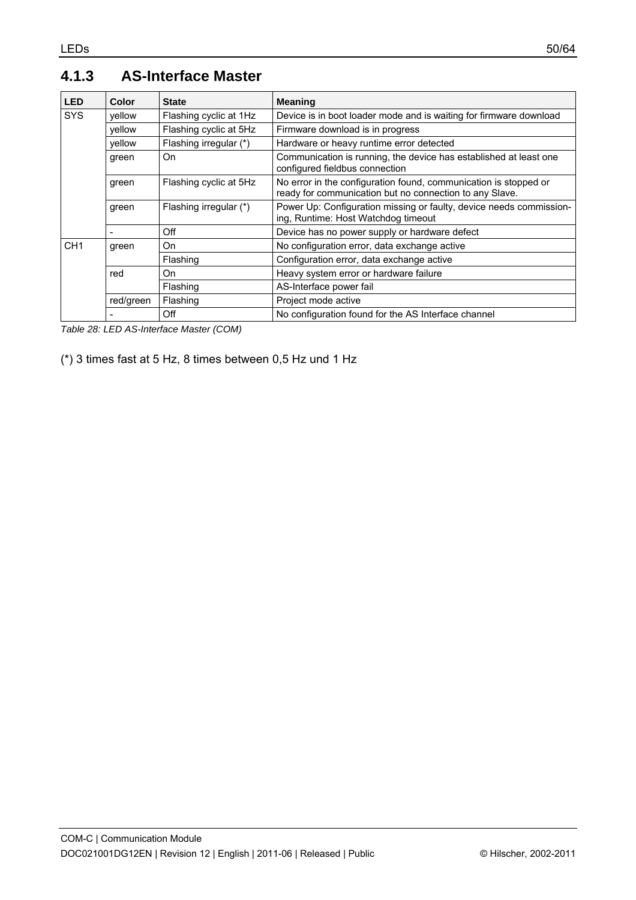### 4.1.3 AS-Interface Master

| LED | Color | State | Meaning |
|---|---|---|---|
| SYS | yellow | Flashing cyclic at 1Hz | Device is in boot loader mode and is waiting for firmware download |
| | yellow | Flashing cyclic at 5Hz | Firmware download is in progress |
| | yellow | Flashing irregular (*) | Hardware or heavy runtime error detected |
| | green | On | Communication is running, the device has established at least one configured fieldbus connection |
| | green | Flashing cyclic at 5Hz | No error in the configuration found, communication is stopped or ready for communication but no connection to any Slave. |
| | green | Flashing irregular (*) | Power Up: Configuration missing or faulty, device needs commissioning, Runtime: Host Watchdog timeout |
| | - | Off | Device has no power supply or hardware defect |
| CH1 | green | On | No configuration error, data exchange active |
| | | Flashing | Configuration error, data exchange active |
| | red | On | Heavy system error or hardware failure |
| | | Flashing | AS-Interface power fail |
| | red/green | Flashing | Project mode active |
| | - | Off | No configuration found for the AS Interface channel |

*Table 28: LED AS-Interface Master (COM)*

(*) 3 times fast at 5 Hz, 8 times between 0,5 Hz und 1 Hz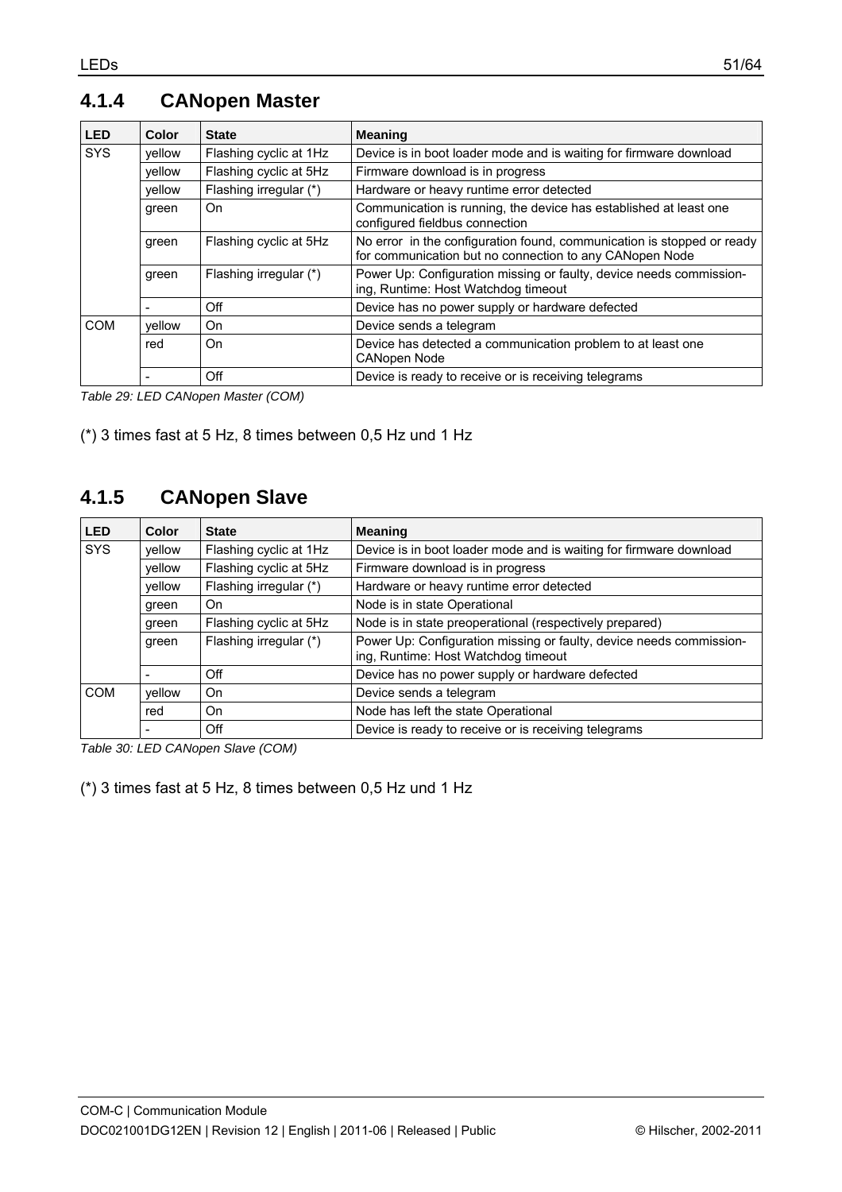### 4.1.4 CANopen Master

| LED | Color | State | Meaning |
|---|---|---|---|
| SYS | yellow | Flashing cyclic at 1Hz | Device is in boot loader mode and is waiting for firmware download |
| | yellow | Flashing cyclic at 5Hz | Firmware download is in progress |
| | yellow | Flashing irregular (*) | Hardware or heavy runtime error detected |
| | green | On | Communication is running, the device has established at least one configured fieldbus connection |
| | green | Flashing cyclic at 5Hz | No error in the configuration found, communication is stopped or ready for communication but no connection to any CANopen Node |
| | green | Flashing irregular (*) | Power Up: Configuration missing or faulty, device needs commissioning, Runtime: Host Watchdog timeout |
| | - | Off | Device has no power supply or hardware defected |
| COM | yellow | On | Device sends a telegram |
| | red | On | Device has detected a communication problem to at least one CANopen Node |
| | - | Off | Device is ready to receive or is receiving telegrams |

*Table 29: LED CANopen Master (COM)*

(*) 3 times fast at 5 Hz, 8 times between 0,5 Hz und 1 Hz

### 4.1.5 CANopen Slave

| LED | Color | State | Meaning |
|---|---|---|---|
| SYS | yellow | Flashing cyclic at 1Hz | Device is in boot loader mode and is waiting for firmware download |
| | yellow | Flashing cyclic at 5Hz | Firmware download is in progress |
| | yellow | Flashing irregular (*) | Hardware or heavy runtime error detected |
| | green | On | Node is in state Operational |
| | green | Flashing cyclic at 5Hz | Node is in state preoperational (respectively prepared) |
| | green | Flashing irregular (*) | Power Up: Configuration missing or faulty, device needs commissioning, Runtime: Host Watchdog timeout |
| | - | Off | Device has no power supply or hardware defected |
| COM | yellow | On | Device sends a telegram |
| | red | On | Node has left the state Operational |
| | - | Off | Device is ready to receive or is receiving telegrams |

*Table 30: LED CANopen Slave (COM)*

(*) 3 times fast at 5 Hz, 8 times between 0,5 Hz und 1 Hz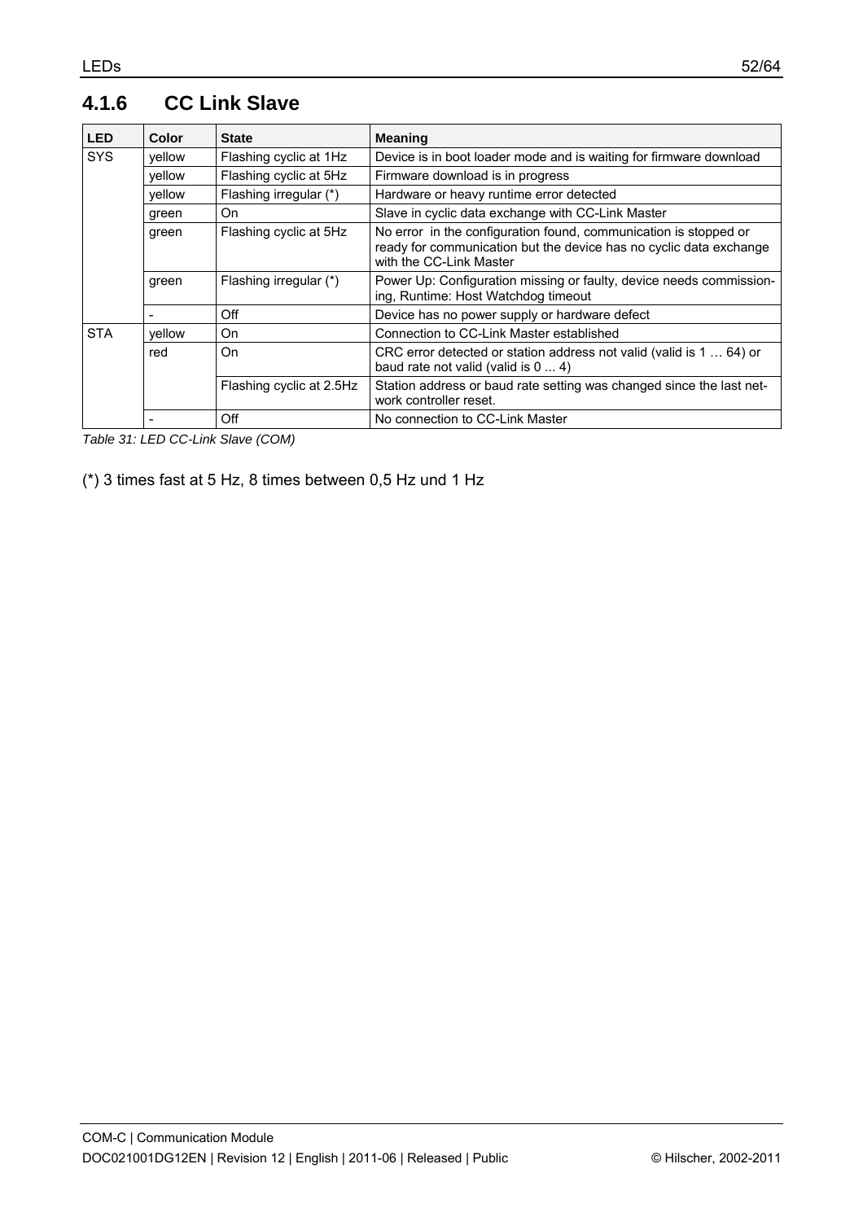### 4.1.6 CC Link Slave

| LED | Color | State | Meaning |
|---|---|---|---|
| SYS | yellow | Flashing cyclic at 1Hz | Device is in boot loader mode and is waiting for firmware download |
| | yellow | Flashing cyclic at 5Hz | Firmware download is in progress |
| | yellow | Flashing irregular (*) | Hardware or heavy runtime error detected |
| | green | On | Slave in cyclic data exchange with CC-Link Master |
| | green | Flashing cyclic at 5Hz | No error in the configuration found, communication is stopped or ready for communication but the device has no cyclic data exchange with the CC-Link Master |
| | green | Flashing irregular (*) | Power Up: Configuration missing or faulty, device needs commissioning, Runtime: Host Watchdog timeout |
| | - | Off | Device has no power supply or hardware defect |
| STA | yellow | On | Connection to CC-Link Master established |
| | red | On | CRC error detected or station address not valid (valid is 1 … 64) or baud rate not valid (valid is 0 ... 4) |
| | | Flashing cyclic at 2.5Hz | Station address or baud rate setting was changed since the last network controller reset. |
| | - | Off | No connection to CC-Link Master |

*Table 31: LED CC-Link Slave (COM)*

(*) 3 times fast at 5 Hz, 8 times between 0,5 Hz und 1 Hz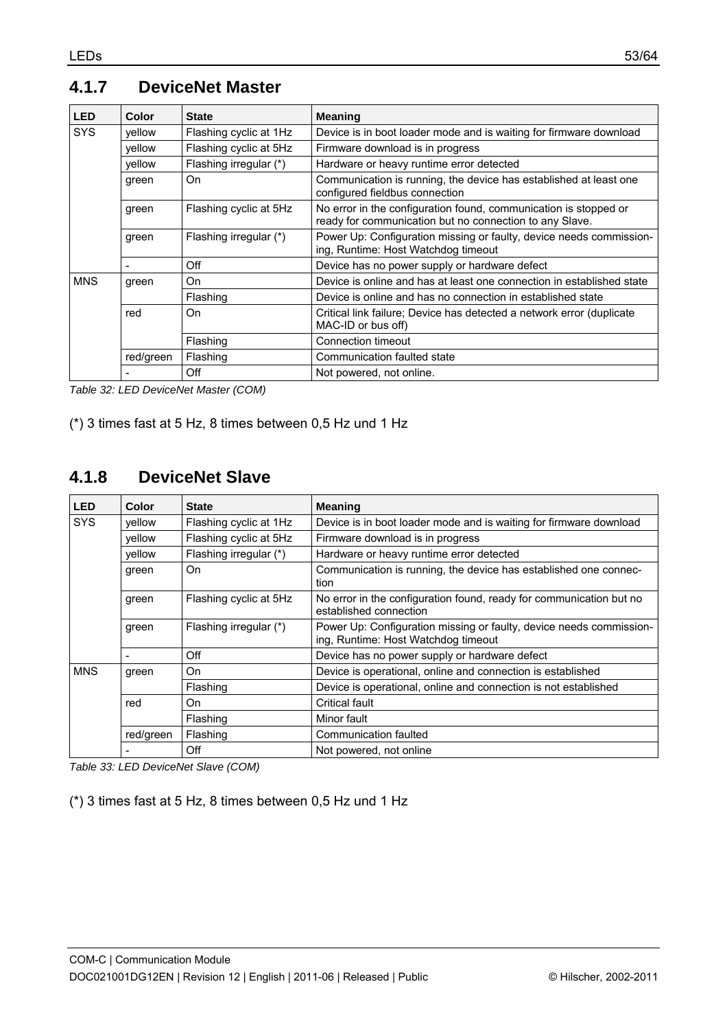### 4.1.7 DeviceNet Master

| LED | Color | State | Meaning |
|---|---|---|---|
| SYS | yellow | Flashing cyclic at 1Hz | Device is in boot loader mode and is waiting for firmware download |
| | yellow | Flashing cyclic at 5Hz | Firmware download is in progress |
| | yellow | Flashing irregular (*) | Hardware or heavy runtime error detected |
| | green | On | Communication is running, the device has established at least one configured fieldbus connection |
| | green | Flashing cyclic at 5Hz | No error in the configuration found, communication is stopped or ready for communication but no connection to any Slave. |
| | green | Flashing irregular (*) | Power Up: Configuration missing or faulty, device needs commissioning, Runtime: Host Watchdog timeout |
| | - | Off | Device has no power supply or hardware defect |
| MNS | green | On | Device is online and has at least one connection in established state |
| | | Flashing | Device is online and has no connection in established state |
| | red | On | Critical link failure; Device has detected a network error (duplicate MAC-ID or bus off) |
| | | Flashing | Connection timeout |
| | red/green | Flashing | Communication faulted state |
| | - | Off | Not powered, not online. |

*Table 32: LED DeviceNet Master (COM)*

(*) 3 times fast at 5 Hz, 8 times between 0,5 Hz und 1 Hz

### 4.1.8 DeviceNet Slave

| LED | Color | State | Meaning |
|---|---|---|---|
| SYS | yellow | Flashing cyclic at 1Hz | Device is in boot loader mode and is waiting for firmware download |
| | yellow | Flashing cyclic at 5Hz | Firmware download is in progress |
| | yellow | Flashing irregular (*) | Hardware or heavy runtime error detected |
| | green | On | Communication is running, the device has established one connection |
| | green | Flashing cyclic at 5Hz | No error in the configuration found, ready for communication but no established connection |
| | green | Flashing irregular (*) | Power Up: Configuration missing or faulty, device needs commissioning, Runtime: Host Watchdog timeout |
| | - | Off | Device has no power supply or hardware defect |
| MNS | green | On | Device is operational, online and connection is established |
| | | Flashing | Device is operational, online and connection is not established |
| | red | On | Critical fault |
| | | Flashing | Minor fault |
| | red/green | Flashing | Communication faulted |
| | - | Off | Not powered, not online |

*Table 33: LED DeviceNet Slave (COM)*

(*) 3 times fast at 5 Hz, 8 times between 0,5 Hz und 1 Hz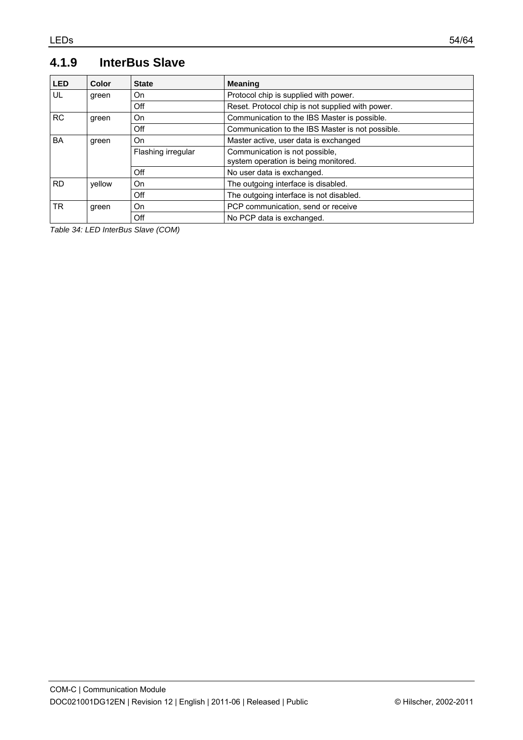### 4.1.9 InterBus Slave

| LED | Color | State | Meaning |
|---|---|---|---|
| UL | green | On | Protocol chip is supplied with power. |
| | | Off | Reset. Protocol chip is not supplied with power. |
| RC | green | On | Communication to the IBS Master is possible. |
| | | Off | Communication to the IBS Master is not possible. |
| BA | green | On | Master active, user data is exchanged |
| | | Flashing irregular | Communication is not possible, system operation is being monitored. |
| | | Off | No user data is exchanged. |
| RD | yellow | On | The outgoing interface is disabled. |
| | | Off | The outgoing interface is not disabled. |
| TR | green | On | PCP communication, send or receive |
| | | Off | No PCP data is exchanged. |

*Table 34: LED InterBus Slave (COM)*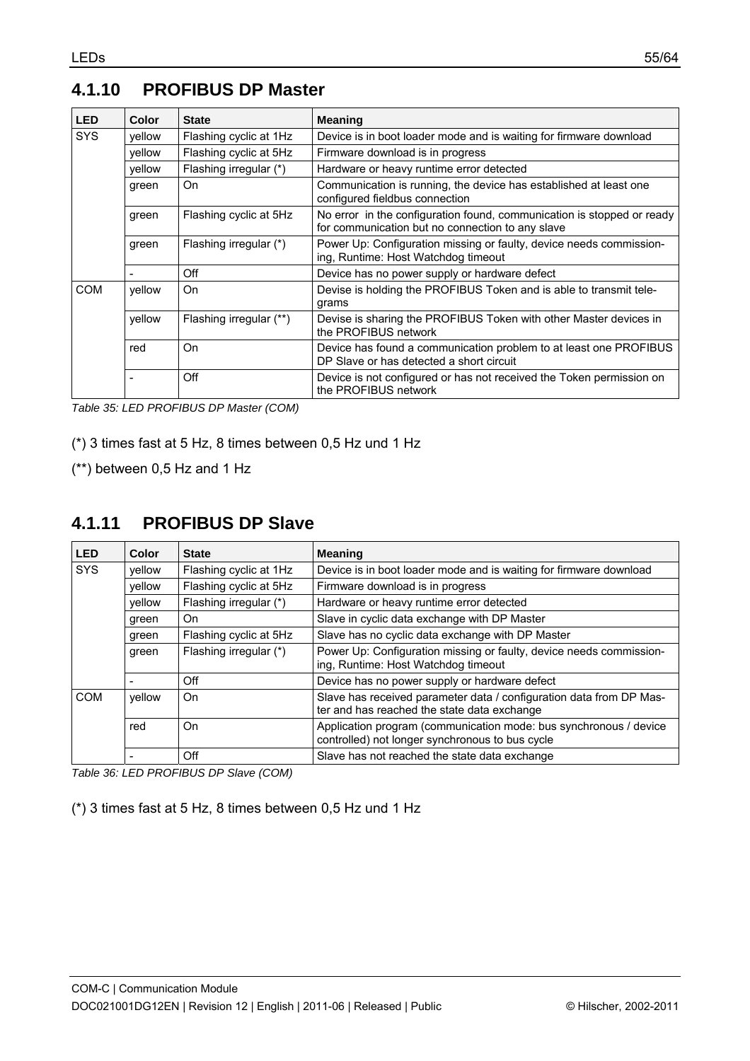## 4.1.10 PROFIBUS DP Master

| LED | Color | State | Meaning |
|---|---|---|---|
| SYS | yellow | Flashing cyclic at 1Hz | Device is in boot loader mode and is waiting for firmware download |
| | yellow | Flashing cyclic at 5Hz | Firmware download is in progress |
| | yellow | Flashing irregular (*) | Hardware or heavy runtime error detected |
| | green | On | Communication is running, the device has established at least one configured fieldbus connection |
| | green | Flashing cyclic at 5Hz | No error in the configuration found, communication is stopped or ready for communication but no connection to any slave |
| | green | Flashing irregular (*) | Power Up: Configuration missing or faulty, device needs commissioning, Runtime: Host Watchdog timeout |
| | - | Off | Device has no power supply or hardware defect |
| COM | yellow | On | Devise is holding the PROFIBUS Token and is able to transmit telegrams |
| | yellow | Flashing irregular (**) | Devise is sharing the PROFIBUS Token with other Master devices in the PROFIBUS network |
| | red | On | Device has found a communication problem to at least one PROFIBUS DP Slave or has detected a short circuit |
| | - | Off | Device is not configured or has not received the Token permission on the PROFIBUS network |

*Table 35: LED PROFIBUS DP Master (COM)*

(*) 3 times fast at 5 Hz, 8 times between 0,5 Hz und 1 Hz

(**) between 0,5 Hz and 1 Hz

## 4.1.11 PROFIBUS DP Slave

| LED | Color | State | Meaning |
|---|---|---|---|
| SYS | yellow | Flashing cyclic at 1Hz | Device is in boot loader mode and is waiting for firmware download |
| | yellow | Flashing cyclic at 5Hz | Firmware download is in progress |
| | yellow | Flashing irregular (*) | Hardware or heavy runtime error detected |
| | green | On | Slave in cyclic data exchange with DP Master |
| | green | Flashing cyclic at 5Hz | Slave has no cyclic data exchange with DP Master |
| | green | Flashing irregular (*) | Power Up: Configuration missing or faulty, device needs commissioning, Runtime: Host Watchdog timeout |
| | - | Off | Device has no power supply or hardware defect |
| COM | yellow | On | Slave has received parameter data / configuration data from DP Master and has reached the state data exchange |
| | red | On | Application program (communication mode: bus synchronous / device controlled) not longer synchronous to bus cycle |
| | - | Off | Slave has not reached the state data exchange |

*Table 36: LED PROFIBUS DP Slave (COM)*

(*) 3 times fast at 5 Hz, 8 times between 0,5 Hz und 1 Hz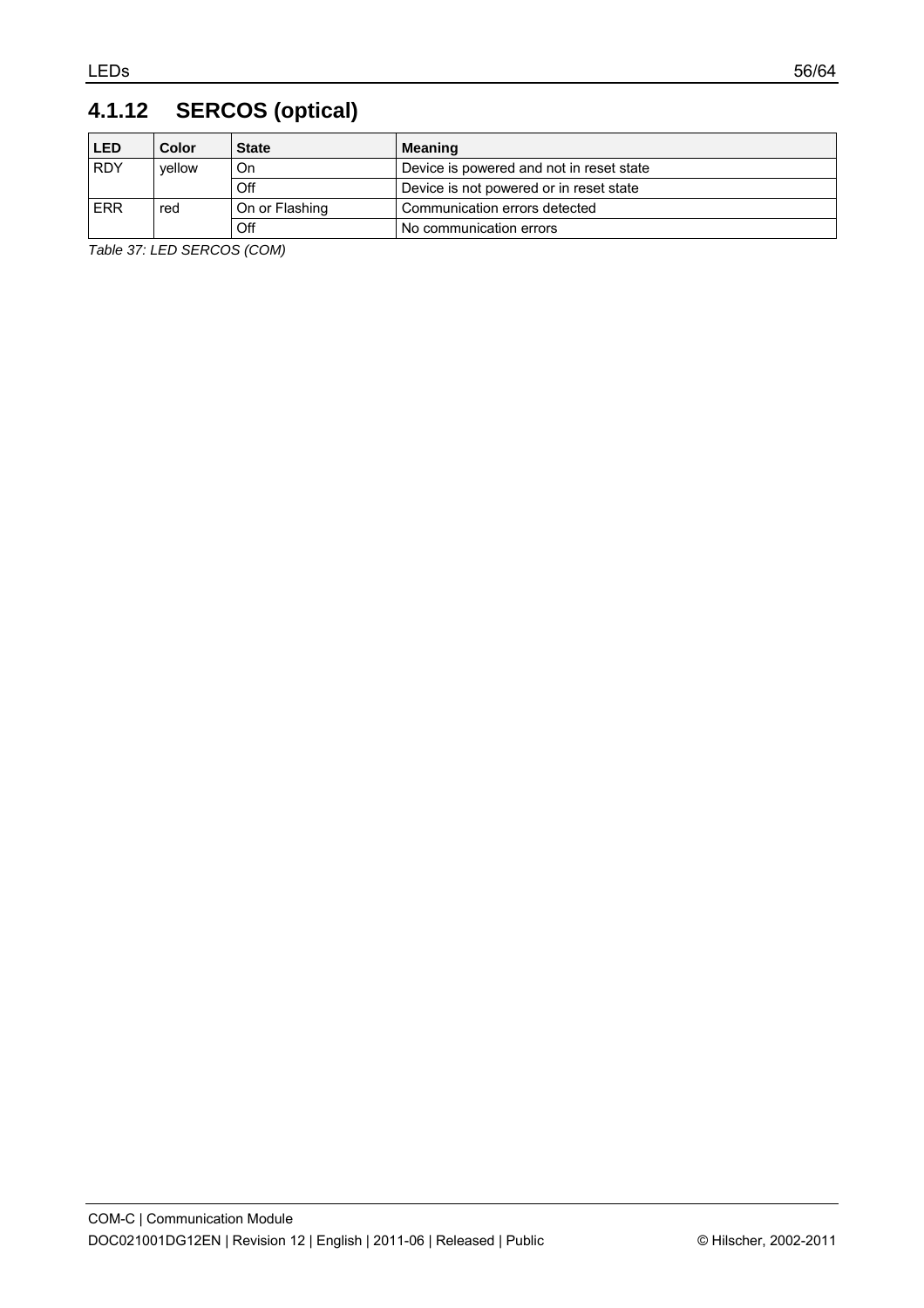### 4.1.12 SERCOS (optical)

| LED | Color | State | Meaning |
|---|---|---|---|
| RDY | yellow | On | Device is powered and not in reset state |
| | | Off | Device is not powered or in reset state |
| ERR | red | On or Flashing | Communication errors detected |
| | | Off | No communication errors |

*Table 37: LED SERCOS (COM)*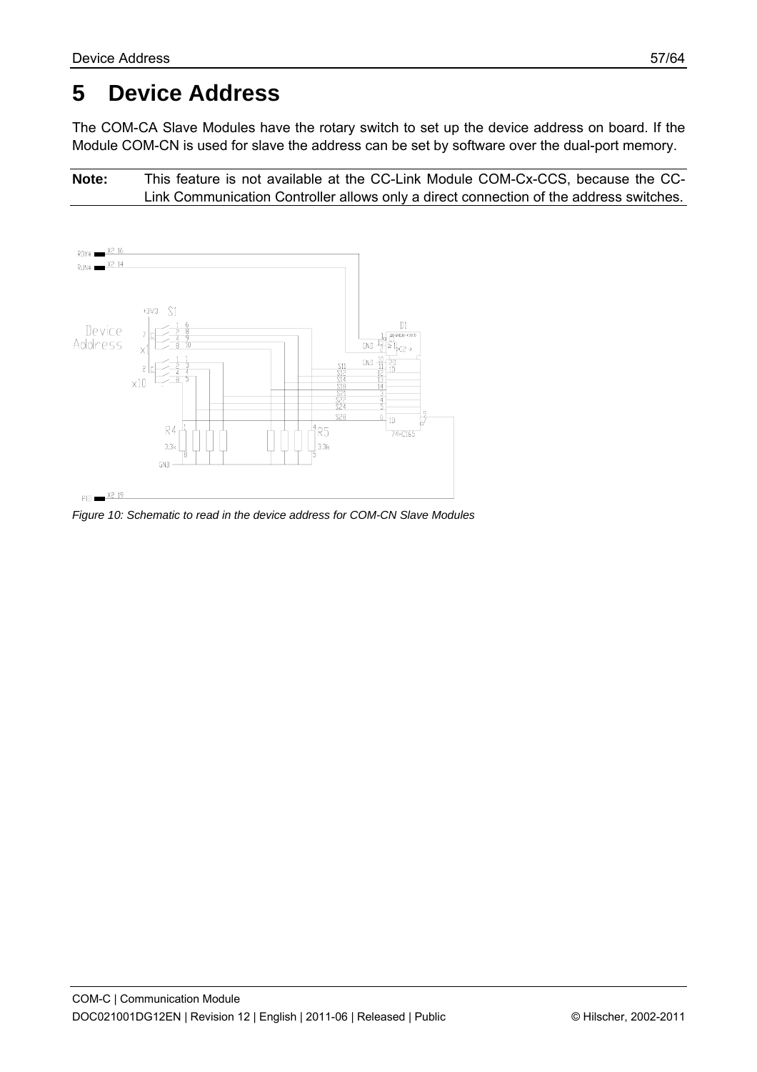# 5 Device Address

The COM-CA Slave Modules have the rotary switch to set up the device address on board. If the Module COM-CN is used for slave the address can be set by software over the dual-port memory.

**Note:** This feature is not available at the CC-Link Module COM-Cx-CCS, because the CC-Link Communication Controller allows only a direct connection of the address switches.

*Figure 10: Schematic to read in the device address for COM-CN Slave Modules*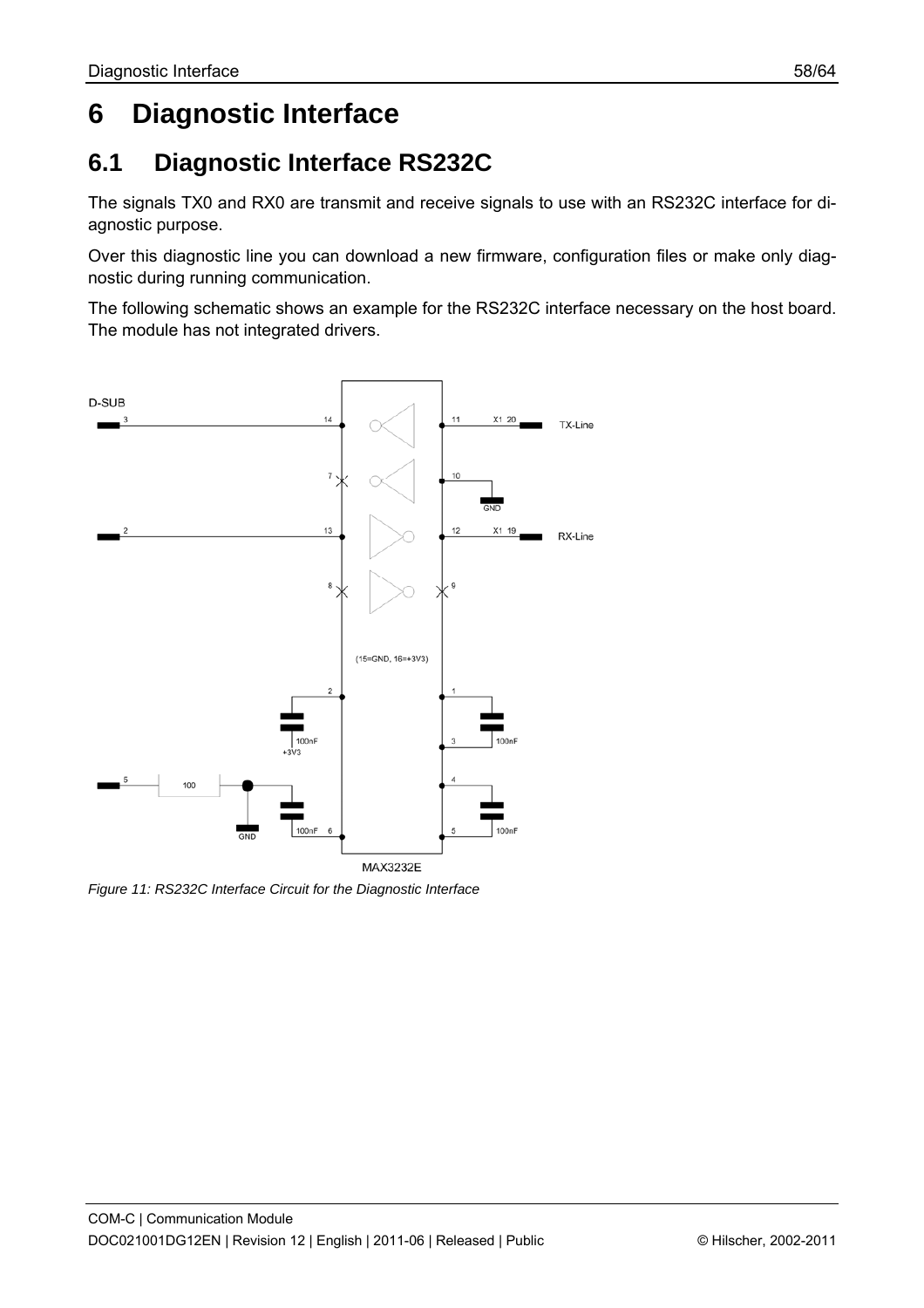# 6 Diagnostic Interface

## 6.1 Diagnostic Interface RS232C

The signals TX0 and RX0 are transmit and receive signals to use with an RS232C interface for diagnostic purpose.

Over this diagnostic line you can download a new firmware, configuration files or make only diagnostic during running communication.

The following schematic shows an example for the RS232C interface necessary on the host board. The module has not integrated drivers.

*Figure 11: RS232C Interface Circuit for the Diagnostic Interface*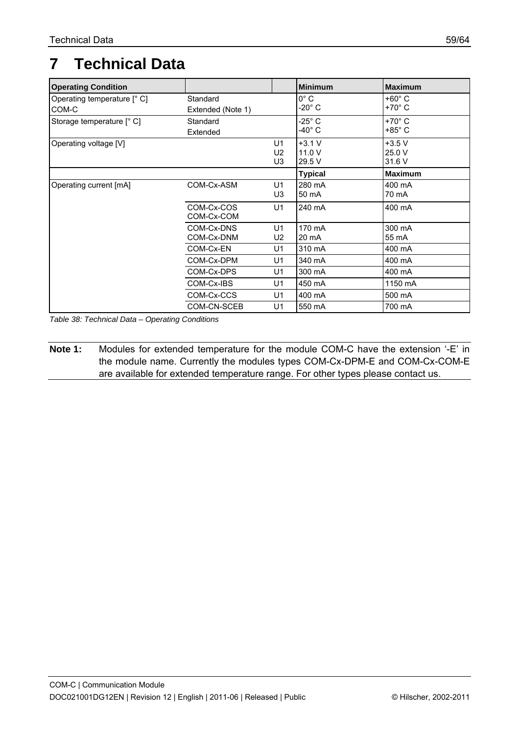# 7 Technical Data

| Operating Condition | | | Minimum | Maximum |
|---|---|---|---|---|
| Operating temperature [° C]<br>COM-C | Standard<br>Extended (Note 1) | | 0° C<br>-20° C | +60° C<br>+70° C |
| Storage temperature [° C] | Standard<br>Extended | | -25° C<br>-40° C | +70° C<br>+85° C |
| Operating voltage [V] | | U1<br>U2<br>U3 | +3.1 V<br>11.0 V<br>29.5 V | +3.5 V<br>25.0 V<br>31.6 V |
| | | | **Typical** | **Maximum** |
| Operating current [mA] | COM-Cx-ASM | U1<br>U3 | 280 mA<br>50 mA | 400 mA<br>70 mA |
| | COM-Cx-COS<br>COM-Cx-COM | U1 | 240 mA | 400 mA |
| | COM-Cx-DNS<br>COM-Cx-DNM | U1<br>U2 | 170 mA<br>20 mA | 300 mA<br>55 mA |
| | COM-Cx-EN | U1 | 310 mA | 400 mA |
| | COM-Cx-DPM | U1 | 340 mA | 400 mA |
| | COM-Cx-DPS | U1 | 300 mA | 400 mA |
| | COM-Cx-IBS | U1 | 450 mA | 1150 mA |
| | COM-Cx-CCS | U1 | 400 mA | 500 mA |
| | COM-CN-SCEB | U1 | 550 mA | 700 mA |

*Table 38: Technical Data – Operating Conditions*

**Note 1:** Modules for extended temperature for the module COM-C have the extension '-E' in the module name. Currently the modules types COM-Cx-DPM-E and COM-Cx-COM-E are available for extended temperature range. For other types please contact us.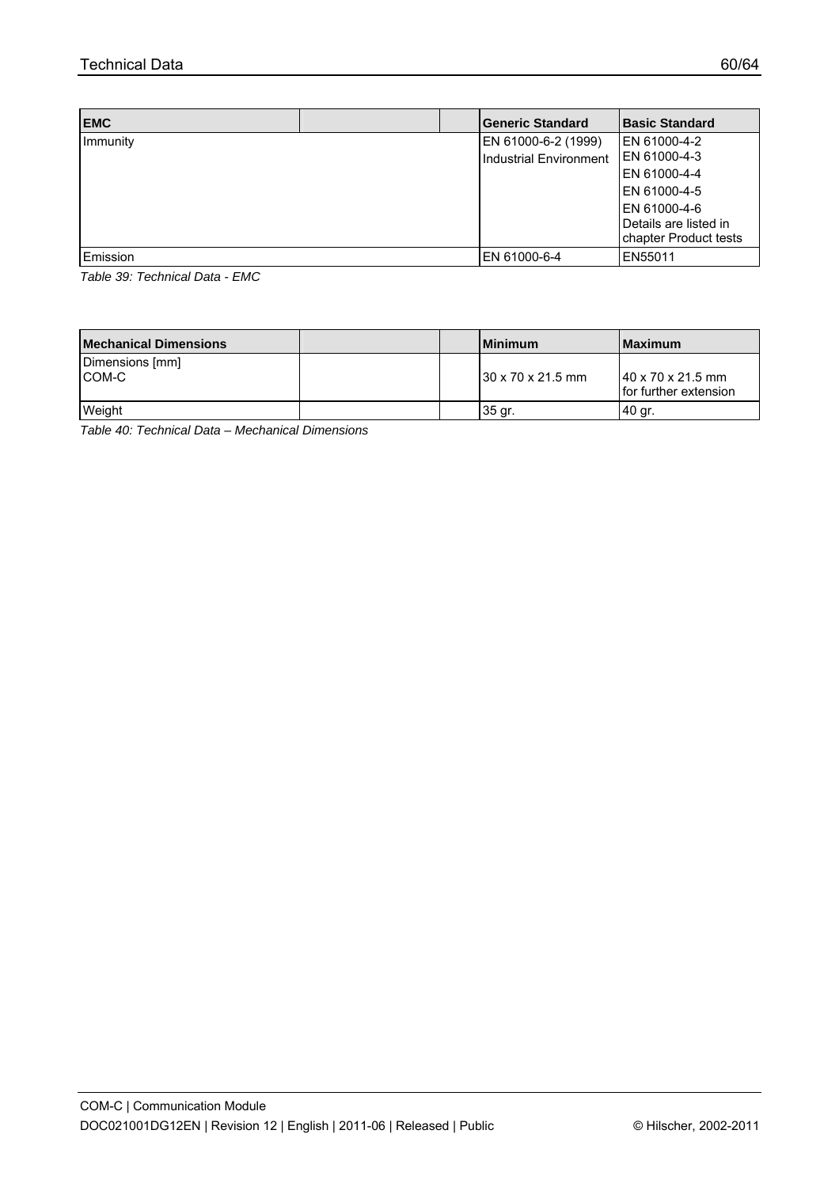| EMC | | | Generic Standard | Basic Standard |
|---|---|---|---|---|
| Immunity | | | EN 61000-6-2 (1999)<br>Industrial Environment | EN 61000-4-2<br>EN 61000-4-3<br>EN 61000-4-4<br>EN 61000-4-5<br>EN 61000-4-6<br>Details are listed in chapter Product tests |
| Emission | | | EN 61000-6-4 | EN55011 |

*Table 39: Technical Data - EMC*

| Mechanical Dimensions | | | Minimum | Maximum |
|---|---|---|---|---|
| Dimensions [mm]<br>COM-C | | | 30 x 70 x 21.5 mm | 40 x 70 x 21.5 mm<br>for further extension |
| Weight | | | 35 gr. | 40 gr. |

*Table 40: Technical Data – Mechanical Dimensions*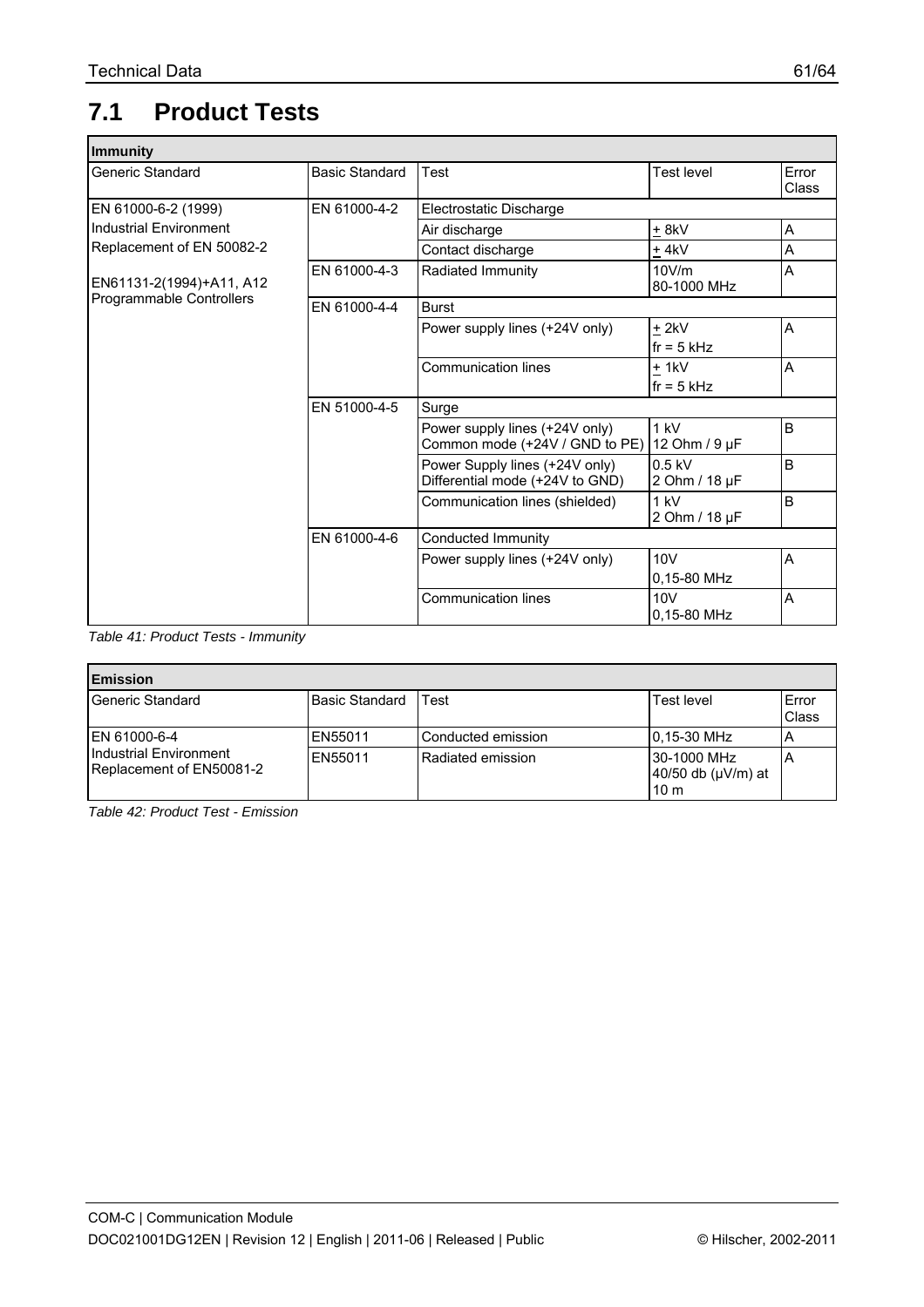## 7.1 Product Tests

| **Immunity** | | | | |
|---|---|---|---|---|
| Generic Standard | Basic Standard | Test | Test level | Error Class |
| EN 61000-6-2 (1999) Industrial Environment Replacement of EN 50082-2<br><br>EN61131-2(1994)+A11, A12 Programmable Controllers | EN 61000-4-2 | Electrostatic Discharge | | |
| | | Air discharge | ± 8kV | A |
| | | Contact discharge | ± 4kV | A |
| | EN 61000-4-3 | Radiated Immunity | 10V/m 80-1000 MHz | A |
| | EN 61000-4-4 | Burst | | |
| | | Power supply lines (+24V only) | ± 2kV fr = 5 kHz | A |
| | | Communication lines | ± 1kV fr = 5 kHz | A |
| | EN 51000-4-5 | Surge | | |
| | | Power supply lines (+24V only) Common mode (+24V / GND to PE) | 1 kV 12 Ohm / 9 µF | B |
| | | Power Supply lines (+24V only) Differential mode (+24V to GND) | 0.5 kV 2 Ohm / 18 µF | B |
| | | Communication lines (shielded) | 1 kV 2 Ohm / 18 µF | B |
| | EN 61000-4-6 | Conducted Immunity | | |
| | | Power supply lines (+24V only) | 10V 0,15-80 MHz | A |
| | | Communication lines | 10V 0,15-80 MHz | A |

*Table 41: Product Tests - Immunity*

| **Emission** | | | | |
|---|---|---|---|---|
| Generic Standard | Basic Standard | Test | Test level | Error Class |
| EN 61000-6-4 Industrial Environment Replacement of EN50081-2 | EN55011 | Conducted emission | 0,15-30 MHz | A |
| | EN55011 | Radiated emission | 30-1000 MHz 40/50 db (µV/m) at 10 m | A |

*Table 42: Product Test - Emission*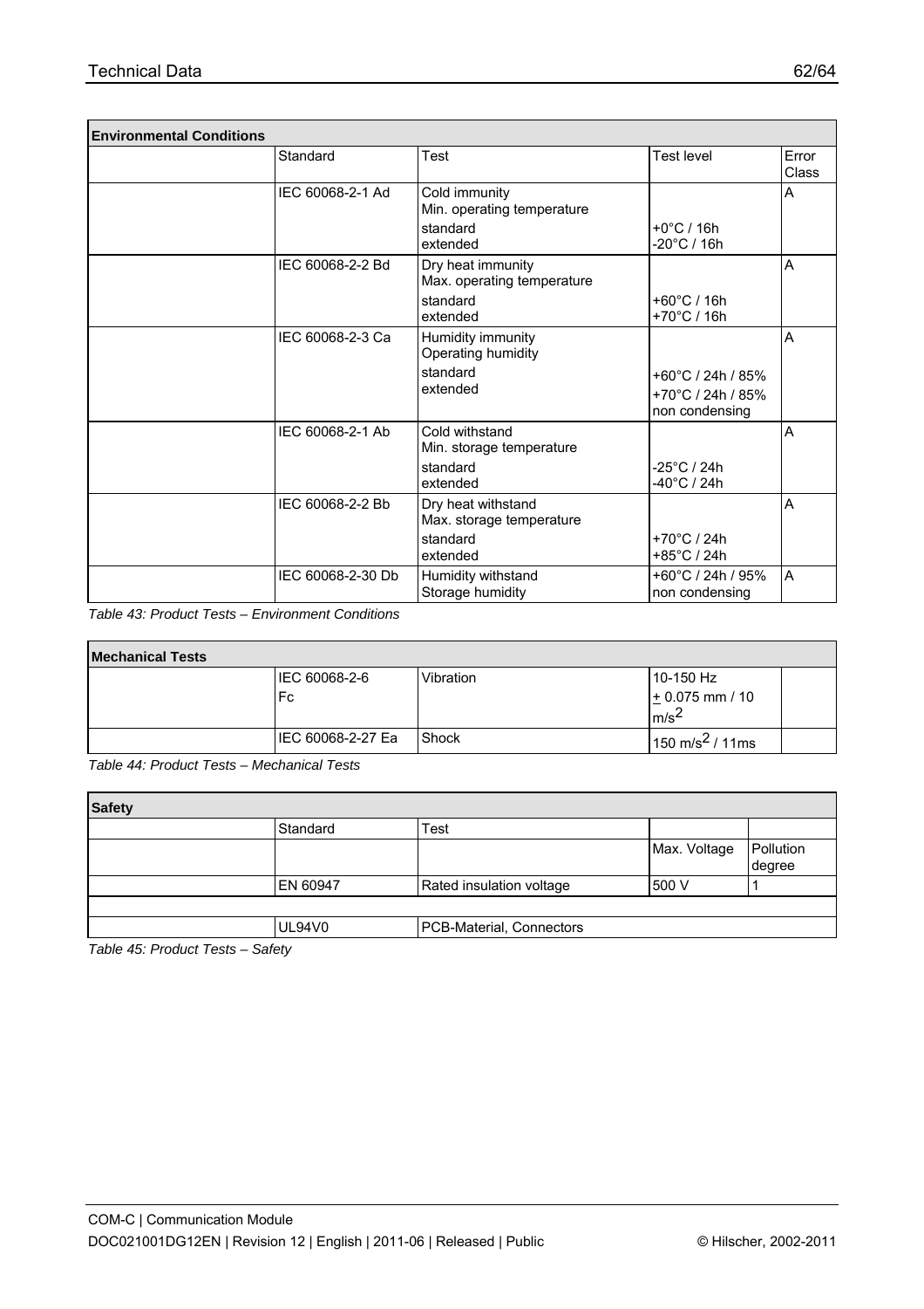| Environmental Conditions | | | | |
|---|---|---|---|---|
| | Standard | Test | Test level | Error Class |
| | IEC 60068-2-1 Ad | Cold immunity<br>Min. operating temperature<br>standard<br>extended | <br><br>+0°C / 16h<br>-20°C / 16h | A |
| | IEC 60068-2-2 Bd | Dry heat immunity<br>Max. operating temperature<br>standard<br>extended | <br><br>+60°C / 16h<br>+70°C / 16h | A |
| | IEC 60068-2-3 Ca | Humidity immunity<br>Operating humidity<br>standard<br>extended | <br><br>+60°C / 24h / 85%<br>+70°C / 24h / 85%<br>non condensing | A |
| | IEC 60068-2-1 Ab | Cold withstand<br>Min. storage temperature<br>standard<br>extended | <br><br>-25°C / 24h<br>-40°C / 24h | A |
| | IEC 60068-2-2 Bb | Dry heat withstand<br>Max. storage temperature<br>standard<br>extended | <br><br>+70°C / 24h<br>+85°C / 24h | A |
| | IEC 60068-2-30 Db | Humidity withstand<br>Storage humidity | +60°C / 24h / 95%<br>non condensing | A |

*Table 43: Product Tests – Environment Conditions*

| Mechanical Tests | | | | |
|---|---|---|---|---|
| | IEC 60068-2-6<br>Fc | Vibration | 10-150 Hz<br>± 0.075 mm / 10 $m/s^2$ | |
| | IEC 60068-2-27 Ea | Shock | 150 $m/s^2$ / 11ms | |

*Table 44: Product Tests – Mechanical Tests*

| Safety | | | | |
|---|---|---|---|---|
| | Standard | Test | | |
| | | | Max. Voltage | Pollution degree |
| | EN 60947 | Rated insulation voltage | 500 V | 1 |
| | | | | |
| | UL94V0 | PCB-Material, Connectors | | |

*Table 45: Product Tests – Safety*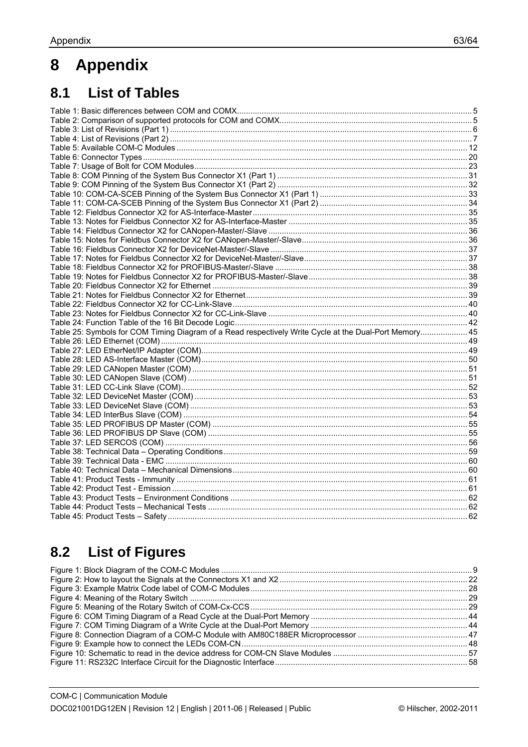# 8 Appendix

## 8.1 List of Tables

Table 1: Basic differences between COM and COMX ........ 5
Table 2: Comparison of supported protocols for COM and COMX ........ 5
Table 3: List of Revisions (Part 1) ........ 6
Table 4: List of Revisions (Part 2) ........ 7
Table 5: Available COM-C Modules ........ 12
Table 6: Connector Types ........ 20
Table 7: Usage of Bolt for COM Modules ........ 23
Table 8: COM Pinning of the System Bus Connector X1 (Part 1) ........ 31
Table 9: COM Pinning of the System Bus Connector X1 (Part 2) ........ 32
Table 10: COM-CA-SCEB Pinning of the System Bus Connector X1 (Part 1) ........ 33
Table 11: COM-CA-SCEB Pinning of the System Bus Connector X1 (Part 2) ........ 34
Table 12: Fieldbus Connector X2 for AS-Interface-Master ........ 35
Table 13: Notes for Fieldbus Connector X2 for AS-Interface-Master ........ 35
Table 14: Fieldbus Connector X2 for CANopen-Master/-Slave ........ 36
Table 15: Notes for Fieldbus Connector X2 for CANopen-Master/-Slave ........ 36
Table 16: Fieldbus Connector X2 for DeviceNet-Master/-Slave ........ 37
Table 17: Notes for Fieldbus Connector X2 for DeviceNet-Master/-Slave ........ 37
Table 18: Fieldbus Connector X2 for PROFIBUS-Master/-Slave ........ 38
Table 19: Notes for Fieldbus Connector X2 for PROFIBUS-Master/-Slave ........ 38
Table 20: Fieldbus Connector X2 for Ethernet ........ 39
Table 21: Notes for Fieldbus Connector X2 for Ethernet ........ 39
Table 22: Fieldbus Connector X2 for CC-Link-Slave ........ 40
Table 23: Notes for Fieldbus Connector X2 for CC-Link-Slave ........ 40
Table 24: Function Table of the 16 Bit Decode Logic ........ 42
Table 25: Symbols for COM Timing Diagram of a Read respectively Write Cycle at the Dual-Port Memory ........ 45
Table 26: LED Ethernet (COM) ........ 49
Table 27: LED EtherNet/IP Adapter (COM) ........ 49
Table 28: LED AS-Interface Master (COM) ........ 50
Table 29: LED CANopen Master (COM) ........ 51
Table 30: LED CANopen Slave (COM) ........ 51
Table 31: LED CC-Link Slave (COM) ........ 52
Table 32: LED DeviceNet Master (COM) ........ 53
Table 33: LED DeviceNet Slave (COM) ........ 53
Table 34: LED InterBus Slave (COM) ........ 54
Table 35: LED PROFIBUS DP Master (COM) ........ 55
Table 36: LED PROFIBUS DP Slave (COM) ........ 55
Table 37: LED SERCOS (COM) ........ 56
Table 38: Technical Data – Operating Conditions ........ 59
Table 39: Technical Data - EMC ........ 60
Table 40: Technical Data – Mechanical Dimensions ........ 60
Table 41: Product Tests - Immunity ........ 61
Table 42: Product Test - Emission ........ 61
Table 43: Product Tests – Environment Conditions ........ 62
Table 44: Product Tests – Mechanical Tests ........ 62
Table 45: Product Tests – Safety ........ 62

## 8.2 List of Figures

Figure 1: Block Diagram of the COM-C Modules ........ 9
Figure 2: How to layout the Signals at the Connectors X1 and X2 ........ 22
Figure 3: Example Matrix Code label of COM-C Modules ........ 28
Figure 4: Meaning of the Rotary Switch ........ 29
Figure 5: Meaning of the Rotary Switch of COM-Cx-CCS ........ 29
Figure 6: COM Timing Diagram of a Read Cycle at the Dual-Port Memory ........ 44
Figure 7: COM Timing Diagram of a Write Cycle at the Dual-Port Memory ........ 44
Figure 8: Connection Diagram of a COM-C Module with AM80C188ER Microprocessor ........ 47
Figure 9: Example how to connect the LEDs COM-CN ........ 48
Figure 10: Schematic to read in the device address for COM-CN Slave Modules ........ 57
Figure 11: RS232C Interface Circuit for the Diagnostic Interface ........ 58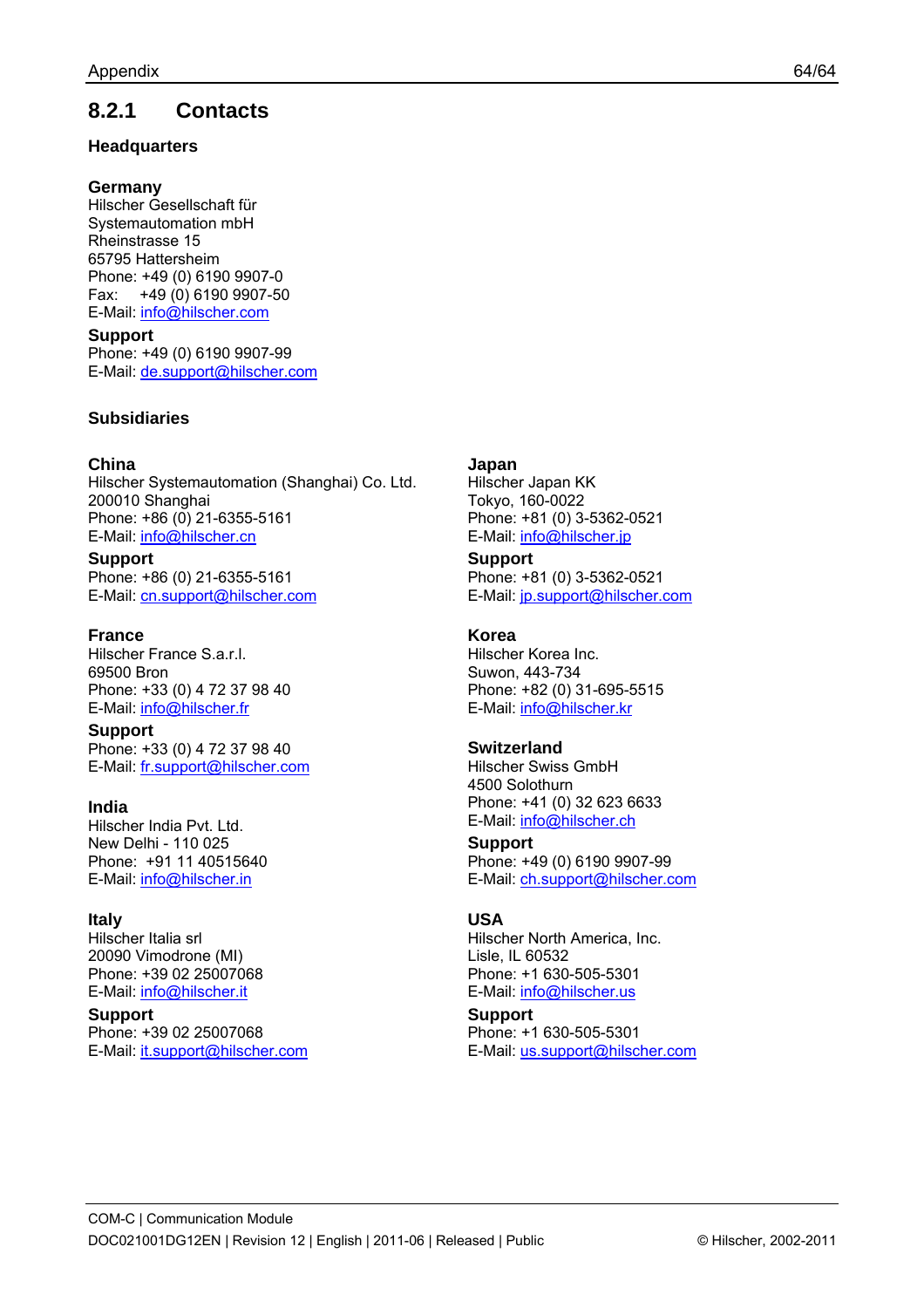### 8.2.1 Contacts

#### Headquarters

**Germany**
Hilscher Gesellschaft für
Systemautomation mbH
Rheinstrasse 15
65795 Hattersheim
Phone: +49 (0) 6190 9907-0
Fax: +49 (0) 6190 9907-50
E-Mail: info@hilscher.com

**Support**
Phone: +49 (0) 6190 9907-99
E-Mail: de.support@hilscher.com

#### Subsidiaries

**China**
Hilscher Systemautomation (Shanghai) Co. Ltd.
200010 Shanghai
Phone: +86 (0) 21-6355-5161
E-Mail: info@hilscher.cn

**Support**
Phone: +86 (0) 21-6355-5161
E-Mail: cn.support@hilscher.com

**France**
Hilscher France S.a.r.l.
69500 Bron
Phone: +33 (0) 4 72 37 98 40
E-Mail: info@hilscher.fr

**Support**
Phone: +33 (0) 4 72 37 98 40
E-Mail: fr.support@hilscher.com

**India**
Hilscher India Pvt. Ltd.
New Delhi - 110 025
Phone: +91 11 40515640
E-Mail: info@hilscher.in

**Italy**
Hilscher Italia srl
20090 Vimodrone (MI)
Phone: +39 02 25007068
E-Mail: info@hilscher.it

**Support**
Phone: +39 02 25007068
E-Mail: it.support@hilscher.com

**Japan**
Hilscher Japan KK
Tokyo, 160-0022
Phone: +81 (0) 3-5362-0521
E-Mail: info@hilscher.jp

**Support**
Phone: +81 (0) 3-5362-0521
E-Mail: jp.support@hilscher.com

**Korea**
Hilscher Korea Inc.
Suwon, 443-734
Phone: +82 (0) 31-695-5515
E-Mail: info@hilscher.kr

**Switzerland**
Hilscher Swiss GmbH
4500 Solothurn
Phone: +41 (0) 32 623 6633
E-Mail: info@hilscher.ch

**Support**
Phone: +49 (0) 6190 9907-99
E-Mail: ch.support@hilscher.com

**USA**
Hilscher North America, Inc.
Lisle, IL 60532
Phone: +1 630-505-5301
E-Mail: info@hilscher.us

**Support**
Phone: +1 630-505-5301
E-Mail: us.support@hilscher.com